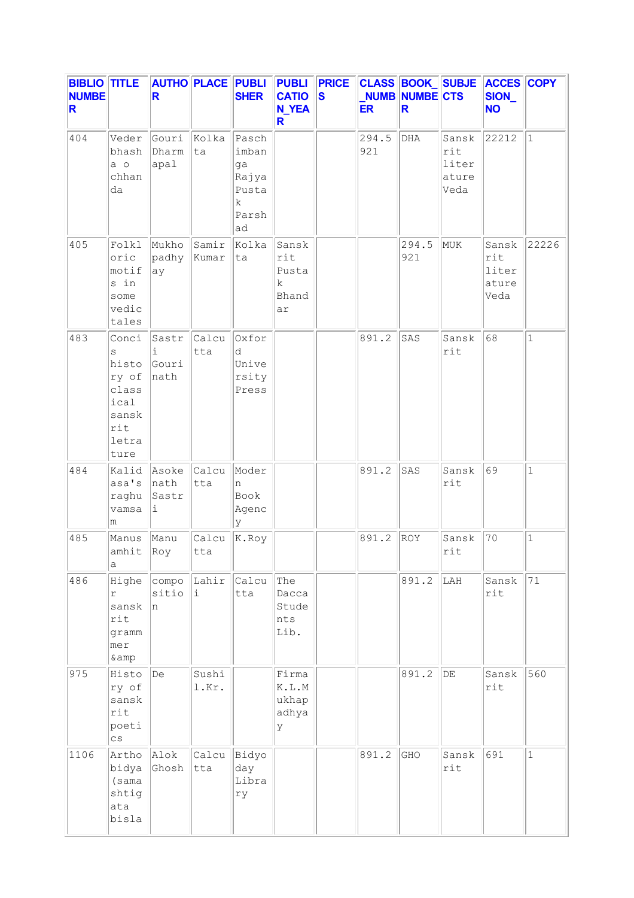| BIBLIO_NUMBER | TITLE | AUTHOR | PLACE | PUBLISHER | PUBLICATION_YEAR | PRICES | CLASS_NUMBER | BOOK_NUMBER | SUBJECTS | ACCESSION_NO | COPY |
|---|---|---|---|---|---|---|---|---|---|---|---|
| 404 | Vederbhasha o chhanda | Gouri Dharmapal | Kolkata | Paschimbanga Rajya Pustak Parshad | | | 294.5921 | DHA | Sanskrit literature Veda | 22212 | 1 |
| 405 | Folkloric motifs in some vedic tales | Mukhopadhyay | Samir Kumar | Kolkata | Sanskrit Pustak Bhandar | | | 294.5921 | MUK | Sanskrit literature Veda | 22226 |
| 483 | Concis history of classical sanskrit letrature | Sastri Gourinath | Calcutta | Oxford University Press | | | 891.2 | SAS | Sanskrit | 68 | 1 |
| 484 | Kalidasa's raghuvamsam | Asokenath Sastri | Calcutta | Modern Book Agency | | | 891.2 | SAS | Sanskrit | 69 | 1 |
| 485 | Manusamhita | Manu Roy | Calcutta | K.Roy | | | 891.2 | ROY | Sanskrit | 70 | 1 |
| 486 | Higher sanskrit grammer &amp | composition | Lahiri | Calcutta | The Dacca Students Lib. | | | 891.2 | LAH | Sanskrit | 71 |
| 975 | History of sanskrit poetics | De | Sushil.Kr. | | Firma K.L.Mukhapadhyay | | | 891.2 | DE | Sanskrit | 560 |
| 1106 | Arthobidya (samashtigata bisla | Alok Ghosh | Calcutta | Bidyoday Library | | | 891.2 | GHO | Sanskrit | 691 | 1 |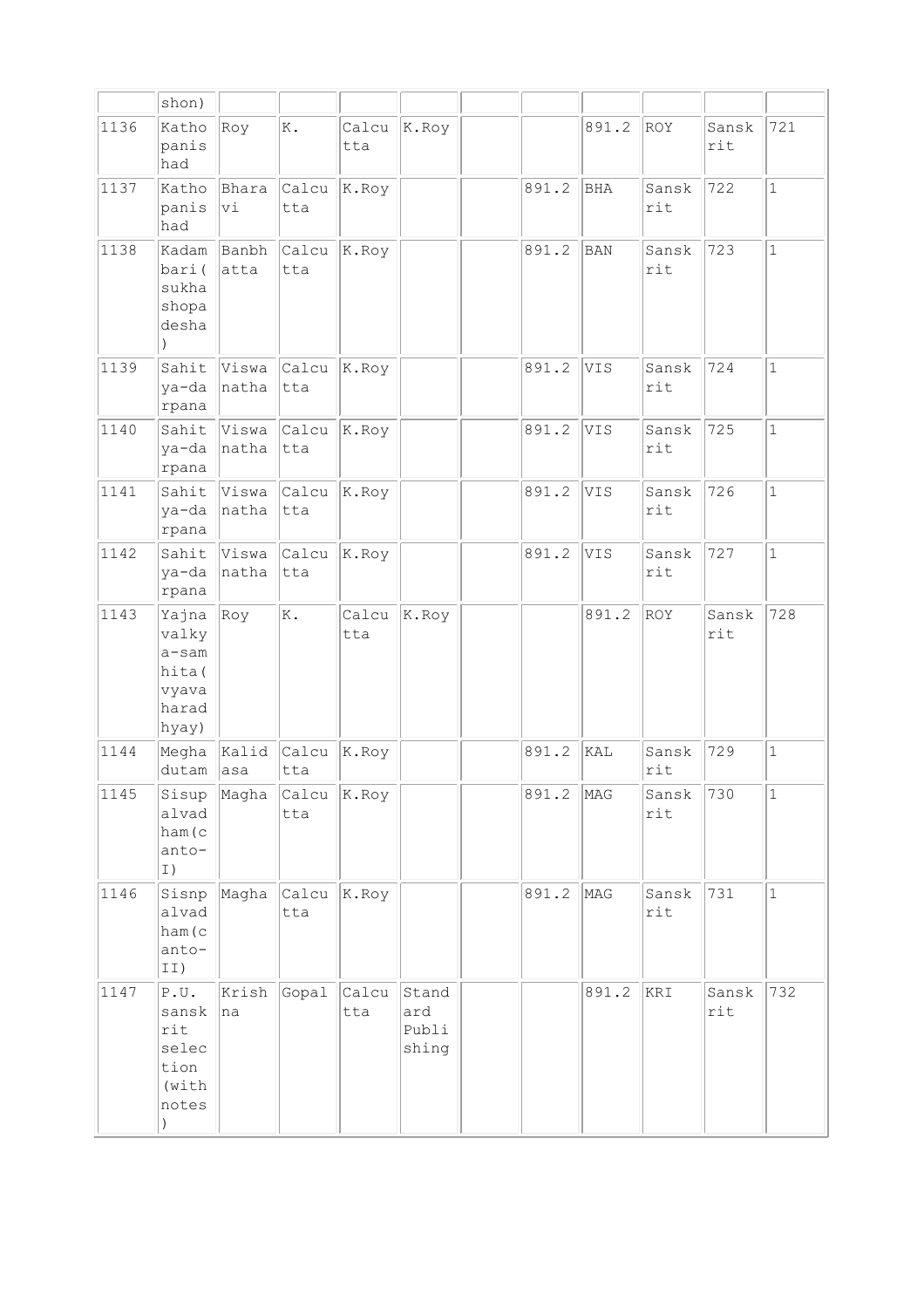| | | | | | | | | | | | |
|---|---|---|---|---|---|---|---|---|---|---|---|
| | shon) | | | | | | | | | | |
| 1136 | Kathopanishad | Roy | K. | Calcutta | K.Roy | | | 891.2 | ROY | Sanskrit | 721 |
| 1137 | Kathopanishad | Bharavi | Calcutta | K.Roy | | | 891.2 | BHA | Sanskrit | 722 | 1 |
| 1138 | Kadambari(sukhashopadesha) | Banbhatta | Calcutta | K.Roy | | | 891.2 | BAN | Sanskrit | 723 | 1 |
| 1139 | Sahitya-darpana | Viswanatha | Calcutta | K.Roy | | | 891.2 | VIS | Sanskrit | 724 | 1 |
| 1140 | Sahitya-darpana | Viswanatha | Calcutta | K.Roy | | | 891.2 | VIS | Sanskrit | 725 | 1 |
| 1141 | Sahitya-darpana | Viswanatha | Calcutta | K.Roy | | | 891.2 | VIS | Sanskrit | 726 | 1 |
| 1142 | Sahitya-darpana | Viswanatha | Calcutta | K.Roy | | | 891.2 | VIS | Sanskrit | 727 | 1 |
| 1143 | Yajnavalkya-samhita(vyavaharadhyay) | Roy | K. | Calcutta | K.Roy | | | 891.2 | ROY | Sanskrit | 728 |
| 1144 | Meghadutam | Kalidasa | Calcutta | K.Roy | | | 891.2 | KAL | Sanskrit | 729 | 1 |
| 1145 | Sisupalvadham(canto-I) | Magha | Calcutta | K.Roy | | | 891.2 | MAG | Sanskrit | 730 | 1 |
| 1146 | Sisnpalvadham(canto-II) | Magha | Calcutta | K.Roy | | | 891.2 | MAG | Sanskrit | 731 | 1 |
| 1147 | P.U. sanskrit selection (with notes) | Krishna | Gopal | Calcutta | Standard Publishing | | | 891.2 | KRI | Sanskrit | 732 |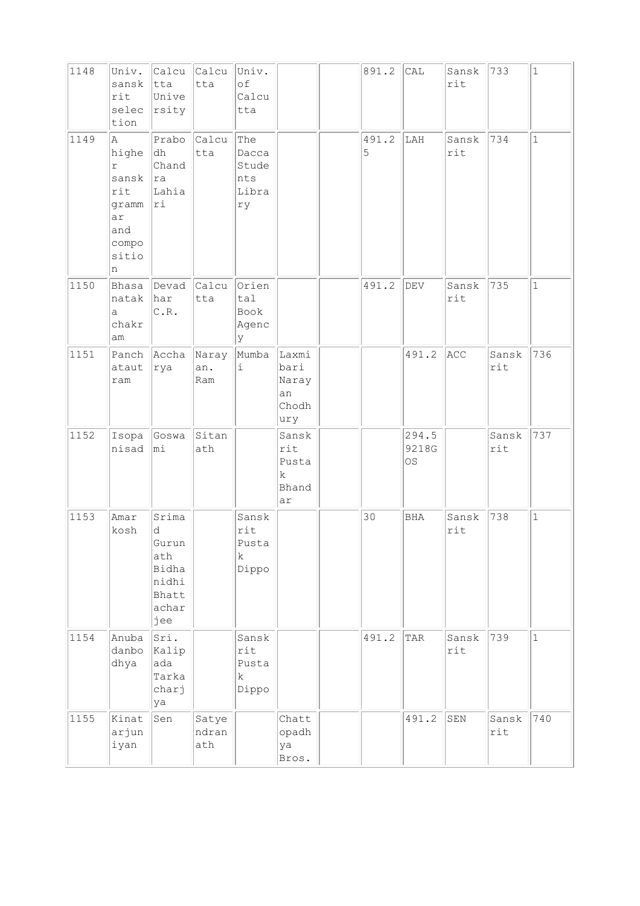| 1148 | Univ. sanskrit selection | Calcutta University | Calcutta | Univ. of Calcutta | | | 891.2 | CAL | Sanskrit | 733 | 1 |
|---|---|---|---|---|---|---|---|---|---|---|---|
| 1149 | A higher sanskrit grammar and composition | Prabodh Chandra Lahiari | Calcutta | The Dacca Students Library | | | 491.25 | LAH | Sanskrit | 734 | 1 |
| 1150 | Bhasanataka chakram | Devadhar C.R. | Calcutta | Oriental Book Agency | | | 491.2 | DEV | Sanskrit | 735 | 1 |
| 1151 | Panchatautram | Accharya | Narayan. Ram | Mumbai | Laxmibari Narayan Chodhury | | | 491.2 | ACC | Sanskrit | 736 |
| 1152 | Isopanisad | Goswami | Sitanath | | Sanskrit Pustak Bhandar | | | 294.59218GOS | | Sanskrit | 737 |
| 1153 | Amar kosh | Srimad Gurunath Bidhanidhi Bhattacharjee | | Sanskrit Pustak Dippo | | | 30 | BHA | Sanskrit | 738 | 1 |
| 1154 | Anubadanbodhya | Sri. Kalipada Tarkacharjya | | Sanskrit Pustak Dippo | | | 491.2 | TAR | Sanskrit | 739 | 1 |
| 1155 | Kinatarjuniyan | Sen | Satyendranath | | Chattopadhya Bros. | | | 491.2 | SEN | Sanskrit | 740 |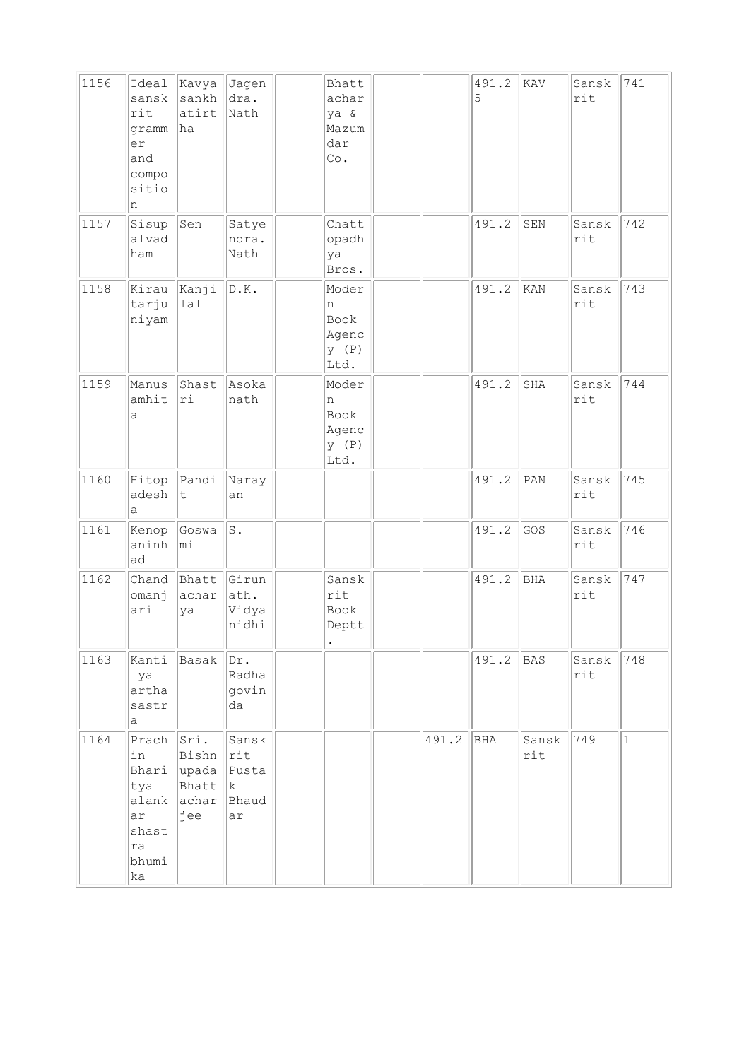| | | | | | | | | | | | |
|---|---|---|---|---|---|---|---|---|---|---|---|
| 1156 | Ideal sanskrit grammer and composition | Kavyasankhatirtha | Jagendra. Nath | | Bhattacharya & Mazumdar Co. | | | 491.25 | KAV | Sanskrit | 741 |
| 1157 | Sisupalvadham | Sen | Satyendra. Nath | | Chattopadhya Bros. | | | 491.2 | SEN | Sanskrit | 742 |
| 1158 | Kirautarjuniyam | Kanjilal | D.K. | | Modern Book Agency (P) Ltd. | | | 491.2 | KAN | Sanskrit | 743 |
| 1159 | Manusamhita | Shastri | Asokanath | | Modern Book Agency (P) Ltd. | | | 491.2 | SHA | Sanskrit | 744 |
| 1160 | Hitopadesha | Pandit | Narayan | | | | | 491.2 | PAN | Sanskrit | 745 |
| 1161 | Kenopaninhad | Goswami | S. | | | | | 491.2 | GOS | Sanskrit | 746 |
| 1162 | Chandomanjari | Bhattacharya | Girunath. Vidyanidhi | | Sanskrit Book Deptt. | | | 491.2 | BHA | Sanskrit | 747 |
| 1163 | Kantilya artha sastra | Basak | Dr. Radhagovinda | | | | | 491.2 | BAS | Sanskrit | 748 |
| 1164 | Prachin Bharitya alankar shastra bhumika | Sri. Bishnupada Bhattacharjee | Sanskrit Pustak Bhaudar | | | | 491.2 | BHA | Sanskrit | 749 | 1 |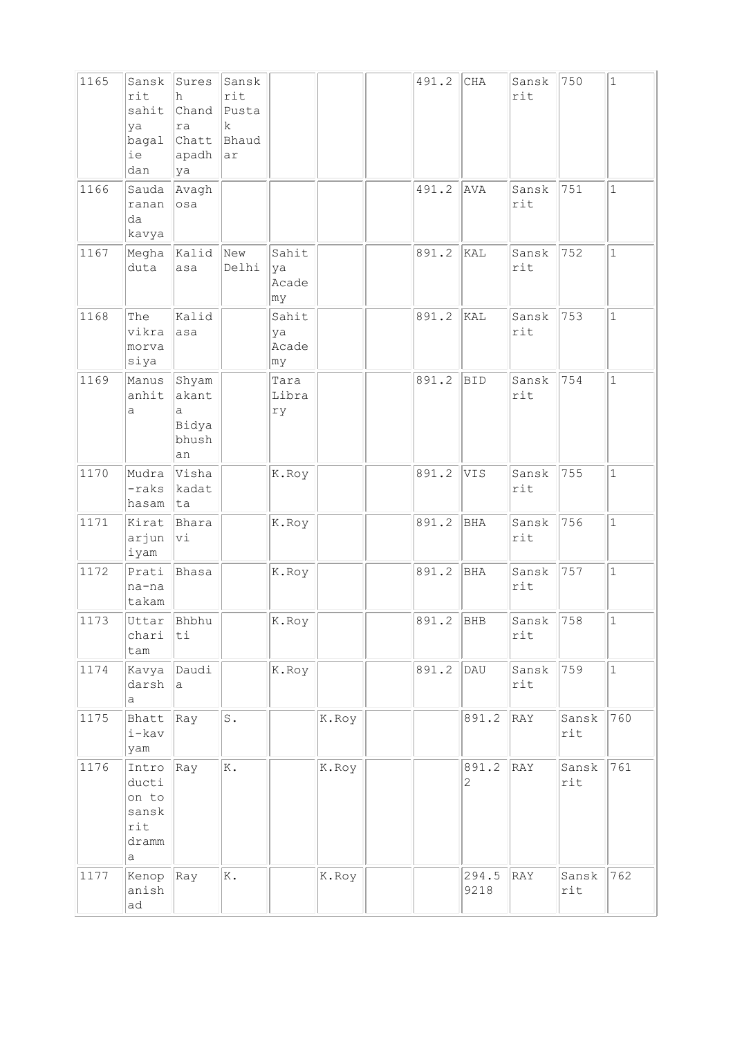| 1165 | Sanskrit sahitya bagalie dan | Suresh Chandra Chattapadhya | Sanskrit Pustak Bhaudar | | | | 491.2 | CHA | Sanskrit | 750 | 1 |
|---|---|---|---|---|---|---|---|---|---|---|---|
| 1166 | Saudaranan da kavya | Avaghosa | | | | | 491.2 | AVA | Sanskrit | 751 | 1 |
| 1167 | Meghaduta | Kalidasa | New Delhi | Sahitya Academy | | | 891.2 | KAL | Sanskrit | 752 | 1 |
| 1168 | The vikramorvasiya | Kalidasa | | Sahitya Academy | | | 891.2 | KAL | Sanskrit | 753 | 1 |
| 1169 | Manusanhita | Shyamakanta Bidyabhushan | | Tara Library | | | 891.2 | BID | Sanskrit | 754 | 1 |
| 1170 | Mudra-rakshasam | Vishakadatta | | K.Roy | | | 891.2 | VIS | Sanskrit | 755 | 1 |
| 1171 | Kiratarjuniyam | Bharavi | | K.Roy | | | 891.2 | BHA | Sanskrit | 756 | 1 |
| 1172 | Pratina-natakam | Bhasa | | K.Roy | | | 891.2 | BHA | Sanskrit | 757 | 1 |
| 1173 | Uttarcharitam | Bhbhuti | | K.Roy | | | 891.2 | BHB | Sanskrit | 758 | 1 |
| 1174 | Kavyadarsha | Daudia | | K.Roy | | | 891.2 | DAU | Sanskrit | 759 | 1 |
| 1175 | Bhatti-kavyam | Ray | S. | | K.Roy | | | 891.2 | RAY | Sanskrit | 760 |
| 1176 | Introduction to sanskrit dramma | Ray | K. | | K.Roy | | | 891.22 | RAY | Sanskrit | 761 |
| 1177 | Kenopanishad | Ray | K. | | K.Roy | | | 294.59218 | RAY | Sanskrit | 762 |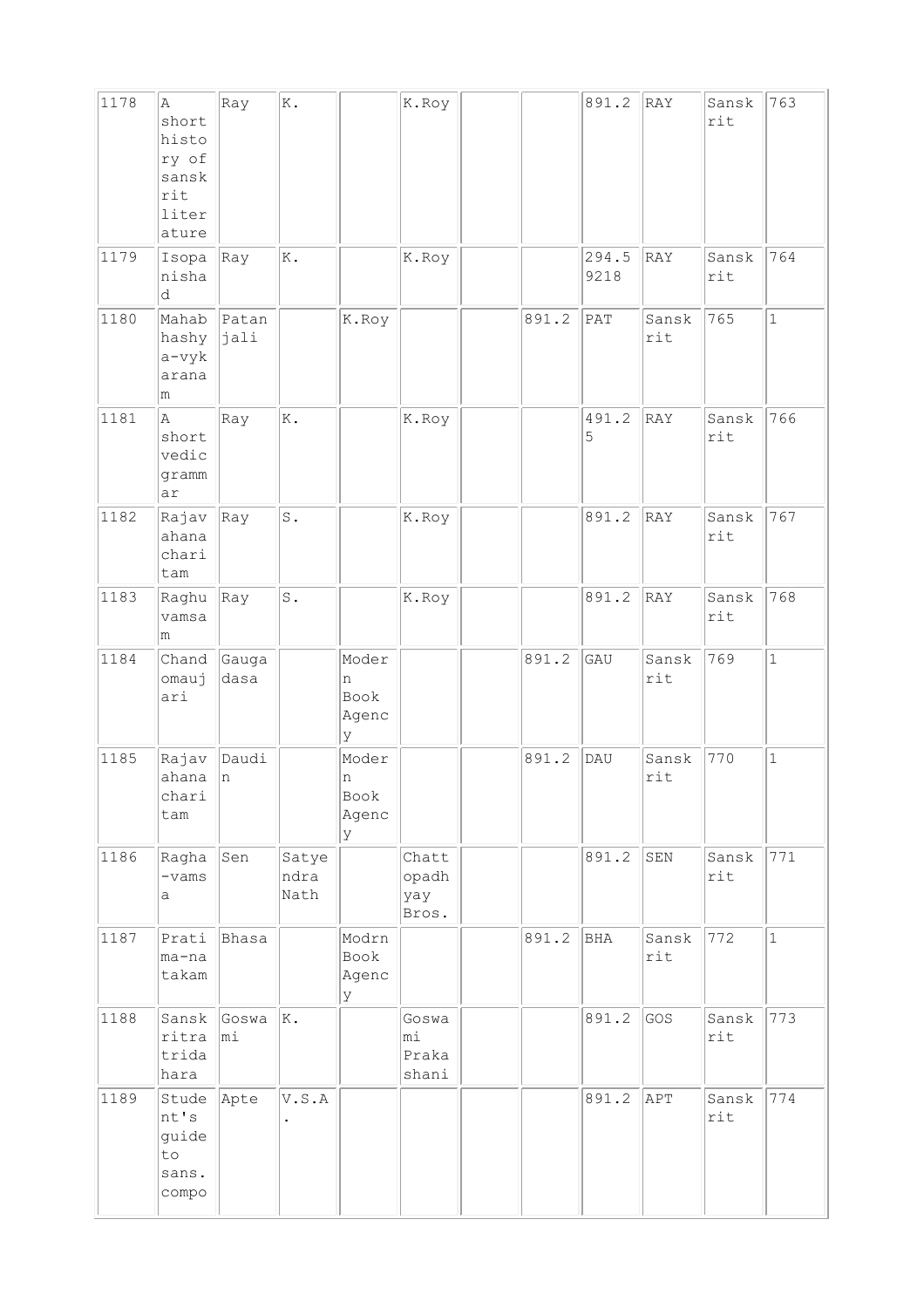| | | | | | | | | | | | |
|---|---|---|---|---|---|---|---|---|---|---|---|
| 1178 | A short history of sanskrit literature | Ray | K. | | K.Roy | | | 891.2 | RAY | Sanskrit | 763 |
| 1179 | Isopanishad | Ray | K. | | K.Roy | | | 294.59218 | RAY | Sanskrit | 764 |
| 1180 | Mahabhashya-vykaranam | Patanjali | | K.Roy | | | 891.2 | PAT | Sanskrit | 765 | 1 |
| 1181 | A short vedic grammar | Ray | K. | | K.Roy | | | 491.25 | RAY | Sanskrit | 766 |
| 1182 | Rajavahanacharitam | Ray | S. | | K.Roy | | | 891.2 | RAY | Sanskrit | 767 |
| 1183 | Raghuvamsam | Ray | S. | | K.Roy | | | 891.2 | RAY | Sanskrit | 768 |
| 1184 | Chandomaujari | Gaugadasa | | Modern Book Agency | | | 891.2 | GAU | Sanskrit | 769 | 1 |
| 1185 | Rajavahanacharitam | Daudin | | Modern Book Agency | | | 891.2 | DAU | Sanskrit | 770 | 1 |
| 1186 | Ragha-vamsa | Sen | Satyendra Nath | | Chattopadhyay Bros. | | | 891.2 | SEN | Sanskrit | 771 |
| 1187 | Pratima-natakam | Bhasa | | Modrn Book Agency | | | 891.2 | BHA | Sanskrit | 772 | 1 |
| 1188 | Sanskritratridahara | Goswami | K. | | Goswami Prakashani | | | 891.2 | GOS | Sanskrit | 773 |
| 1189 | Student's guide to sans. compo | Apte | V.S.A. | | | | | 891.2 | APT | Sanskrit | 774 |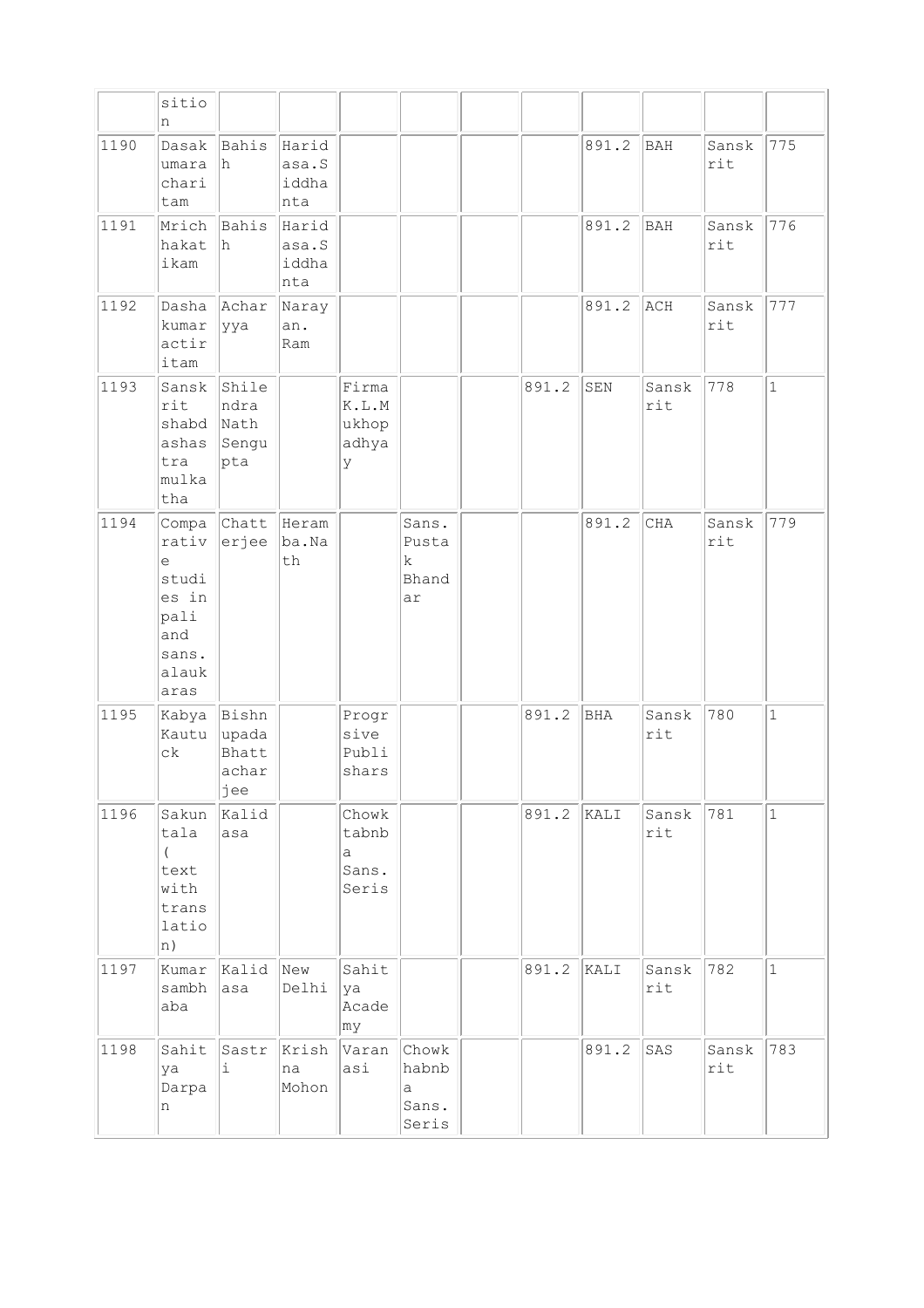| | | | | | | | | | | | |
|---|---|---|---|---|---|---|---|---|---|---|---|
| | sition | | | | | | | | | | |
| 1190 | Dasakumaracharitam | Bahish | Haridasa.Siddhanta | | | | | 891.2 | BAH | Sanskrit | 775 |
| 1191 | Mrichhakatikam | Bahish | Haridasa.Siddhanta | | | | | 891.2 | BAH | Sanskrit | 776 |
| 1192 | Dashakumaractiritam | Acharyya | Narayan. Ram | | | | | 891.2 | ACH | Sanskrit | 777 |
| 1193 | Sanskrit shabdashastra mulkatha | Shilendra Nath Sengupta | | Firma K.L.Mukhopadhyay | | | 891.2 | SEN | Sanskrit | 778 | 1 |
| 1194 | Comparative studies in pali and sans. alaukaras | Chatterjee | Heramba.Nath | | Sans. Pustak Bhandar | | | 891.2 | CHA | Sanskrit | 779 |
| 1195 | Kabya Kautuck | Bishnupada Bhattacharjee | | Progrsive Publishars | | | 891.2 | BHA | Sanskrit | 780 | 1 |
| 1196 | Sakuntala ( text with translation) | Kalidasa | | Chowktabna Sans. Seris | | | 891.2 | KALI | Sanskrit | 781 | 1 |
| 1197 | Kumarsambhaba | Kalidasa | New Delhi | Sahitya Academy | | | 891.2 | KALI | Sanskrit | 782 | 1 |
| 1198 | Sahitya Darpan | Sastri | Krishna Mohon | Varanasi | Chowkhabna Sans. Seris | | | 891.2 | SAS | Sanskrit | 783 |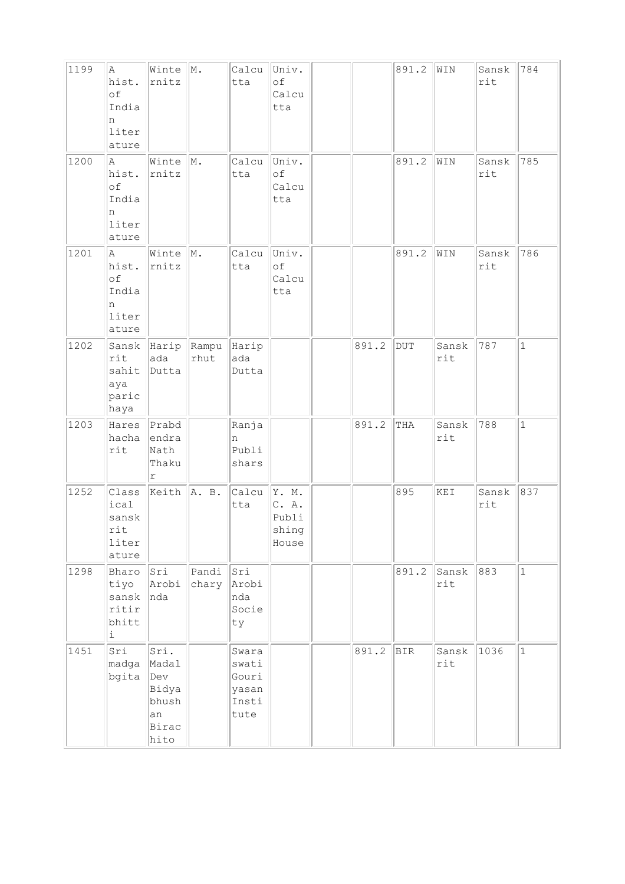| | | | | | | | | | | | |
|---|---|---|---|---|---|---|---|---|---|---|---|
| 1199 | A hist. of Indian literature | Winternitz | M. | Calcutta | Univ. of Calcutta | | | 891.2 | WIN | Sanskrit | 784 |
| 1200 | A hist. of Indian literature | Winternitz | M. | Calcutta | Univ. of Calcutta | | | 891.2 | WIN | Sanskrit | 785 |
| 1201 | A hist. of Indian literature | Winternitz | M. | Calcutta | Univ. of Calcutta | | | 891.2 | WIN | Sanskrit | 786 |
| 1202 | Sanskrit sahitaya parichaya | Haripada Dutta | Rampurhut | Haripada Dutta | | | 891.2 | DUT | Sanskrit | 787 | 1 |
| 1203 | Hareshacharit | Prabdendra Nath Thakur | | Ranjan Publishars | | | 891.2 | THA | Sanskrit | 788 | 1 |
| 1252 | Classical sanskrit literature | Keith | A. B. | Calcutta | Y. M. C. A. Publishing House | | | 895 | KEI | Sanskrit | 837 |
| 1298 | Bharotiyo sanskritir bhitti | Sri Arobinda | Pandichary | Sri Arobinda Society | | | | 891.2 | Sanskrit | 883 | 1 |
| 1451 | Sri madgabgita | Sri. Madal Dev Bidyabhushan Birachito | | Swaraswati Gouriyasan Institute | | | 891.2 | BIR | Sanskrit | 1036 | 1 |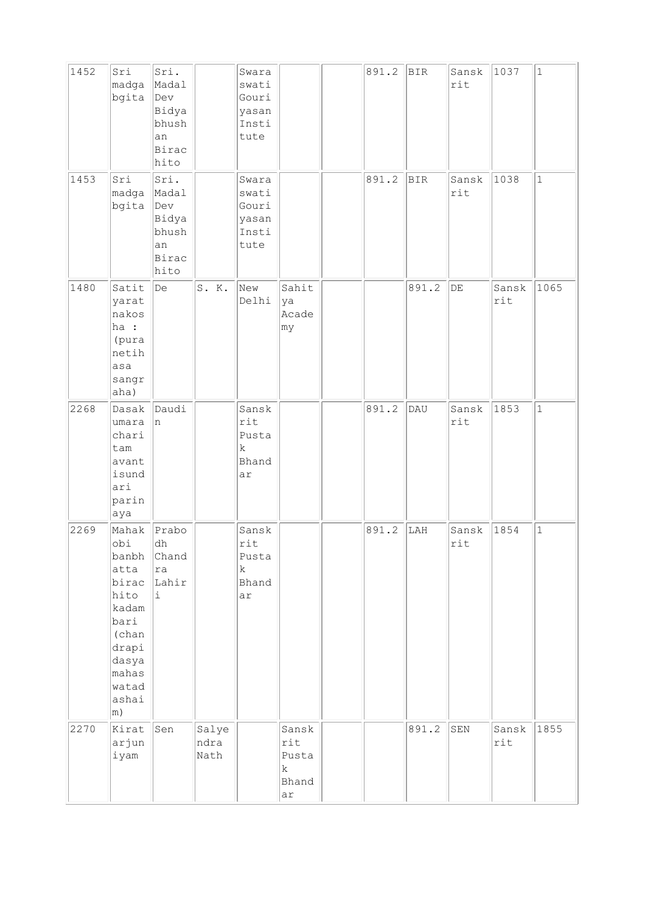| | | | | | | | | | | | |
|---|---|---|---|---|---|---|---|---|---|---|---|
| 1452 | Sri madgabgita | Sri. Madal Dev Bidyabhushan Birachito | | Swaraswati Gouriyasan Institute | | | 891.2 | BIR | Sanskrit | 1037 | 1 |
| 1453 | Sri madgabgita | Sri. Madal Dev Bidyabhushan Birachito | | Swaraswati Gouriyasan Institute | | | 891.2 | BIR | Sanskrit | 1038 | 1 |
| 1480 | Satityaratnakosha : (puranetihasa sangraha) | De | S. K. | New Delhi | Sahitya Academy | | | 891.2 | DE | Sanskrit | 1065 |
| 2268 | Dasakumaracharitam avantisundari parinaya | Daudin | | Sanskrit Pustak Bhandar | | | 891.2 | DAU | Sanskrit | 1853 | 1 |
| 2269 | Mahakobi banbhatta birachito kadambari (chandrapidasya mahaswatadashaim) | Prabodh Chandra Lahiri | | Sanskrit Pustak Bhandar | | | 891.2 | LAH | Sanskrit | 1854 | 1 |
| 2270 | Kiratarjuniyam | Sen | Salyendra Nath | | Sanskrit Pustak Bhandar | | | 891.2 | SEN | Sanskrit | 1855 |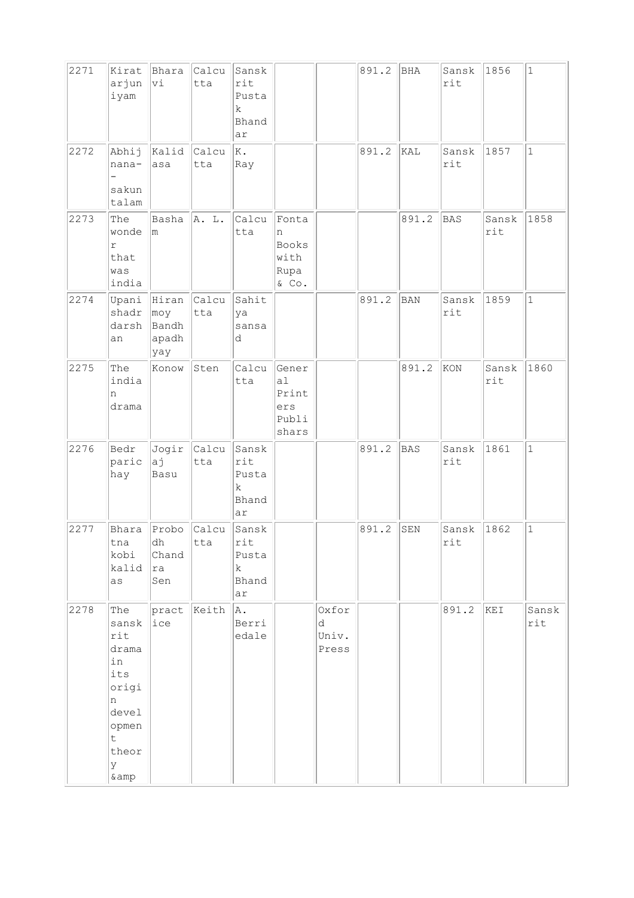| 2271 | Kiratarjuniyam | Bharavi | Calcutta | Sanskrit Pustak Bhandar | | | 891.2 | BHA | Sanskrit | 1856 | 1 |
|---|---|---|---|---|---|---|---|---|---|---|---|
| 2272 | Abhijnana--sakuntalam | Kalidasa | Calcutta | K. Ray | | | 891.2 | KAL | Sanskrit | 1857 | 1 |
| 2273 | The wonder that was india | Basham | A. L. | Calcutta | Fontan Books with Rupa & Co. | | | 891.2 | BAS | Sanskrit | 1858 |
| 2274 | Upanishadr darshan | Hiranmoy Bandhapadhyay | Calcutta | Sahitya sansad | | | 891.2 | BAN | Sanskrit | 1859 | 1 |
| 2275 | The indian drama | Konow | Sten | Calcutta | General Printers Publishars | | | 891.2 | KON | Sanskrit | 1860 |
| 2276 | Bedr parichay | Jogiraj Basu | Calcutta | Sanskrit Pustak Bhandar | | | 891.2 | BAS | Sanskrit | 1861 | 1 |
| 2277 | Bharatna kobi kalidas | Probodh Chandra Sen | Calcutta | Sanskrit Pustak Bhandar | | | 891.2 | SEN | Sanskrit | 1862 | 1 |
| 2278 | The sanskrit drama in its origin development theory &amp | practice | Keith | A. Berriedale | | Oxford Univ. Press | | | 891.2 | KEI | Sanskrit |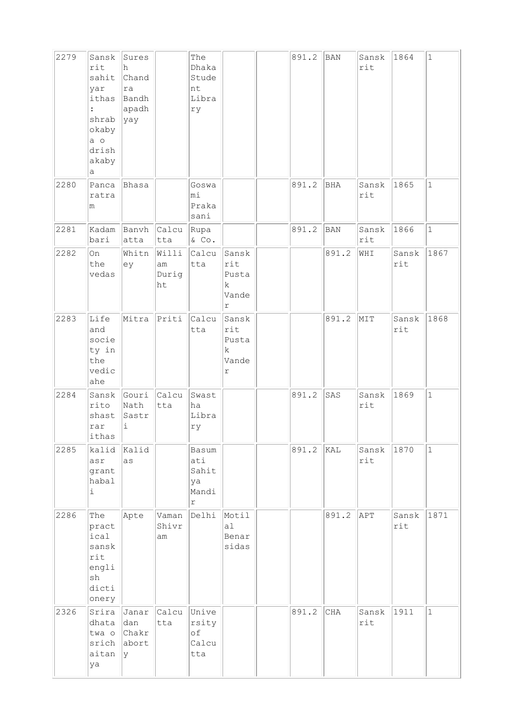| 2279 | Sanskrit sahityar ithas : shrabokabya o drishakabya | Suresh Chandra Bandhapadhyay | | The Dhaka Student Library | | | 891.2 | BAN | Sanskrit | 1864 | 1 |
|---|---|---|---|---|---|---|---|---|---|---|---|
| 2280 | Pancaratram | Bhasa | | Goswami Prakasani | | | 891.2 | BHA | Sanskrit | 1865 | 1 |
| 2281 | Kadambari | Banvhatta | Calcutta | Rupa & Co. | | | 891.2 | BAN | Sanskrit | 1866 | 1 |
| 2282 | On the vedas | Whitney | William Duright | Calcutta | Sanskrit Pustak Vander | | | 891.2 | WHI | Sanskrit | 1867 |
| 2283 | Life and society in the vedic ahe | Mitra | Priti | Calcutta | Sanskrit Pustak Vander | | | 891.2 | MIT | Sanskrit | 1868 |
| 2284 | Sanskrito shastrar ithas | Gouri Nath Sastri | Calcutta | Swastha Library | | | 891.2 | SAS | Sanskrit | 1869 | 1 |
| 2285 | kalidasr granthabali | Kalidas | | Basumati Sahitya Mandir | | | 891.2 | KAL | Sanskrit | 1870 | 1 |
| 2286 | The practical sanskrit english dictionery | Apte | Vaman Shivram | Delhi | Motilal Benarsidas | | | 891.2 | APT | Sanskrit | 1871 |
| 2326 | Sriradhatatwa o srichaitanya | Janardan Chakraborty | Calcutta | University of Calcutta | | | 891.2 | CHA | Sanskrit | 1911 | 1 |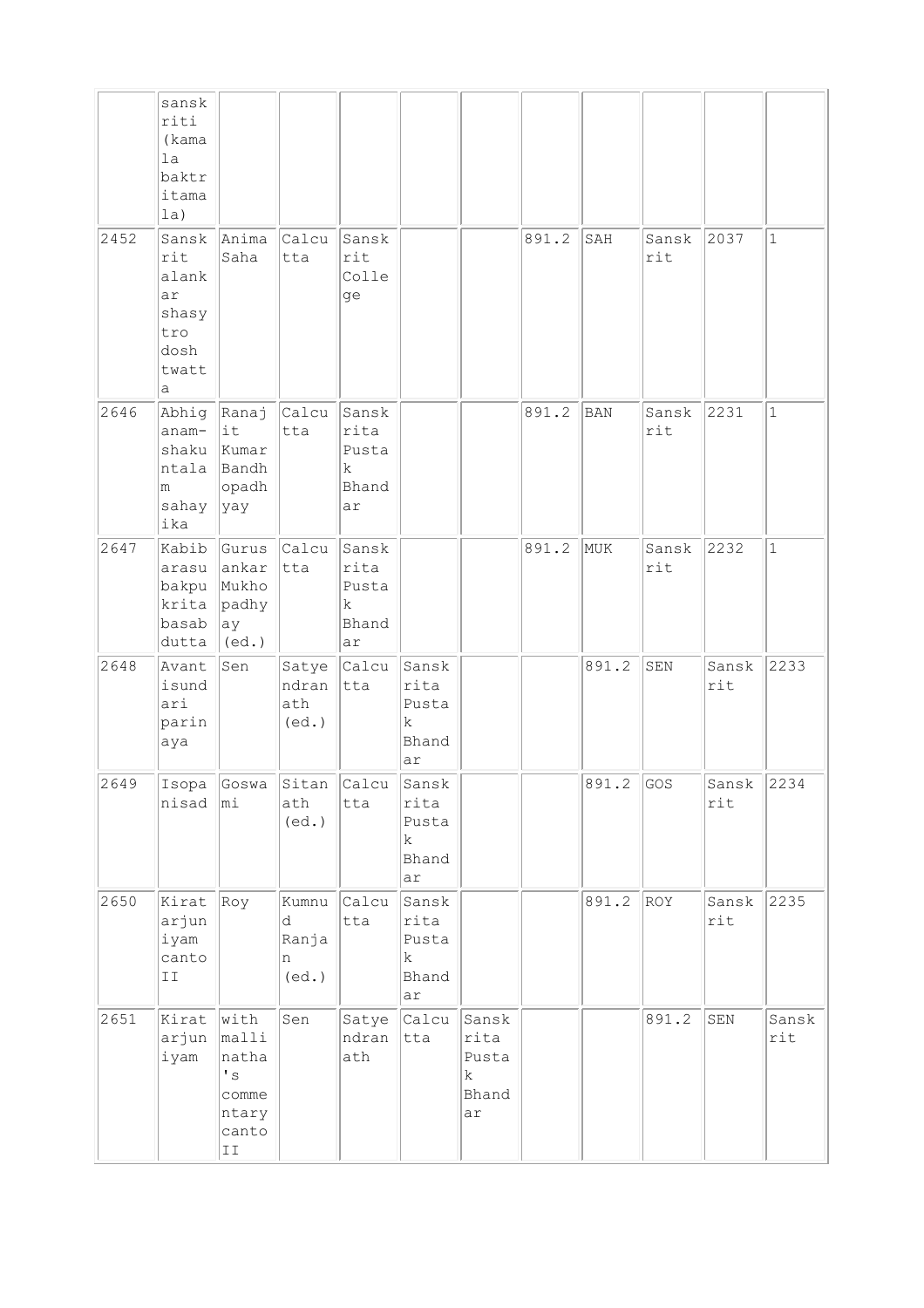|  | sanskriti (kamala baktritamala) |  |  |  |  |  |  |  |  |  |  |
|---|---|---|---|---|---|---|---|---|---|---|---|
| 2452 | Sanskrit alankar shasytro doshtwatta | Anima Saha | Calcutta | Sanskrit College |  |  | 891.2 | SAH | Sanskrit | 2037 | 1 |
| 2646 | Abhiganam-shakuntalam sahayika | Ranajit Kumar Bandhopadhyay | Calcutta | Sanskrita Pustak Bhandar |  |  | 891.2 | BAN | Sanskrit | 2231 | 1 |
| 2647 | Kabibarasubakpukritabasabdutta | Gurusankar Mukhopadhyay (ed.) | Calcutta | Sanskrita Pustak Bhandar |  |  | 891.2 | MUK | Sanskrit | 2232 | 1 |
| 2648 | Avantisundari parinaya | Sen | Satyendranath (ed.) | Calcutta | Sanskrita Pustak Bhandar |  |  | 891.2 | SEN | Sanskrit | 2233 |
| 2649 | Isopanisad | Goswami | Sitanath (ed.) | Calcutta | Sanskrita Pustak Bhandar |  |  | 891.2 | GOS | Sanskrit | 2234 |
| 2650 | Kiratarjuniyam canto II | Roy | Kumnud Ranjan (ed.) | Calcutta | Sanskrita Pustak Bhandar |  |  | 891.2 | ROY | Sanskrit | 2235 |
| 2651 | Kiratarjuniyam | with mallinatha's commentary canto II | Sen | Satyendranath | Calcutta | Sanskrita Pustak Bhandar |  |  | 891.2 | SEN | Sanskrit |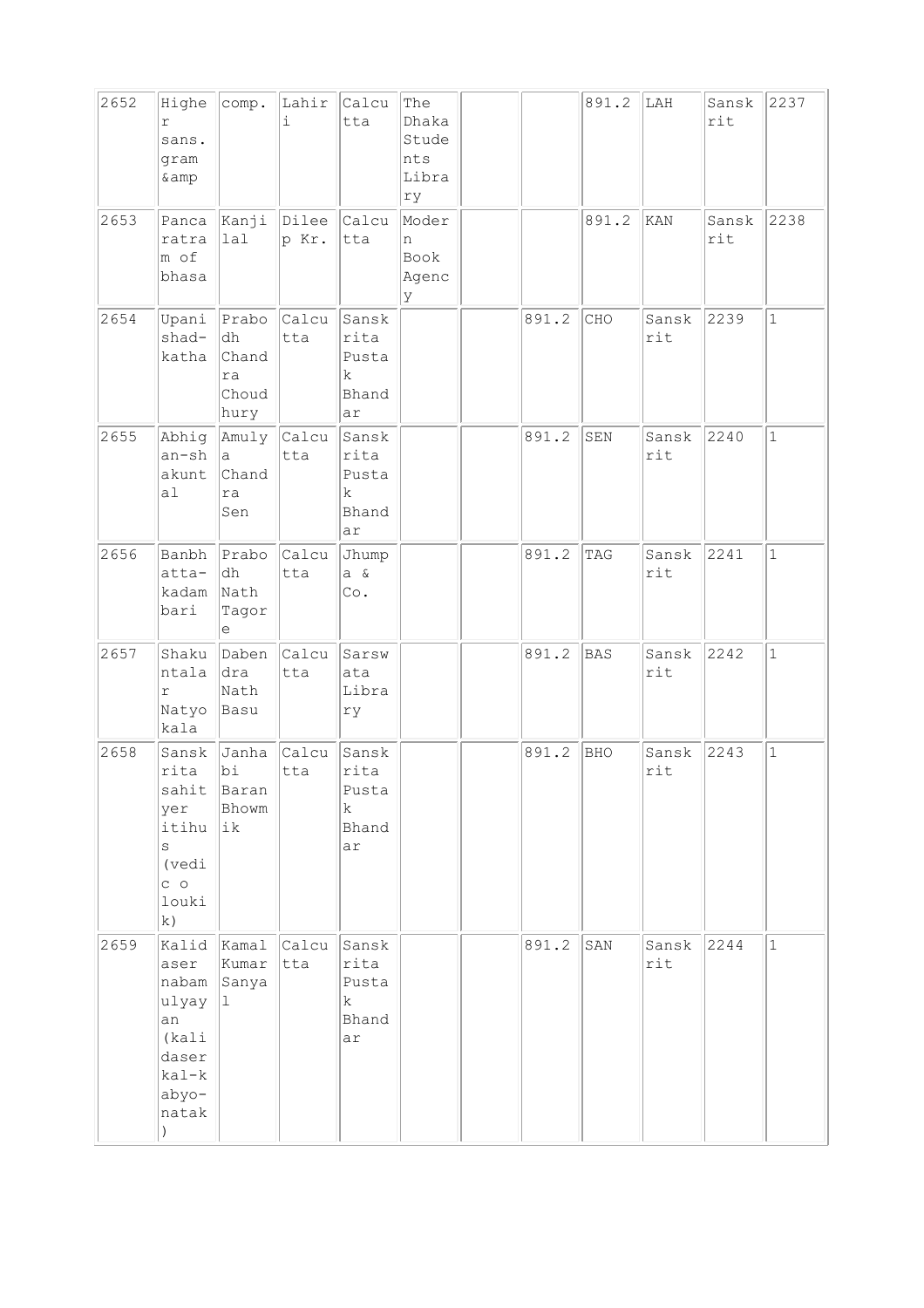| | | | | | | | | | | | |
|---|---|---|---|---|---|---|---|---|---|---|---|
| 2652 | Higher sans. gram &amp | comp. | Lahiri | Calcutta | The Dhaka Students Library | | | 891.2 | LAH | Sanskrit | 2237 |
| 2653 | Pancaratram of bhasa | Kanjilal | Dileep Kr. | Calcutta | Modern Book Agency | | | 891.2 | KAN | Sanskrit | 2238 |
| 2654 | Upanishad-katha | Prabodh Chandra Choudhury | Calcutta | Sanskrita Pustak Bhandar | | | 891.2 | CHO | Sanskrit | 2239 | 1 |
| 2655 | Abhigan-shakuntal | Amulya Chandra Sen | Calcutta | Sanskrita Pustak Bhandar | | | 891.2 | SEN | Sanskrit | 2240 | 1 |
| 2656 | Banbhatta-kadambari | Prabodh Nath Tagore | Calcutta | Jhumpa & Co. | | | 891.2 | TAG | Sanskrit | 2241 | 1 |
| 2657 | Shakuntalar Natyokala | Dabendra Nath Basu | Calcutta | Sarswata Library | | | 891.2 | BAS | Sanskrit | 2242 | 1 |
| 2658 | Sanskrita sahityer itihus (vedic o louki k) | Janhabi Baran Bhowmik | Calcutta | Sanskrita Pustak Bhandar | | | 891.2 | BHO | Sanskrit | 2243 | 1 |
| 2659 | Kalidaser nabamulyayan (kalidaser kal-kabyo-natak) | Kamal Kumar Sanyal | Calcutta | Sanskrita Pustak Bhandar | | | 891.2 | SAN | Sanskrit | 2244 | 1 |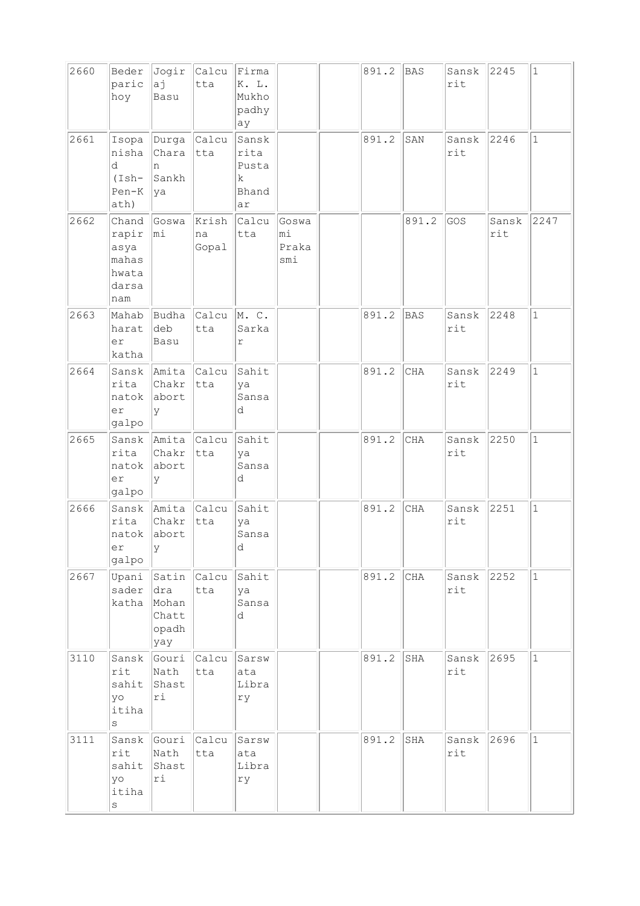| | | | | | | | | | | | |
|---|---|---|---|---|---|---|---|---|---|---|---|
| 2660 | Bederparichoy | Jogiraj Basu | Calcutta | Firma K. L. Mukhopadhyay | | | 891.2 | BAS | Sanskrit | 2245 | 1 |
| 2661 | Isopanishad (Ish-Pen-Kath) | Durga Charan Sankhya | Calcutta | Sanskrita Pustak Bhandar | | | 891.2 | SAN | Sanskrit | 2246 | 1 |
| 2662 | Chandrapirasya mahashwatadarsanam | Goswami | Krishna Gopal | Calcutta | Goswami Prakasmi | | | 891.2 | GOS | Sanskrit | 2247 |
| 2663 | Mahabharater katha | Budhadeb Basu | Calcutta | M. C. Sarkar | | | 891.2 | BAS | Sanskrit | 2248 | 1 |
| 2664 | Sanskrita natoker galpo | Amita Chakraborty | Calcutta | Sahitya Sansad | | | 891.2 | CHA | Sanskrit | 2249 | 1 |
| 2665 | Sanskrita natoker galpo | Amita Chakraborty | Calcutta | Sahitya Sansad | | | 891.2 | CHA | Sanskrit | 2250 | 1 |
| 2666 | Sanskrita natoker galpo | Amita Chakraborty | Calcutta | Sahitya Sansad | | | 891.2 | CHA | Sanskrit | 2251 | 1 |
| 2667 | Upanisader katha | Satindra Mohan Chattopadhyay | Calcutta | Sahitya Sansad | | | 891.2 | CHA | Sanskrit | 2252 | 1 |
| 3110 | Sanskrit sahityo itihas | Gouri Nath Shastri | Calcutta | Sarswata Library | | | 891.2 | SHA | Sanskrit | 2695 | 1 |
| 3111 | Sanskrit sahityo itihas | Gouri Nath Shastri | Calcutta | Sarswata Library | | | 891.2 | SHA | Sanskrit | 2696 | 1 |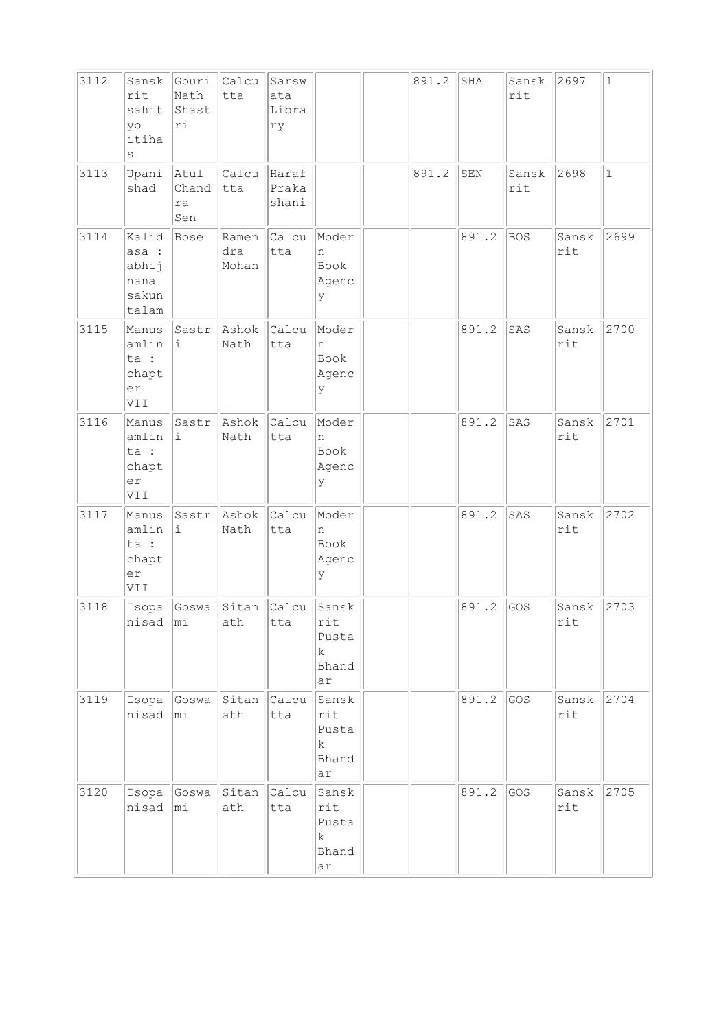| | | | | | | | | | | | |
|---|---|---|---|---|---|---|---|---|---|---|---|
| 3112 | Sanskrit sahityo itihas | Gouri Nath Shastri | Calcutta | Sarswata Library | | | 891.2 | SHA | Sanskrit | 2697 | 1 |
| 3113 | Upanishad | Atul Chandra Sen | Calcutta | Haraf Prakashani | | | 891.2 | SEN | Sanskrit | 2698 | 1 |
| 3114 | Kalidasa : abhijnana sakuntalam | Bose | Ramendra Mohan | Calcutta | Modern Book Agency | | | 891.2 | BOS | Sanskrit | 2699 |
| 3115 | Manusamlinta : chapter VII | Sastri | Ashok Nath | Calcutta | Modern Book Agency | | | 891.2 | SAS | Sanskrit | 2700 |
| 3116 | Manusamlinta : chapter VII | Sastri | Ashok Nath | Calcutta | Modern Book Agency | | | 891.2 | SAS | Sanskrit | 2701 |
| 3117 | Manusamlinta : chapter VII | Sastri | Ashok Nath | Calcutta | Modern Book Agency | | | 891.2 | SAS | Sanskrit | 2702 |
| 3118 | Isopanisad | Goswami | Sitanath | Calcutta | Sanskrit Pustak Bhandar | | | 891.2 | GOS | Sanskrit | 2703 |
| 3119 | Isopanisad | Goswami | Sitanath | Calcutta | Sanskrit Pustak Bhandar | | | 891.2 | GOS | Sanskrit | 2704 |
| 3120 | Isopanisad | Goswami | Sitanath | Calcutta | Sanskrit Pustak Bhandar | | | 891.2 | GOS | Sanskrit | 2705 |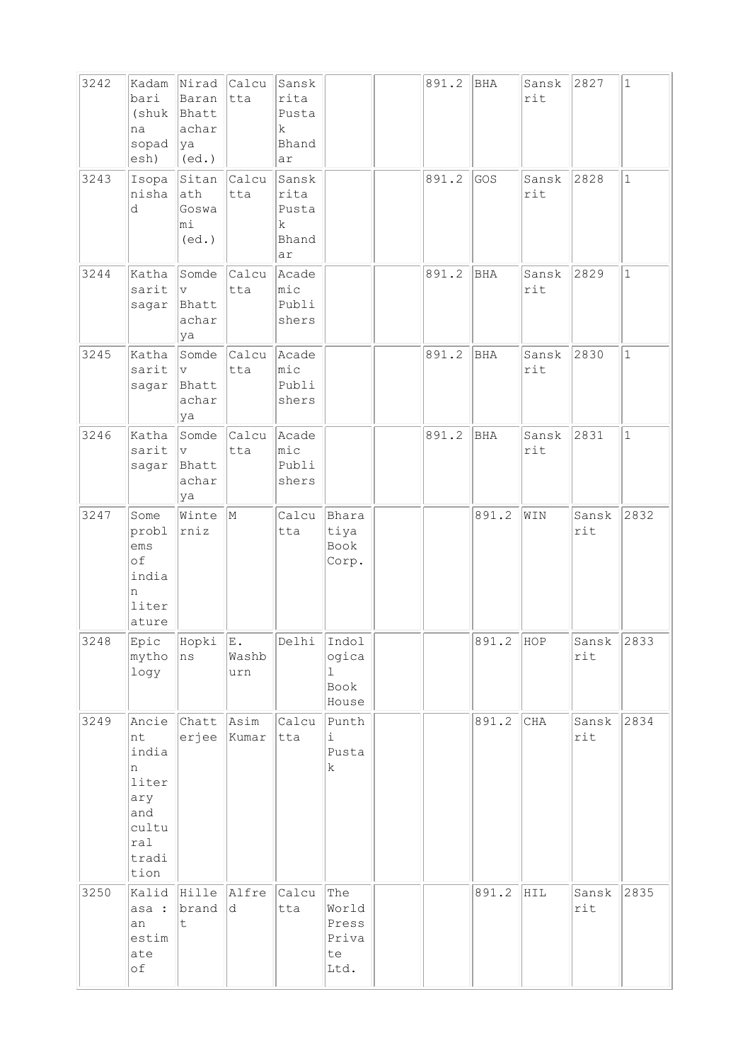| 3242 | Kadambari (shukna sopadesh) | Nirad Baran Bhattacharya (ed.) | Calcutta | Sanskrita Pustak Bhandar | | | 891.2 | BHA | Sanskrit | 2827 | 1 |
|---|---|---|---|---|---|---|---|---|---|---|---|
| 3243 | Isopanishad | Sitanath Goswami (ed.) | Calcutta | Sanskrita Pustak Bhandar | | | 891.2 | GOS | Sanskrit | 2828 | 1 |
| 3244 | Katha sarit sagar | Somdev Bhattacharya | Calcutta | Academic Publishers | | | 891.2 | BHA | Sanskrit | 2829 | 1 |
| 3245 | Katha sarit sagar | Somdev Bhattacharya | Calcutta | Academic Publishers | | | 891.2 | BHA | Sanskrit | 2830 | 1 |
| 3246 | Katha sarit sagar | Somdev Bhattacharya | Calcutta | Academic Publishers | | | 891.2 | BHA | Sanskrit | 2831 | 1 |
| 3247 | Some problems of indian literature | Winternitz | M | Calcutta | Bharatiya Book Corp. | | | 891.2 | WIN | Sanskrit | 2832 |
| 3248 | Epic mythology | Hopkins | E. Washburn | Delhi | Indological Book House | | | 891.2 | HOP | Sanskrit | 2833 |
| 3249 | Ancient indian literary and cultural tradition | Chatterjee | Asim Kumar | Calcutta | Punthi Pustak | | | 891.2 | CHA | Sanskrit | 2834 |
| 3250 | Kalidasa : an estimate of | Hillebrandt | Alfred | Calcutta | The World Press Private Ltd. | | | 891.2 | HIL | Sanskrit | 2835 |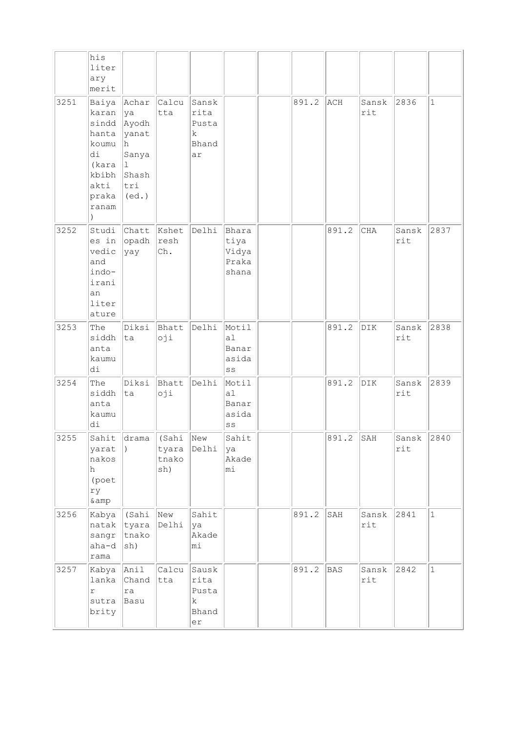| | | | | | | | | | | | |
|---|---|---|---|---|---|---|---|---|---|---|---|
| | his literary merit | | | | | | | | | | |
| 3251 | Baiyakaran sinddhanta koumudi (karakbibhakti prakaranam) | Acharya Ayodhyanath Sanyal Shashtri (ed.) | Calcutta | Sanskrita Pustak Bhandar | | | 891.2 | ACH | Sanskrit | 2836 | 1 |
| 3252 | Studies in vedic and indo-iranian literature | Chattopadhyay | Kshetresh Ch. | Delhi | Bharatiya Vidya Prakashana | | | 891.2 | CHA | Sanskrit | 2837 |
| 3253 | The siddhanta kaumudi | Diksita | Bhattoji | Delhi | Motilal Banarasidass | | | 891.2 | DIK | Sanskrit | 2838 |
| 3254 | The siddhanta kaumudi | Diksita | Bhattoji | Delhi | Motilal Banarasidass | | | 891.2 | DIK | Sanskrit | 2839 |
| 3255 | Sahityaratnakosh (poetry &amp | drama) | (Sahityaratnakosh) | New Delhi | Sahitya Akademi | | | 891.2 | SAH | Sanskrit | 2840 |
| 3256 | Kabyanatak sangraha-drama | (Sahityaratnakosh) | New Delhi | Sahitya Akademi | | | 891.2 | SAH | Sanskrit | 2841 | 1 |
| 3257 | Kabyalankar sutrabrity | Anil Chandra Basu | Calcutta | Sauskrita Pustak Bhander | | | 891.2 | BAS | Sanskrit | 2842 | 1 |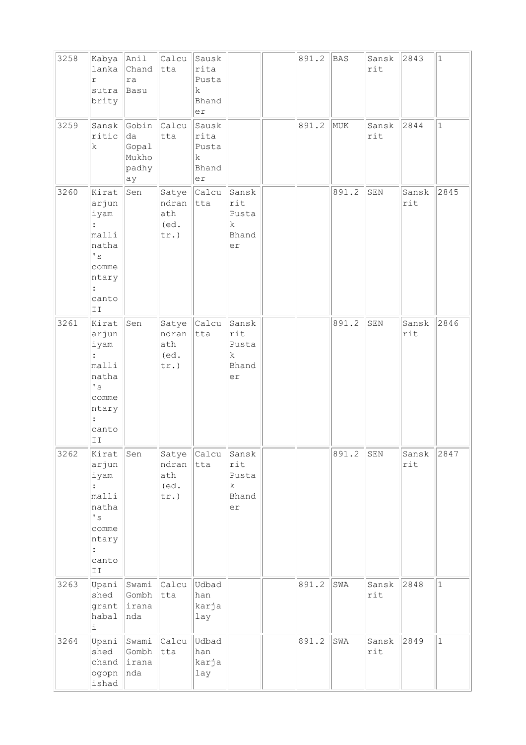| | | | | | | | | | | | |
|---|---|---|---|---|---|---|---|---|---|---|---|
| 3258 | Kabyalankar sutrabrity | Anil Chandra Basu | Calcutta | Sauskrita Pustak Bhander | | | 891.2 | BAS | Sanskrit | 2843 | 1 |
| 3259 | Sanskritick | Gobinda Gopal Mukhopadhyay | Calcutta | Sauskrita Pustak Bhander | | | 891.2 | MUK | Sanskrit | 2844 | 1 |
| 3260 | Kiratarjuniyam : mallinatha's commentary : canto II | Sen | Satyendranath (ed. tr.) | Calcutta | Sanskrit Pustak Bhander | | | 891.2 | SEN | Sanskrit | 2845 |
| 3261 | Kiratarjuniyam : mallinatha's commentary : canto II | Sen | Satyendranath (ed. tr.) | Calcutta | Sanskrit Pustak Bhander | | | 891.2 | SEN | Sanskrit | 2846 |
| 3262 | Kiratarjuniyam : mallinatha's commentary : canto II | Sen | Satyendranath (ed. tr.) | Calcutta | Sanskrit Pustak Bhander | | | 891.2 | SEN | Sanskrit | 2847 |
| 3263 | Upanished granthabali | Swami Gombhirananda | Calcutta | Udbadhan karjalay | | | 891.2 | SWA | Sanskrit | 2848 | 1 |
| 3264 | Upanished chandogopnishad | Swami Gombhirananda | Calcutta | Udbadhan karjalay | | | 891.2 | SWA | Sanskrit | 2849 | 1 |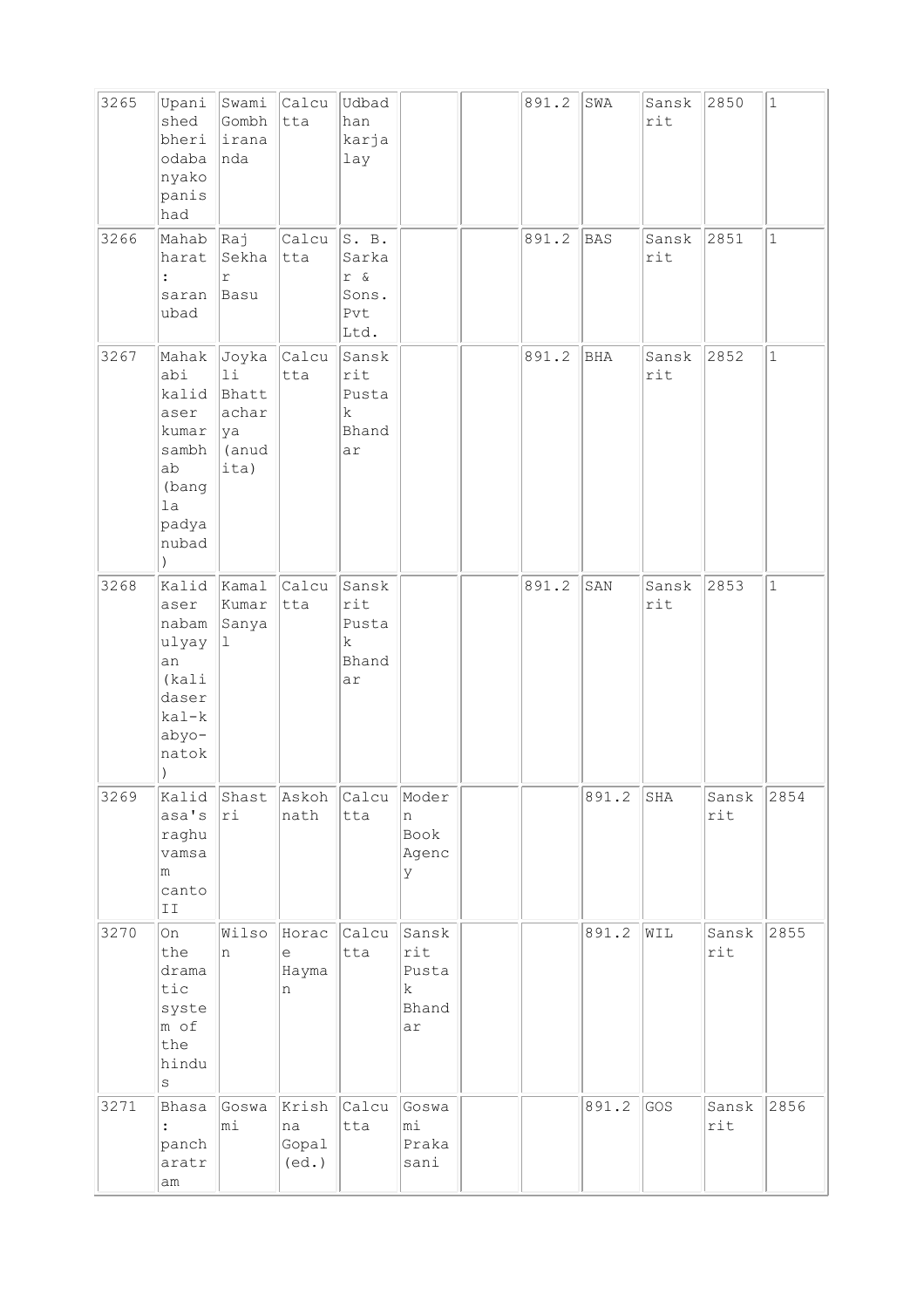| | | | | | | | | | | | |
|---|---|---|---|---|---|---|---|---|---|---|---|
| 3265 | Upanished bheriodabanyakopanishad | Swami Gombhirananda | Calcutta | Udbadhan karjalay | | | 891.2 | SWA | Sanskrit | 2850 | 1 |
| 3266 | Mahabharat : saranubad | Raj Sekhar Basu | Calcutta | S. B. Sarkar & Sons. Pvt Ltd. | | | 891.2 | BAS | Sanskrit | 2851 | 1 |
| 3267 | Mahakabi kalidaser kumarsambhab (bangla padyanubad) | Joykali Bhattacharya (anudita) | Calcutta | Sanskrit Pustak Bhandar | | | 891.2 | BHA | Sanskrit | 2852 | 1 |
| 3268 | Kalidaser nabamulyayan (kalidaser kal-kabyo-natok) | Kamal Kumar Sanyal | Calcutta | Sanskrit Pustak Bhandar | | | 891.2 | SAN | Sanskrit | 2853 | 1 |
| 3269 | Kalidasa's raghuvamsam canto II | Shastri | Askohnath | Calcutta | Modern Book Agency | | | 891.2 | SHA | Sanskrit | 2854 |
| 3270 | On the dramatic system of the hindus | Wilson | Horace Hayman | Calcutta | Sanskrit Pustak Bhandar | | | 891.2 | WIL | Sanskrit | 2855 |
| 3271 | Bhasa : pancharatram | Goswami | Krishna Gopal (ed.) | Calcutta | Goswami Prakasani | | | 891.2 | GOS | Sanskrit | 2856 |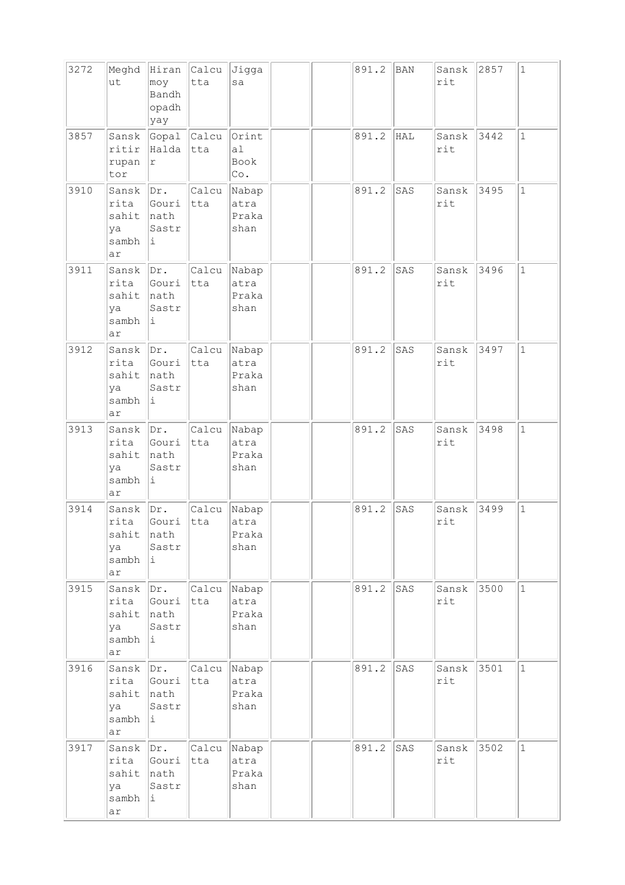| 3272 | Meghdut | Hiranmoy Bandhopadhyay | Calcutta | Jiggasa | | | 891.2 | BAN | Sanskrit | 2857 | 1 |
|---|---|---|---|---|---|---|---|---|---|---|---|
| 3857 | Sanskritir rupantor | Gopal Haldar | Calcutta | Orintal Book Co. | | | 891.2 | HAL | Sanskrit | 3442 | 1 |
| 3910 | Sanskrita sahitya sambhar | Dr. Gourinath Sastri | Calcutta | Nabapatra Prakashan | | | 891.2 | SAS | Sanskrit | 3495 | 1 |
| 3911 | Sanskrita sahitya sambhar | Dr. Gourinath Sastri | Calcutta | Nabapatra Prakashan | | | 891.2 | SAS | Sanskrit | 3496 | 1 |
| 3912 | Sanskrita sahitya sambhar | Dr. Gourinath Sastri | Calcutta | Nabapatra Prakashan | | | 891.2 | SAS | Sanskrit | 3497 | 1 |
| 3913 | Sanskrita sahitya sambhar | Dr. Gourinath Sastri | Calcutta | Nabapatra Prakashan | | | 891.2 | SAS | Sanskrit | 3498 | 1 |
| 3914 | Sanskrita sahitya sambhar | Dr. Gourinath Sastri | Calcutta | Nabapatra Prakashan | | | 891.2 | SAS | Sanskrit | 3499 | 1 |
| 3915 | Sanskrita sahitya sambhar | Dr. Gourinath Sastri | Calcutta | Nabapatra Prakashan | | | 891.2 | SAS | Sanskrit | 3500 | 1 |
| 3916 | Sanskrita sahitya sambhar | Dr. Gourinath Sastri | Calcutta | Nabapatra Prakashan | | | 891.2 | SAS | Sanskrit | 3501 | 1 |
| 3917 | Sanskrita sahitya sambhar | Dr. Gourinath Sastri | Calcutta | Nabapatra Prakashan | | | 891.2 | SAS | Sanskrit | 3502 | 1 |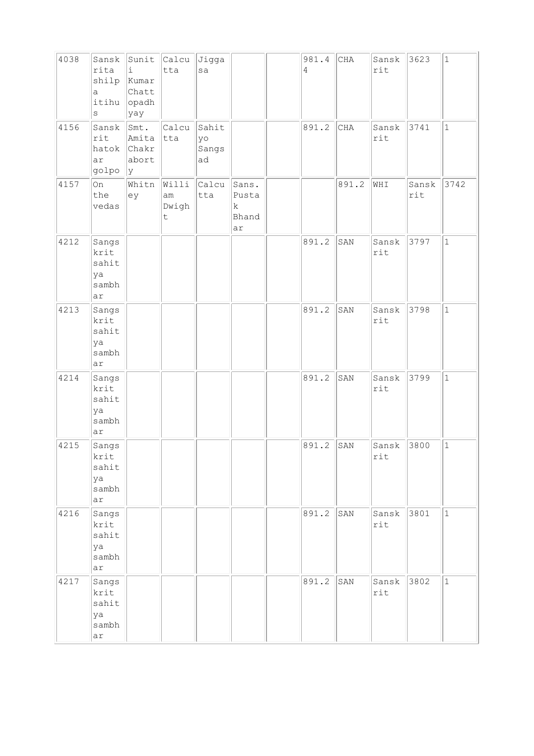| 4038 | Sanskrita shilpa itihus | Suniti Kumar Chattopadhyay | Calcutta | Jiggasa | | | 981.44 | CHA | Sanskrit | 3623 | 1 |
|---|---|---|---|---|---|---|---|---|---|---|---|
| 4156 | Sanskrit hatokar golpo | Smt. Amita Chakraborty | Calcutta | Sahityo Sangsad | | | 891.2 | CHA | Sanskrit | 3741 | 1 |
| 4157 | On the vedas | Whitney | William Dwight | Calcutta | Sans. Pustak Bhandar | | | 891.2 | WHI | Sanskrit | 3742 |
| 4212 | Sangskrit sahitya sambhar | | | | | | 891.2 | SAN | Sanskrit | 3797 | 1 |
| 4213 | Sangskrit sahitya sambhar | | | | | | 891.2 | SAN | Sanskrit | 3798 | 1 |
| 4214 | Sangskrit sahitya sambhar | | | | | | 891.2 | SAN | Sanskrit | 3799 | 1 |
| 4215 | Sangskrit sahitya sambhar | | | | | | 891.2 | SAN | Sanskrit | 3800 | 1 |
| 4216 | Sangskrit sahitya sambhar | | | | | | 891.2 | SAN | Sanskrit | 3801 | 1 |
| 4217 | Sangskrit sahitya sambhar | | | | | | 891.2 | SAN | Sanskrit | 3802 | 1 |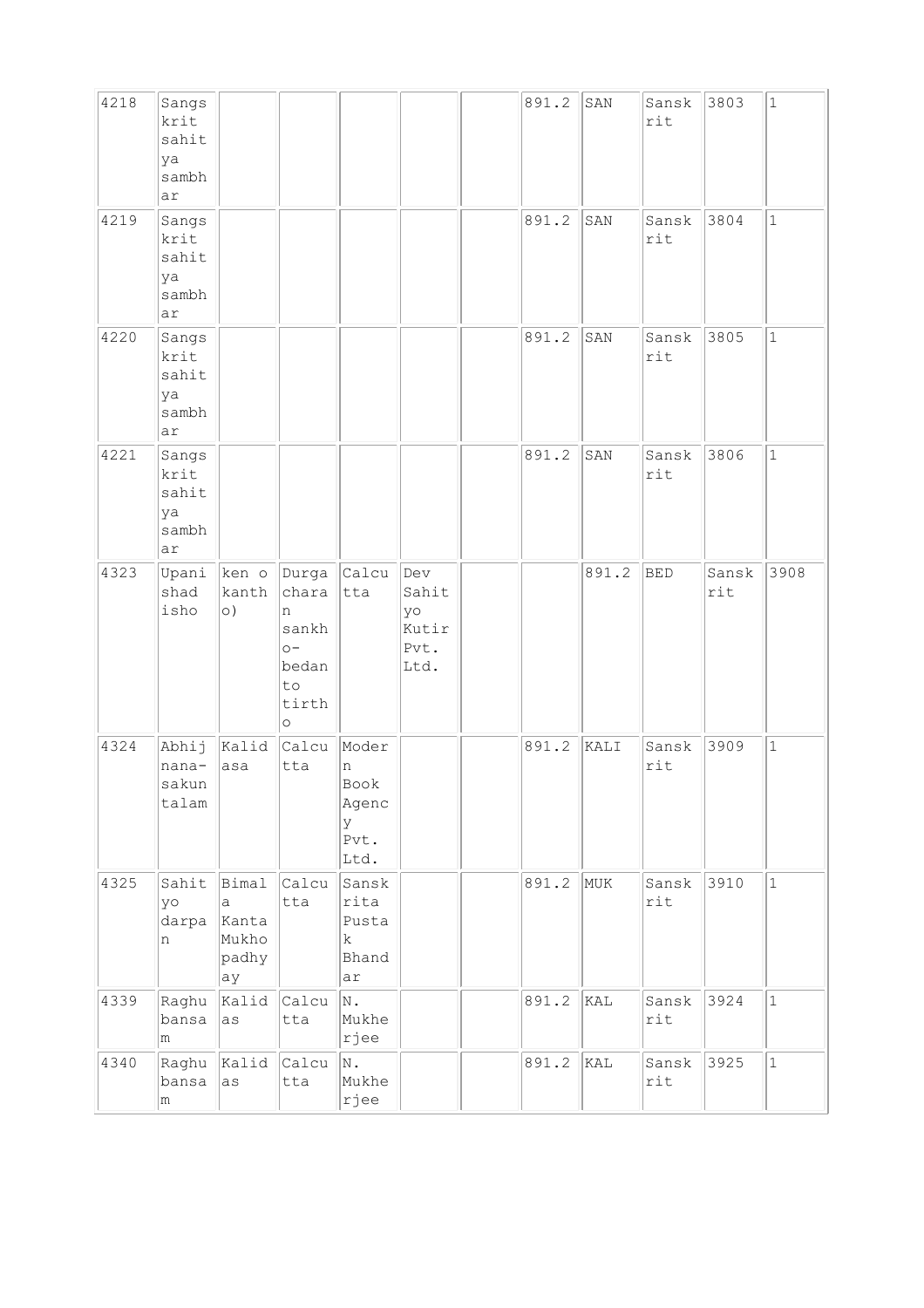| | | | | | | | | | | | |
|---|---|---|---|---|---|---|---|---|---|---|---|
| 4218 | Sangskrit sahitya sambhar | | | | | | 891.2 | SAN | Sanskrit | 3803 | 1 |
| 4219 | Sangskrit sahitya sambhar | | | | | | 891.2 | SAN | Sanskrit | 3804 | 1 |
| 4220 | Sangskrit sahitya sambhar | | | | | | 891.2 | SAN | Sanskrit | 3805 | 1 |
| 4221 | Sangskrit sahitya sambhar | | | | | | 891.2 | SAN | Sanskrit | 3806 | 1 |
| 4323 | Upanishad isho | ken o kantho) | Durga charan sankho-bedanto tirtho | Calcutta | Dev Sahityo Kutir Pvt. Ltd. | | | 891.2 | BED | Sanskrit | 3908 |
| 4324 | Abhijnana-sakuntalam | Kalidasa | Calcutta | Modern Book Agency Pvt. Ltd. | | | 891.2 | KALI | Sanskrit | 3909 | 1 |
| 4325 | Sahityo darpan | Bimala Kanta Mukhopadhyay | Calcutta | Sanskrita Pustak Bhandar | | | 891.2 | MUK | Sanskrit | 3910 | 1 |
| 4339 | Raghubansam | Kalidas | Calcutta | N. Mukherjee | | | 891.2 | KAL | Sanskrit | 3924 | 1 |
| 4340 | Raghubansam | Kalidas | Calcutta | N. Mukherjee | | | 891.2 | KAL | Sanskrit | 3925 | 1 |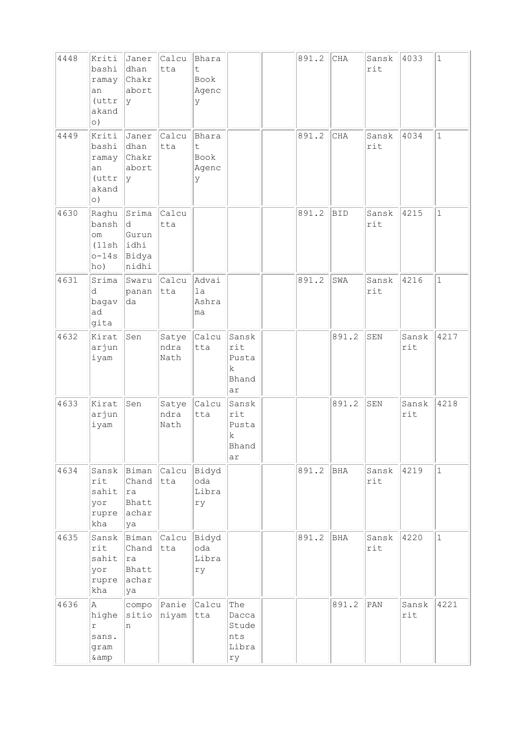| 4448 | Kritibashiramayan (uttrakando) | Janerdhan Chakraborty | Calcutta | Bharat Book Agency | | | 891.2 | CHA | Sanskrit | 4033 | 1 |
|---|---|---|---|---|---|---|---|---|---|---|---|
| 4449 | Kritibashiramayan (uttrakando) | Janerdhan Chakraborty | Calcutta | Bharat Book Agency | | | 891.2 | CHA | Sanskrit | 4034 | 1 |
| 4630 | Raghubanshom (11sho-14sho) | Srimad Gurunidhi Bidyanidhi | Calcutta | | | | 891.2 | BID | Sanskrit | 4215 | 1 |
| 4631 | Srimad bagavad gita | Swarupananda | Calcutta | Advaila Ashrama | | | 891.2 | SWA | Sanskrit | 4216 | 1 |
| 4632 | Kiratarjuniyam | Sen | Satyendra Nath | Calcutta | Sanskrit Pustak Bhandar | | | 891.2 | SEN | Sanskrit | 4217 |
| 4633 | Kiratarjuniyam | Sen | Satyendra Nath | Calcutta | Sanskrit Pustak Bhandar | | | 891.2 | SEN | Sanskrit | 4218 |
| 4634 | Sanskrit sahityor ruprekha | Biman Chandra Bhattacharya | Calcutta | Bidyoda Library | | | 891.2 | BHA | Sanskrit | 4219 | 1 |
| 4635 | Sanskrit sahityor ruprekha | Biman Chandra Bhattacharya | Calcutta | Bidyoda Library | | | 891.2 | BHA | Sanskrit | 4220 | 1 |
| 4636 | A higher sans. gram &amp | composition | Panieniyam | Calcutta | The Dacca Students Library | | | 891.2 | PAN | Sanskrit | 4221 |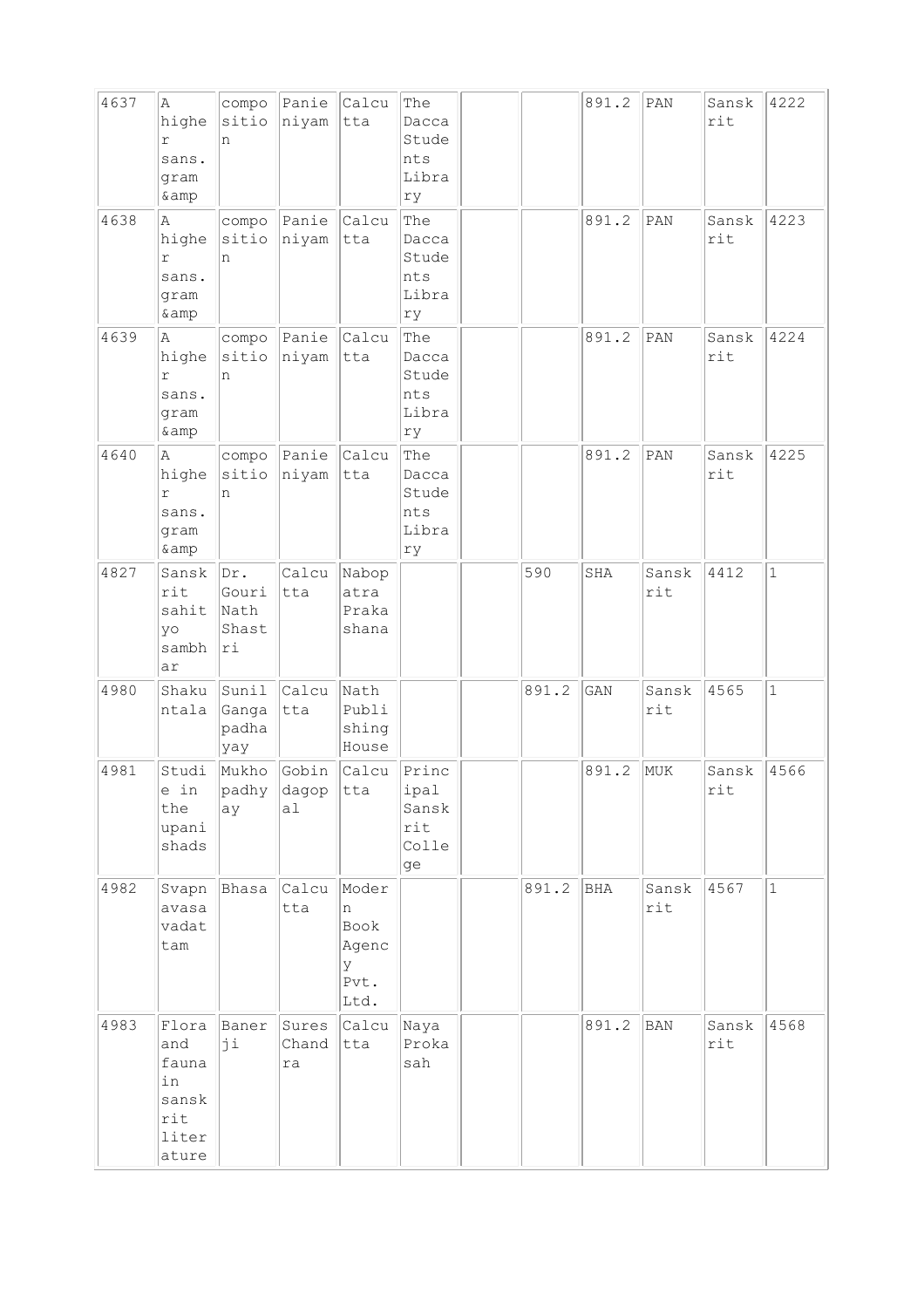| | | | | | | | | | | | |
|---|---|---|---|---|---|---|---|---|---|---|---|
| 4637 | A higher sans. gram &amp | composition | Panieniyam | Calcutta | The Dacca Students Library | | | 891.2 | PAN | Sanskrit | 4222 |
| 4638 | A higher sans. gram &amp | composition | Panieniyam | Calcutta | The Dacca Students Library | | | 891.2 | PAN | Sanskrit | 4223 |
| 4639 | A higher sans. gram &amp | composition | Panieniyam | Calcutta | The Dacca Students Library | | | 891.2 | PAN | Sanskrit | 4224 |
| 4640 | A higher sans. gram &amp | composition | Panieniyam | Calcutta | The Dacca Students Library | | | 891.2 | PAN | Sanskrit | 4225 |
| 4827 | Sanskrit sahityo sambhar | Dr. Gouri Nath Shastri | Calcutta | Nabopatra Prakashana | | | 590 | SHA | Sanskrit | 4412 | 1 |
| 4980 | Shakuntala | Sunil Gangapadhayay | Calcutta | Nath Publishing House | | | 891.2 | GAN | Sanskrit | 4565 | 1 |
| 4981 | Studie in the upanishads | Mukhopadhyay | Gobindagopal | Calcutta | Principal Sanskrit College | | | 891.2 | MUK | Sanskrit | 4566 |
| 4982 | Svapnavasavadattam | Bhasa | Calcutta | Modern Book Agency Pvt. Ltd. | | | 891.2 | BHA | Sanskrit | 4567 | 1 |
| 4983 | Flora and fauna in sanskrit literature | Banerji | Sures Chandra | Calcutta | Naya Prokasah | | | 891.2 | BAN | Sanskrit | 4568 |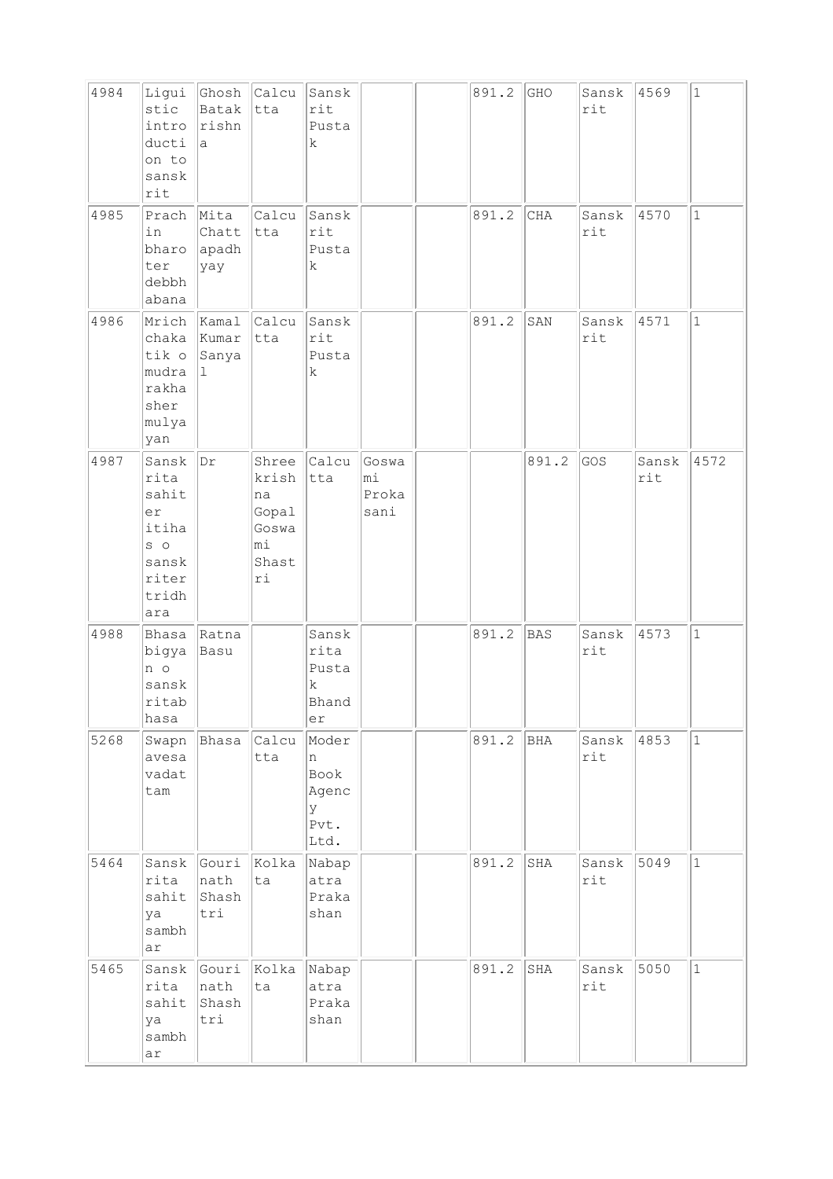| | | | | | | | | | | | |
|---|---|---|---|---|---|---|---|---|---|---|---|
| 4984 | Linguistic introduction to sanskrit | Ghosh Batakrishna | Calcutta | Sanskrit Pustak | | | 891.2 | GHO | Sanskrit | 4569 | 1 |
| 4985 | Prachin bharoter debbhabana | Mita Chattapadhyay | Calcutta | Sanskrit Pustak | | | 891.2 | CHA | Sanskrit | 4570 | 1 |
| 4986 | Mrichchakatik o mudrarakhasher mulyayan | Kamal Kumar Sanyal | Calcutta | Sanskrit Pustak | | | 891.2 | SAN | Sanskrit | 4571 | 1 |
| 4987 | Sanskrita sahiter itihas o sanskriter tridhara | Dr | Shreekrishna Gopal Goswami Shastri | Calcutta | Goswami Prokasani | | | 891.2 | GOS | Sanskrit | 4572 |
| 4988 | Bhasabigyan o sanskritabhasa | Ratna Basu | | Sanskrita Pustak Bhander | | | 891.2 | BAS | Sanskrit | 4573 | 1 |
| 5268 | Swapnavesavadattam | Bhasa | Calcutta | Modern Book Agency Pvt. Ltd. | | | 891.2 | BHA | Sanskrit | 4853 | 1 |
| 5464 | Sanskrita sahitya sambhar | Gourinath Shashtri | Kolkata | Nabapatra Prakashan | | | 891.2 | SHA | Sanskrit | 5049 | 1 |
| 5465 | Sanskrita sahitya sambhar | Gourinath Shashtri | Kolkata | Nabapatra Prakashan | | | 891.2 | SHA | Sanskrit | 5050 | 1 |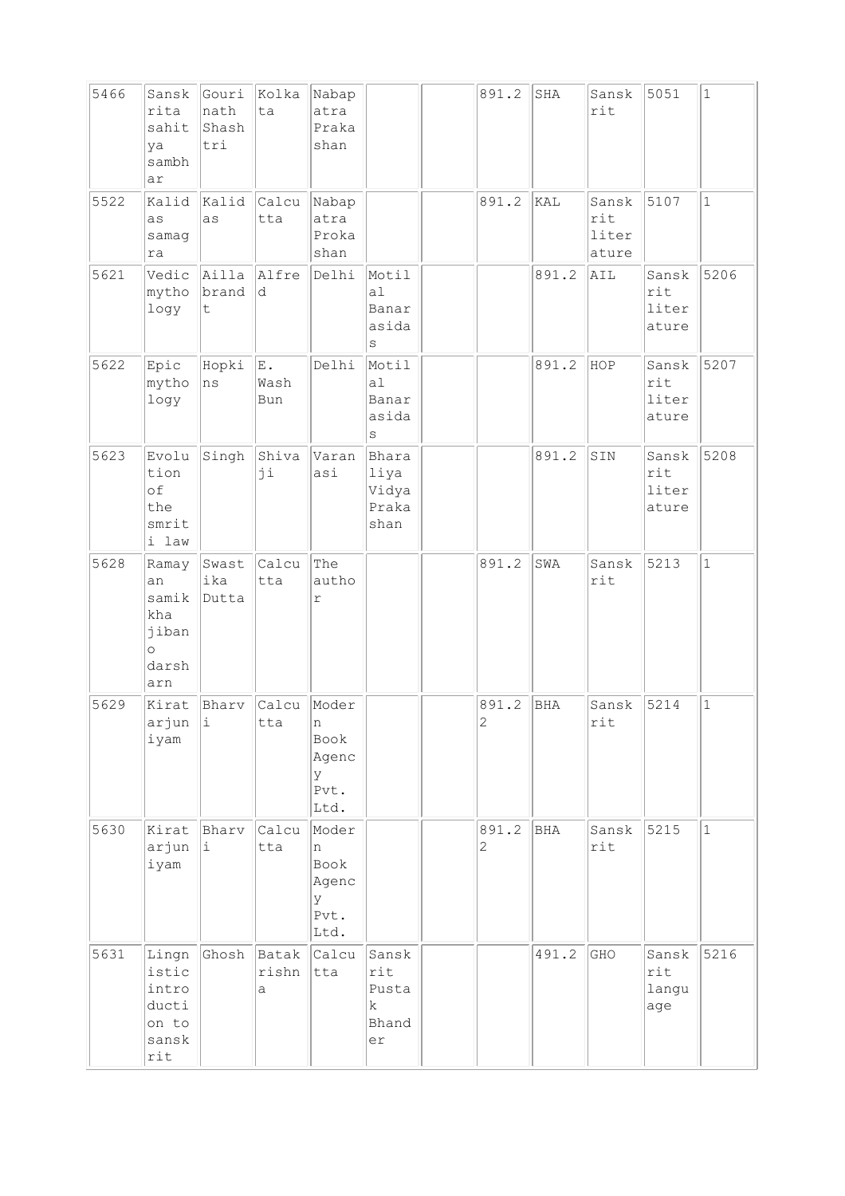| | | | | | | | | | | | |
|---|---|---|---|---|---|---|---|---|---|---|---|
| 5466 | Sanskrita sahitya sambhar | Gourinath Shashtri | Kolkata | Nabapatra Prakashan | | | 891.2 | SHA | Sanskrit | 5051 | 1 |
| 5522 | Kalidas samagra | Kalidas | Calcutta | Nabapatra Prokashan | | | 891.2 | KAL | Sanskrit literature | 5107 | 1 |
| 5621 | Vedic mythology | Aillabrandt | Alfred | Delhi | Motilal Banarasidas | | | 891.2 | AIL | Sanskrit literature | 5206 |
| 5622 | Epic mythology | Hopkins | E. Wash Bun | Delhi | Motilal Banarasidas | | | 891.2 | HOP | Sanskrit literature | 5207 |
| 5623 | Evolution of the smriti law | Singh | Shivaji | Varanasi | Bharaliya Vidya Prakashan | | | 891.2 | SIN | Sanskrit literature | 5208 |
| 5628 | Ramayan samikkha jiban o darsharn | Swastika Dutta | Calcutta | The author | | | 891.2 | SWA | Sanskrit | 5213 | 1 |
| 5629 | Kiratarjuniyam | Bharvi | Calcutta | Modern Book Agency Pvt. Ltd. | | | 891.22 | BHA | Sanskrit | 5214 | 1 |
| 5630 | Kiratarjuniyam | Bharvi | Calcutta | Modern Book Agency Pvt. Ltd. | | | 891.22 | BHA | Sanskrit | 5215 | 1 |
| 5631 | Lingnistic introduction to sanskrit | Ghosh | Batakrishna | Calcutta | Sanskrit Pustak Bhander | | | 491.2 | GHO | Sanskrit language | 5216 |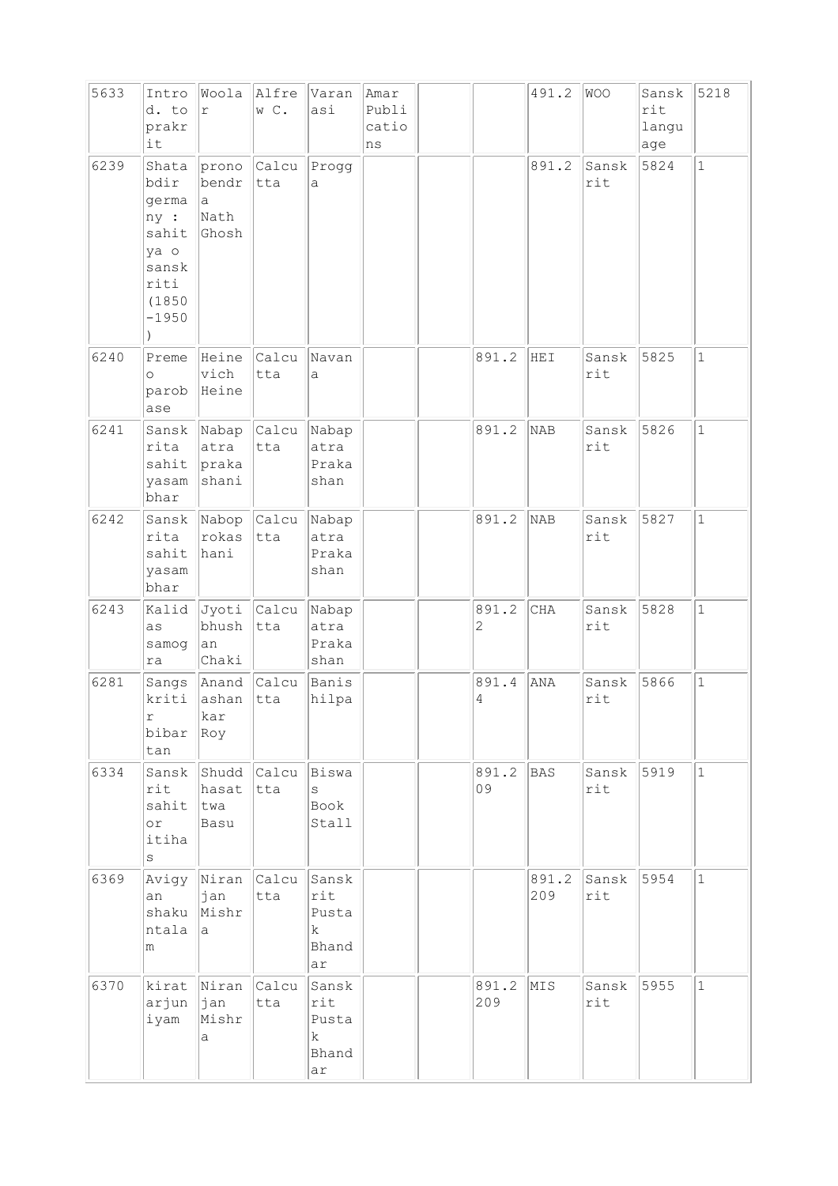| 5633 | Introd. to prakrit | Woolar | Alfrew C. | Varanasi | Amar Publications | | | 491.2 | WOO | Sanskrit language | 5218 |
|---|---|---|---|---|---|---|---|---|---|---|---|
| 6239 | Shatabdir germany : sahitya o sanskriti (1850-1950) | pronobendra Nath Ghosh | Calcutta | Progga | | | | 891.2 | Sanskrit | 5824 | 1 |
| 6240 | Premeo parobase | Heinevich Heine | Calcutta | Navana | | | 891.2 | HEI | Sanskrit | 5825 | 1 |
| 6241 | Sanskrita sahityasambhar | Nabapatra prakashani | Calcutta | Nabapatra Prakashan | | | 891.2 | NAB | Sanskrit | 5826 | 1 |
| 6242 | Sanskrita sahityasambhar | Nabop rokashani | Calcutta | Nabapatra Prakashan | | | 891.2 | NAB | Sanskrit | 5827 | 1 |
| 6243 | Kalidas samogra | Jyotibhushan Chaki | Calcutta | Nabapatra Prakashan | | | 891.22 | CHA | Sanskrit | 5828 | 1 |
| 6281 | Sangskritir bibartan | Anandashankar Roy | Calcutta | Banishilpa | | | 891.44 | ANA | Sanskrit | 5866 | 1 |
| 6334 | Sanskrit sahitor itihas | Shuddhasattwa Basu | Calcutta | Biswas Book Stall | | | 891.209 | BAS | Sanskrit | 5919 | 1 |
| 6369 | Avigyan shakuntalam | Niranjan Mishra | Calcutta | Sanskrit Pustak Bhandar | | | | 891.2209 | Sanskrit | 5954 | 1 |
| 6370 | kiratarjuniyam | Niranjan Mishra | Calcutta | Sanskrit Pustak Bhandar | | | 891.2209 | MIS | Sanskrit | 5955 | 1 |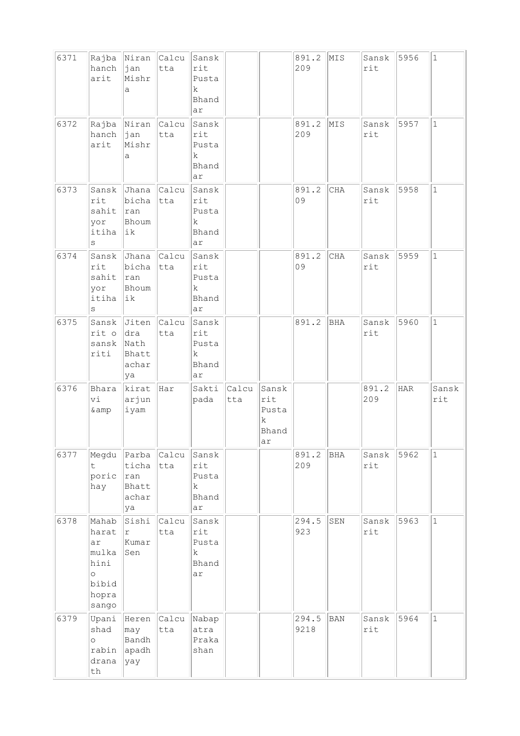| 6371 | Rajbahancharit | Niranjan Mishra | Calcutta | Sanskrit Pustak Bhandar | | | 891.2209 | MIS | Sanskrit | 5956 | 1 |
|---|---|---|---|---|---|---|---|---|---|---|---|
| 6372 | Rajbahancharit | Niranjan Mishra | Calcutta | Sanskrit Pustak Bhandar | | | 891.2209 | MIS | Sanskrit | 5957 | 1 |
| 6373 | Sanskrit sahityor itihas | Jhanabicharan Bhoumik | Calcutta | Sanskrit Pustak Bhandar | | | 891.209 | CHA | Sanskrit | 5958 | 1 |
| 6374 | Sanskrit sahityor itihas | Jhanabicharan Bhoumik | Calcutta | Sanskrit Pustak Bhandar | | | 891.209 | CHA | Sanskrit | 5959 | 1 |
| 6375 | Sanskrit o sanskriti | Jitendra Nath Bhattacharya | Calcutta | Sanskrit Pustak Bhandar | | | 891.2 | BHA | Sanskrit | 5960 | 1 |
| 6376 | Bharavi &amp | kiratarjuniyam | Har | Saktipada | Calcutta | Sanskrit Pustak Bhandar | | | 891.2209 | HAR | Sanskrit |
| 6377 | Megdut porichay | Parbaticharan Bhattacharya | Calcutta | Sanskrit Pustak Bhandar | | | 891.2209 | BHA | Sanskrit | 5962 | 1 |
| 6378 | Mahabharatar mulkahini o bibidhoprasango | Sishir Kumar Sen | Calcutta | Sanskrit Pustak Bhandar | | | 294.5923 | SEN | Sanskrit | 5963 | 1 |
| 6379 | Upanishad o rabindranath | Herenmay Bandhapadhyay | Calcutta | Nabapatra Prakashan | | | 294.59218 | BAN | Sanskrit | 5964 | 1 |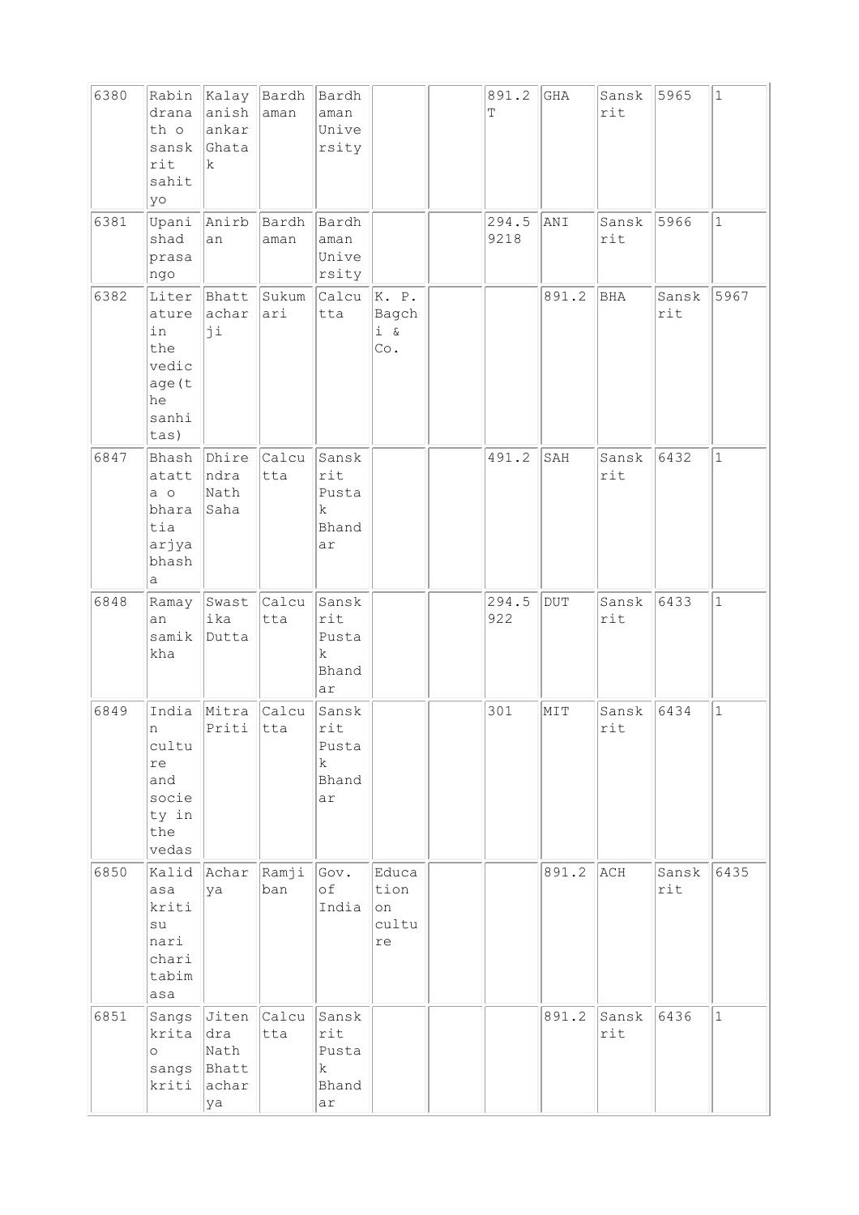| | | | | | | | | | | | |
|---|---|---|---|---|---|---|---|---|---|---|---|
| 6380 | Rabindranath o sanskrit sahityo | Kalayanishankar Ghatak | Bardhaman | Bardhaman University | | | 891.2T | GHA | Sanskrit | 5965 | 1 |
| 6381 | Upanishad prasango | Anirban | Bardhaman | Bardhaman University | | | 294.59218 | ANI | Sanskrit | 5966 | 1 |
| 6382 | Literature in the vedic age(the sanhitas) | Bhattacharji | Sukumari | Calcutta | K. P. Bagchi & Co. | | | 891.2 | BHA | Sanskrit | 5967 |
| 6847 | Bhashatatta o bharatia arjya bhasha | Dhirendra Nath Saha | Calcutta | Sanskrit Pustak Bhandar | | | 491.2 | SAH | Sanskrit | 6432 | 1 |
| 6848 | Ramayan samikkha | Swastika Dutta | Calcutta | Sanskrit Pustak Bhandar | | | 294.5922 | DUT | Sanskrit | 6433 | 1 |
| 6849 | Indian culture and society in the vedas | Mitra Priti | Calcutta | Sanskrit Pustak Bhandar | | | 301 | MIT | Sanskrit | 6434 | 1 |
| 6850 | Kalidasa kriti su nari charitabimasa | Acharya | Ramjiban | Gov. of India | Education on culture | | | 891.2 | ACH | Sanskrit | 6435 |
| 6851 | Sangskrita o sangskriti | Jitendra Nath Bhattacharya | Calcutta | Sanskrit Pustak Bhandar | | | | 891.2 | Sanskrit | 6436 | 1 |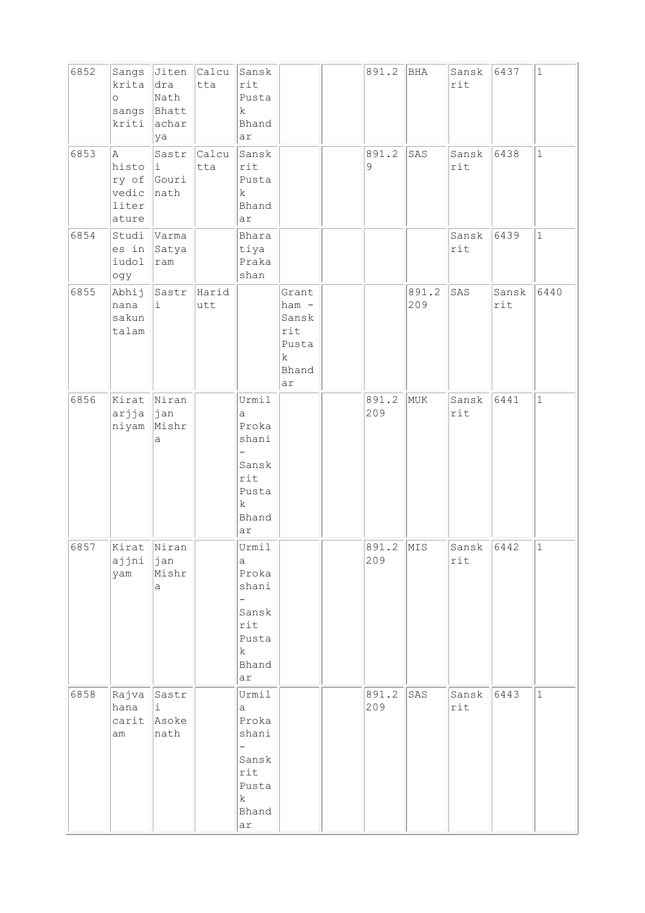| | | | | | | | | | | | |
|---|---|---|---|---|---|---|---|---|---|---|---|
| 6852 | Sangskrita o sangskriti | Jitendra Nath Bhattacharya | Calcutta | Sanskrit Pustak Bhandar | | | 891.2 | BHA | Sanskrit | 6437 | 1 |
| 6853 | A history of vedic literature | Sastri Gourinath | Calcutta | Sanskrit Pustak Bhandar | | | 891.29 | SAS | Sanskrit | 6438 | 1 |
| 6854 | Studies in iudology | Varma Satyaram | | Bharatiya Prakashan | | | | | Sanskrit | 6439 | 1 |
| 6855 | Abhijnana sakuntalam | Sastri | Haridutt | | Grantham - Sanskrit Pustak Bhandar | | | 891.2209 | SAS | Sanskrit | 6440 |
| 6856 | Kiratarjjaniyam | Niranjan Mishra | | Urmila Prokashani - Sanskrit Pustak Bhandar | | | 891.2209 | MUK | Sanskrit | 6441 | 1 |
| 6857 | Kiratajjniyam | Niranjan Mishra | | Urmila Prokashani - Sanskrit Pustak Bhandar | | | 891.2209 | MIS | Sanskrit | 6442 | 1 |
| 6858 | Rajvahana caritam | Sastri Asokenath | | Urmila Prokashani - Sanskrit Pustak Bhandar | | | 891.2209 | SAS | Sanskrit | 6443 | 1 |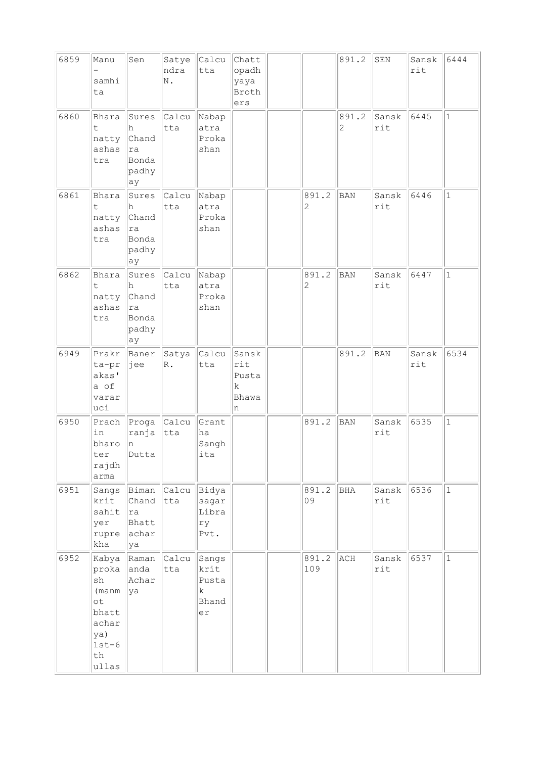| | | | | | | | | | | | |
|---|---|---|---|---|---|---|---|---|---|---|---|
| 6859 | Manu-samhita | Sen | Satyendra N. | Calcutta | Chattopadhyaya Brothers | | | 891.2 | SEN | Sanskrit | 6444 |
| 6860 | Bharat natty ashastra | Suresh Chandra Bondapadhyay | Calcutta | Nabapatra Prokashan | | | | 891.22 | Sanskrit | 6445 | 1 |
| 6861 | Bharat natty ashastra | Suresh Chandra Bondapadhyay | Calcutta | Nabapatra Prokashan | | | 891.22 | BAN | Sanskrit | 6446 | 1 |
| 6862 | Bharat natty ashastra | Suresh Chandra Bondapadhyay | Calcutta | Nabapatra Prokashan | | | 891.22 | BAN | Sanskrit | 6447 | 1 |
| 6949 | Prakrta-prakas'a of vararuci | Banerjee | Satya R. | Calcutta | Sanskrit Pustak Bhawan | | | 891.2 | BAN | Sanskrit | 6534 |
| 6950 | Prachin bharoter rajdharma | Progaranjan Dutta | Calcutta | Grantha Sanghita | | | 891.2 | BAN | Sanskrit | 6535 | 1 |
| 6951 | Sangskrit sahityer ruprekha | Biman Chandra Bhattacharya | Calcutta | Bidyasagar Library Pvt. | | | 891.209 | BHA | Sanskrit | 6536 | 1 |
| 6952 | Kabyaprokash (manmot bhattacharya) 1st-6th ullas | Ramananda Acharya | Calcutta | Sangskrit Pustak Bhander | | | 891.2109 | ACH | Sanskrit | 6537 | 1 |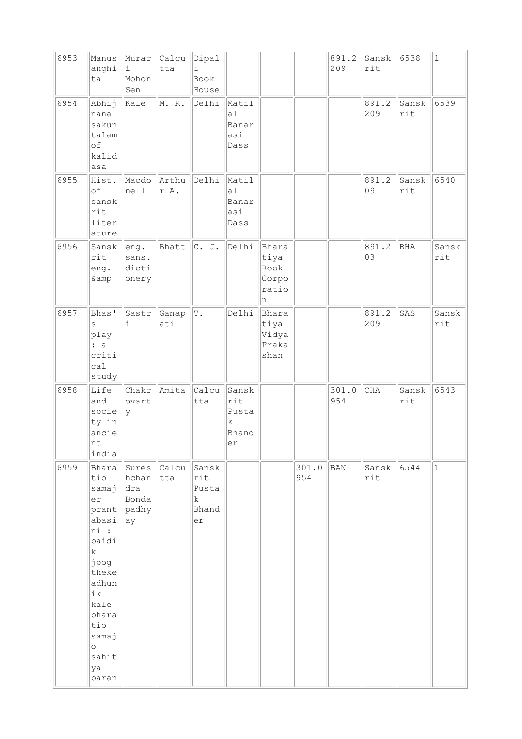| 6953 | Manusanghita | Murari Mohon Sen | Calcutta | Dipali Book House | | | | 891.2209 | Sanskrit | 6538 | 1 |
|---|---|---|---|---|---|---|---|---|---|---|---|
| 6954 | Abhijnana sakuntalam of kalidasa | Kale | M. R. | Delhi | Matilal Banarasi Dass | | | | 891.2209 | Sanskrit | 6539 |
| 6955 | Hist. of sanskrit literature | Macdonell | Arthur A. | Delhi | Matilal Banarasi Dass | | | | 891.209 | Sanskrit | 6540 |
| 6956 | Sanskrit eng. &amp | eng. sans. dictionery | Bhatt | C. J. | Delhi | Bharatiya Book Corporation | | | 891.203 | BHA | Sanskrit |
| 6957 | Bhas's play : a critical study | Sastri | Ganapati | T. | Delhi | Bharatiya Vidya Prakashan | | | 891.2209 | SAS | Sanskrit |
| 6958 | Life and society in ancient india | Chakrovarty | Amita | Calcutta | Sanskrit Pustak Bhander | | | 301.0954 | CHA | Sanskrit | 6543 |
| 6959 | Bharatio samajer prantabasini : baidik joog theke adhunik kale bharatio samajo sahitya baran | Sureshchandra Bondapadhyay | Calcutta | Sanskrit Pustak Bhander | | | 301.0954 | BAN | Sanskrit | 6544 | 1 |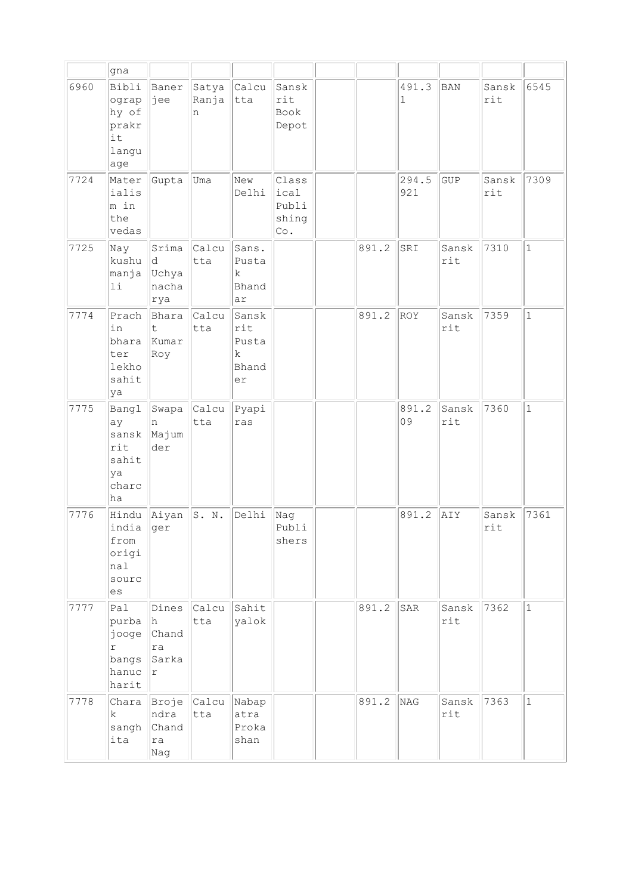| | | | | | | | | | | | |
|---|---|---|---|---|---|---|---|---|---|---|---|
| | gna | | | | | | | | | | |
| 6960 | Bibliography of prakrit language | Banerjee | Satya Ranjan | Calcutta | Sanskrit Book Depot | | | 491.31 | BAN | Sanskrit | 6545 |
| 7724 | Materialism in the vedas | Gupta | Uma | New Delhi | Classical Publishing Co. | | | 294.5921 | GUP | Sanskrit | 7309 |
| 7725 | Nay kushu manjali | Srimad Uchyanacharya | Calcutta | Sans. Pustak Bhandar | | | 891.2 | SRI | Sanskrit | 7310 | 1 |
| 7774 | Prachin bharater lekho sahitya | Bharat Kumar Roy | Calcutta | Sanskrit Pustak Bhander | | | 891.2 | ROY | Sanskrit | 7359 | 1 |
| 7775 | Banglay sanskrit sahitya charcha | Swapan Majumder | Calcutta | Pyapiras | | | | 891.209 | Sanskrit | 7360 | 1 |
| 7776 | Hindu india from original sources | Aiyanger | S. N. | Delhi | Nag Publishers | | | 891.2 | AIY | Sanskrit | 7361 |
| 7777 | Pal purba jooger bangs hanucharit | Dinesh Chandra Sarkar | Calcutta | Sahityalok | | | 891.2 | SAR | Sanskrit | 7362 | 1 |
| 7778 | Charak sanghita | Brojendra Chandra Nag | Calcutta | Nabapatra Prokashan | | | 891.2 | NAG | Sanskrit | 7363 | 1 |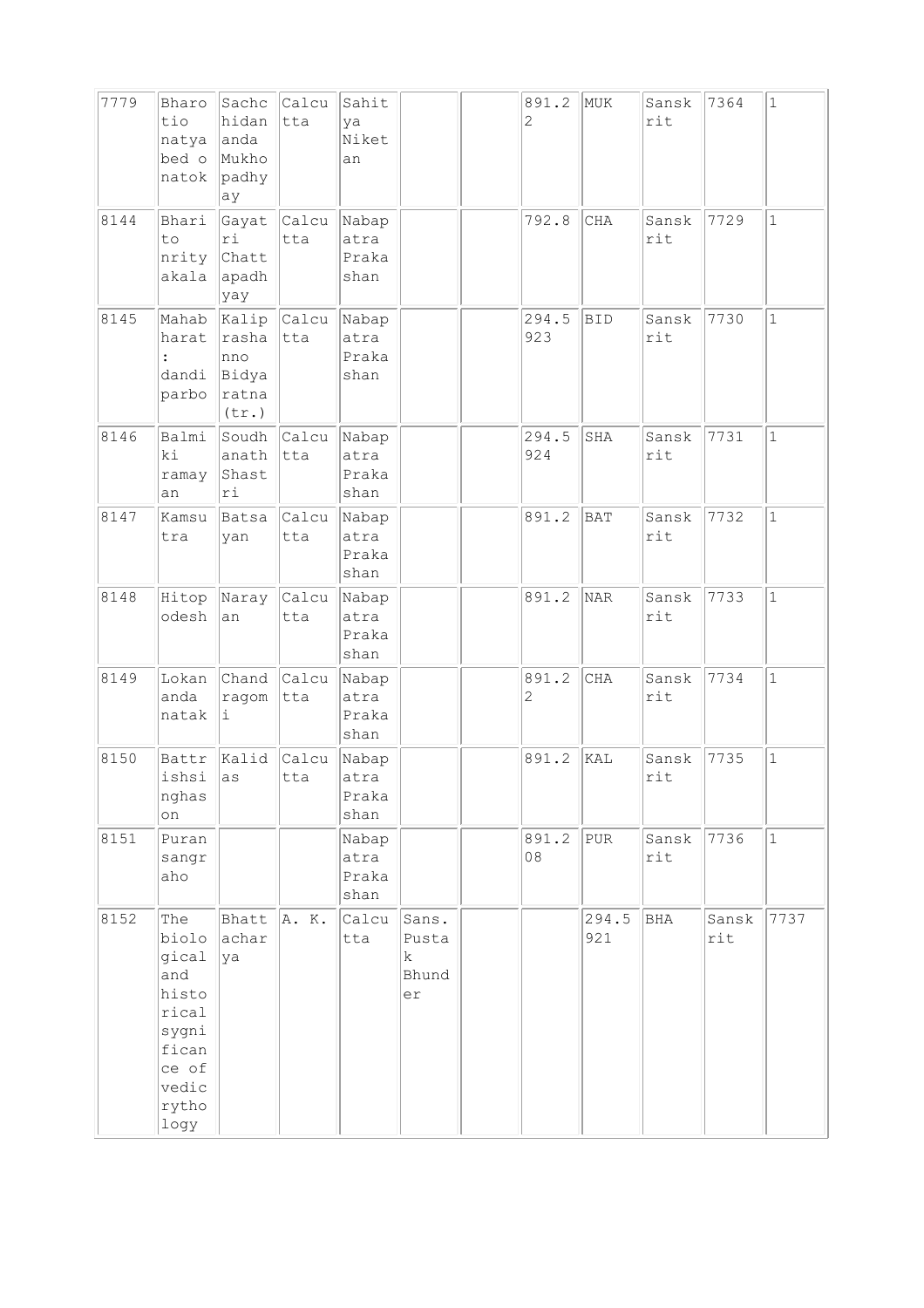| 7779 | Bharotio natya bed o natok | Sachchidananda Mukhopadhyay | Calcutta | Sahitya Niketan | | | 891.22 | MUK | Sanskrit | 7364 | 1 |
|---|---|---|---|---|---|---|---|---|---|---|---|
| 8144 | Bharito nrityakala | Gayatri Chattapadhyay | Calcutta | Nabapatra Prakashan | | | 792.8 | CHA | Sanskrit | 7729 | 1 |
| 8145 | Mahabharat : dandi parbo | Kaliprasanno Bidyaratna (tr.) | Calcutta | Nabapatra Prakashan | | | 294.5923 | BID | Sanskrit | 7730 | 1 |
| 8146 | Balmiki ramayan | Soudhanath Shastri | Calcutta | Nabapatra Prakashan | | | 294.5924 | SHA | Sanskrit | 7731 | 1 |
| 8147 | Kamsutra | Batsayan | Calcutta | Nabapatra Prakashan | | | 891.2 | BAT | Sanskrit | 7732 | 1 |
| 8148 | Hitopodesh | Narayan | Calcutta | Nabapatra Prakashan | | | 891.2 | NAR | Sanskrit | 7733 | 1 |
| 8149 | Lokananda natak | Chandragomi | Calcutta | Nabapatra Prakashan | | | 891.22 | CHA | Sanskrit | 7734 | 1 |
| 8150 | Battrishsinghason | Kalidas | Calcutta | Nabapatra Prakashan | | | 891.2 | KAL | Sanskrit | 7735 | 1 |
| 8151 | Puransangraho | | | Nabapatra Prakashan | | | 891.208 | PUR | Sanskrit | 7736 | 1 |
| 8152 | The biological and historical sygnificance of vedic rythology | Bhattacharya | A. K. | Calcutta | Sans. Pustak Bhunder | | | 294.5921 | BHA | Sanskrit | 7737 |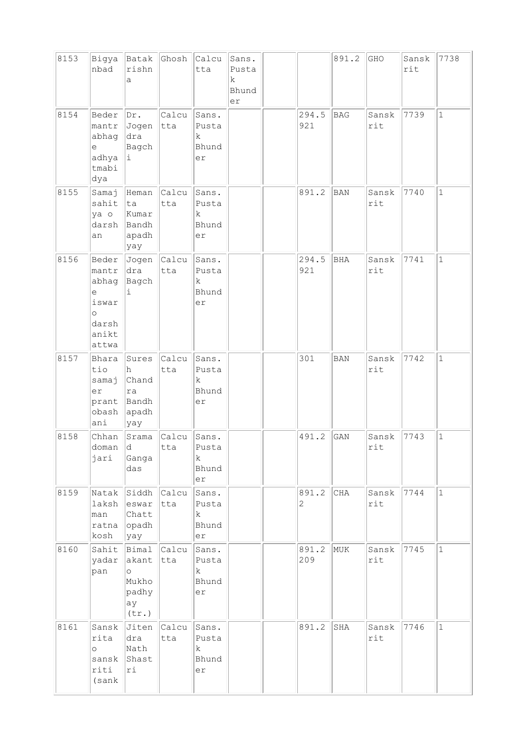| | | | | | | | | | | | |
|---|---|---|---|---|---|---|---|---|---|---|---|
| 8153 | Bigyanbad | Batakrishna | Ghosh | Calcutta | Sans. Pustak Bhunder | | | 891.2 | GHO | Sanskrit | 7738 |
| 8154 | Bedermantrabhage adhyatmabidya | Dr. Jogendra Bagchi | Calcutta | Sans. Pustak Bhunder | | | 294.5921 | BAG | Sanskrit | 7739 | 1 |
| 8155 | Samaj sahitya o darshan | Hemanta Kumar Bandhapadhyay | Calcutta | Sans. Pustak Bhunder | | | 891.2 | BAN | Sanskrit | 7740 | 1 |
| 8156 | Bedermantrabhage iswar o darshaniktattwa | Jogendra Bagchi | Calcutta | Sans. Pustak Bhunder | | | 294.5921 | BHA | Sanskrit | 7741 | 1 |
| 8157 | Bharatio samajer prantobashani | Suresh Chandra Bandhapadhyay | Calcutta | Sans. Pustak Bhunder | | | 301 | BAN | Sanskrit | 7742 | 1 |
| 8158 | Chhandomanjari | Sramad Gangadas | Calcutta | Sans. Pustak Bhunder | | | 491.2 | GAN | Sanskrit | 7743 | 1 |
| 8159 | Natak lakshman ratnakosh | Siddheswar Chattopadhyay | Calcutta | Sans. Pustak Bhunder | | | 891.22 | CHA | Sanskrit | 7744 | 1 |
| 8160 | Sahityadarpan | Bimalakanto Mukhopadhyay (tr.) | Calcutta | Sans. Pustak Bhunder | | | 891.2209 | MUK | Sanskrit | 7745 | 1 |
| 8161 | Sanskrita o sanskriti (sank | Jitendra Nath Shastri | Calcutta | Sans. Pustak Bhunder | | | 891.2 | SHA | Sanskrit | 7746 | 1 |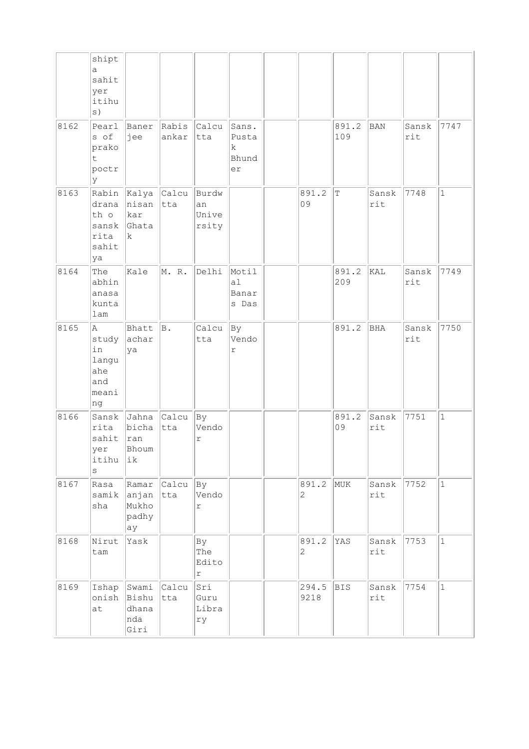| | shipta sahityer itihus) | | | | | | | | | | |
|---|---|---|---|---|---|---|---|---|---|---|---|
| 8162 | Pearls of prakot poctry | Banerjee | Rabisankar | Calcutta | Sans. Pustak Bhunder | | | 891.2109 | BAN | Sanskrit | 7747 |
| 8163 | Rabindranath o sanskrita sahitya | Kalyanisankar Ghatak | Calcutta | Burdwan University | | | 891.209 | T | Sanskrit | 7748 | 1 |
| 8164 | The abhinanasakuntalam | Kale | M. R. | Delhi | Motilal Banars Das | | | 891.2209 | KAL | Sanskrit | 7749 |
| 8165 | A study in languahe and meaning | Bhattacharya | B. | Calcutta | By Vendor | | | 891.2 | BHA | Sanskrit | 7750 |
| 8166 | Sanskrita sahityer itihus | Jahnabicharan Bhoumik | Calcutta | By Vendor | | | | 891.209 | Sanskrit | 7751 | 1 |
| 8167 | Rasa samiksha | Ramaranjan Mukhopadhyay | Calcutta | By Vendor | | | 891.22 | MUK | Sanskrit | 7752 | 1 |
| 8168 | Nirut tam | Yask | | By The Editor | | | 891.22 | YAS | Sanskrit | 7753 | 1 |
| 8169 | Ishaponishat | Swami Bishudhananda Giri | Calcutta | Sri Guru Library | | | 294.59218 | BIS | Sanskrit | 7754 | 1 |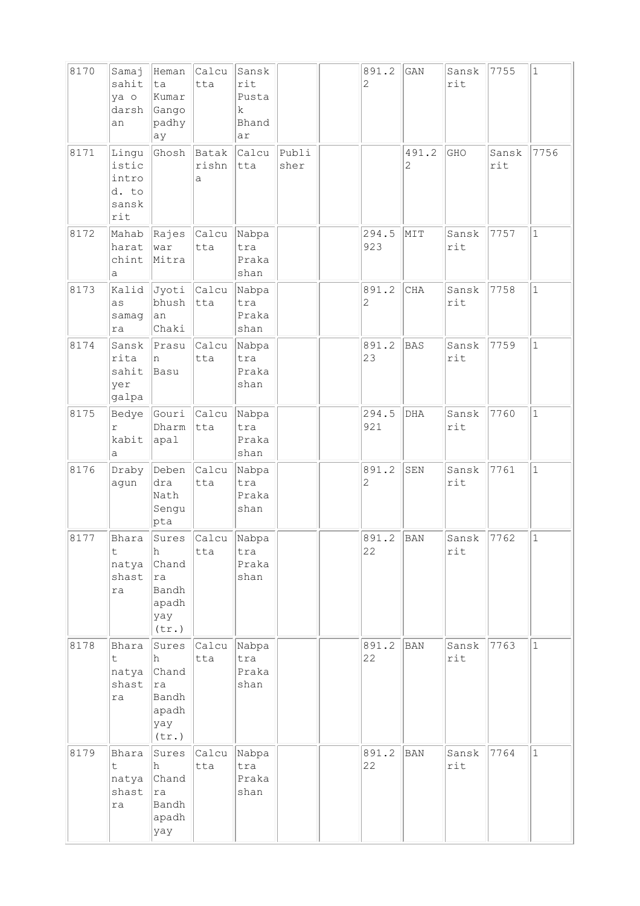| | | | | | | | | | | | |
|---|---|---|---|---|---|---|---|---|---|---|---|
| 8170 | Samaj sahitya o darshan | Hemanta Kumar Gangopadhyay | Calcutta | Sanskrit Pustak Bhandar | | | 891.22 | GAN | Sanskrit | 7755 | 1 |
| 8171 | Linguistic introd. to sanskrit | Ghosh | Batakrishna | Calcutta | Publisher | | | 491.22 | GHO | Sanskrit | 7756 |
| 8172 | Mahabharat chinta | Rajeswar Mitra | Calcutta | Nabpatra Prakashan | | | 294.5923 | MIT | Sanskrit | 7757 | 1 |
| 8173 | Kalidas samagra | Jyotibhushan Chaki | Calcutta | Nabpatra Prakashan | | | 891.22 | CHA | Sanskrit | 7758 | 1 |
| 8174 | Sanskrita sahityer galpa | Prasun Basu | Calcutta | Nabpatra Prakashan | | | 891.223 | BAS | Sanskrit | 7759 | 1 |
| 8175 | Bedyer kabita | Gouri Dharmapal | Calcutta | Nabpatra Prakashan | | | 294.5921 | DHA | Sanskrit | 7760 | 1 |
| 8176 | Drabyagun | Debendra Nath Sengupta | Calcutta | Nabpatra Prakashan | | | 891.22 | SEN | Sanskrit | 7761 | 1 |
| 8177 | Bharat natyashastra | Suresh Chandra Bandhapadhyay (tr.) | Calcutta | Nabpatra Prakashan | | | 891.222 | BAN | Sanskrit | 7762 | 1 |
| 8178 | Bharat natyashastra | Suresh Chandra Bandhapadhyay (tr.) | Calcutta | Nabpatra Prakashan | | | 891.222 | BAN | Sanskrit | 7763 | 1 |
| 8179 | Bharat natyashastra | Suresh Chandra Bandhapadhyay | Calcutta | Nabpatra Prakashan | | | 891.222 | BAN | Sanskrit | 7764 | 1 |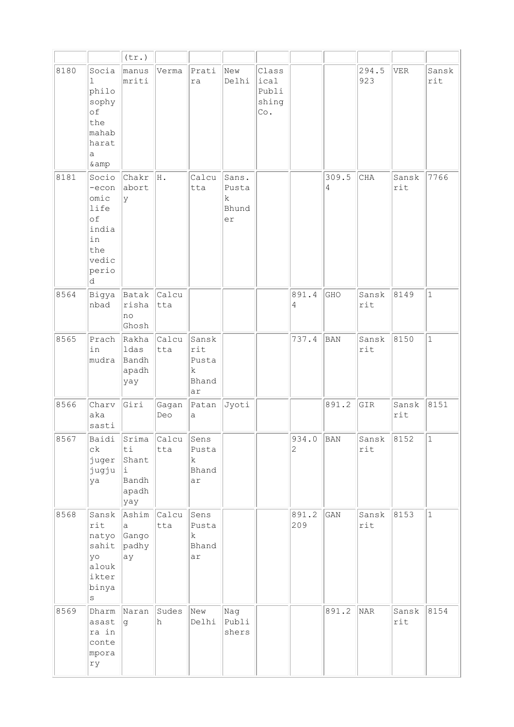| | | (tr.) | | | | | | | | | |
|---|---|---|---|---|---|---|---|---|---|---|---|
| 8180 | Social philosophy of the mahabharata &amp | manusmriti | Verma | Pratira | New Delhi | Classical Publishing Co. | | | 294.5923 | VER | Sanskrit |
| 8181 | Socio-economic life of india in the vedic period | Chakraborty | H. | Calcutta | Sans. Pustak Bhunder | | | 309.54 | CHA | Sanskrit | 7766 |
| 8564 | Bigyanbad | Batakrisha no Ghosh | Calcutta | | | | 891.44 | GHO | Sanskrit | 8149 | 1 |
| 8565 | Prachin mudra | Rakhaldas Bandhapadhyay | Calcutta | Sanskrit Pustak Bhandar | | | 737.4 | BAN | Sanskrit | 8150 | 1 |
| 8566 | Charvaka sasti | Giri | Gagan Deo | Patana | Jyoti | | | 891.2 | GIR | Sanskrit | 8151 |
| 8567 | Baidick juger jugjuya | Srimati Shanti Bandhapadhyay | Calcutta | Sens Pustak Bhandar | | | 934.02 | BAN | Sanskrit | 8152 | 1 |
| 8568 | Sanskrit natyo sahityo aloukikter binyas | Ashima Gangopadhyay | Calcutta | Sens Pustak Bhandar | | | 891.2209 | GAN | Sanskrit | 8153 | 1 |
| 8569 | Dharmasastra in contemporary | Narang | Sudesh | New Delhi | Nag Publishers | | | 891.2 | NAR | Sanskrit | 8154 |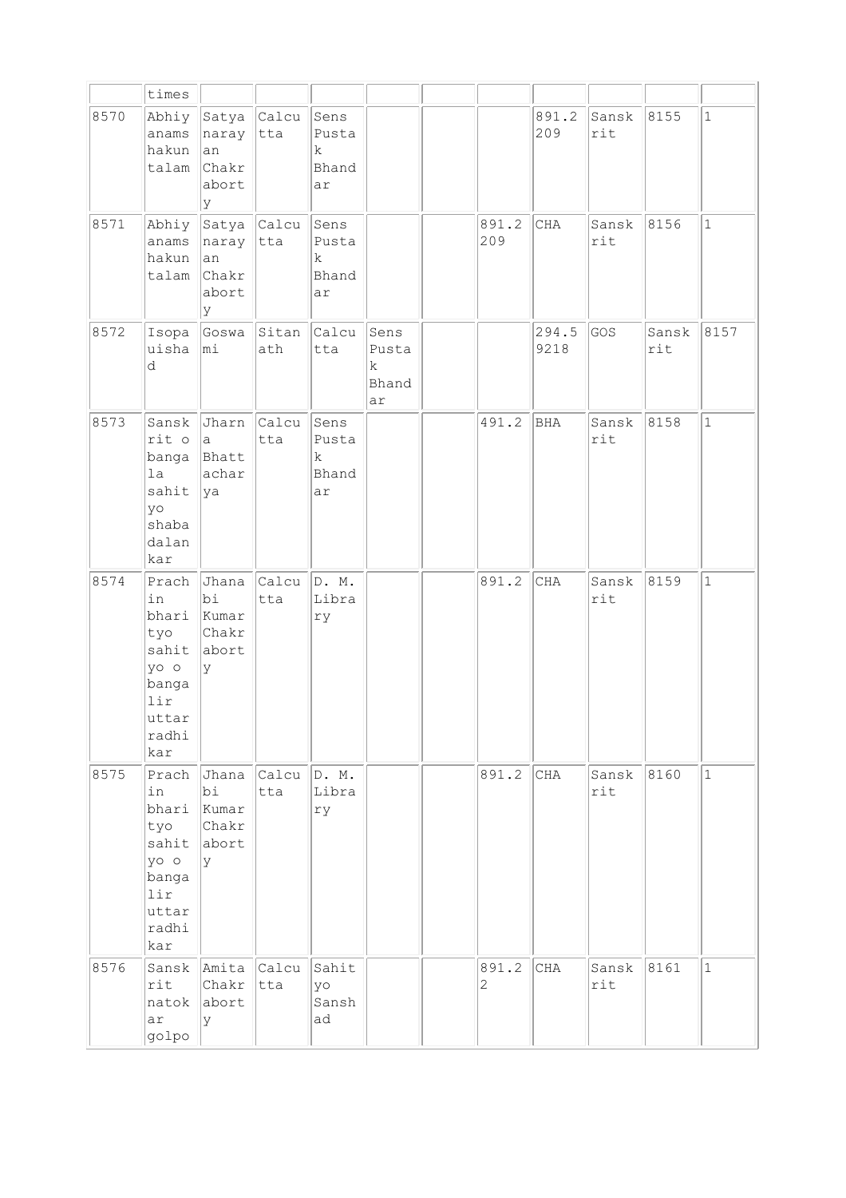| | times | | | | | | | | | | |
|---|---|---|---|---|---|---|---|---|---|---|---|
| 8570 | Abhiyanamshakuntalam | Satyanarayan Chakraborty | Calcutta | Sens Pustak Bhandar | | | | 891.2209 | Sanskrit | 8155 | 1 |
| 8571 | Abhiyanamshakuntalam | Satyanarayan Chakraborty | Calcutta | Sens Pustak Bhandar | | | 891.2209 | CHA | Sanskrit | 8156 | 1 |
| 8572 | Isopauishad | Goswami | Sitanath | Calcutta | Sens Pustak Bhandar | | | 294.59218 | GOS | Sanskrit | 8157 |
| 8573 | Sanskrit o bangla sahityo shabadalankar | Jharna Bhattacharya | Calcutta | Sens Pustak Bhandar | | | 491.2 | BHA | Sanskrit | 8158 | 1 |
| 8574 | Prachin bharityo sahityo o banglir uttarradhikar | Jhanabi Kumar Chakraborty | Calcutta | D. M. Library | | | 891.2 | CHA | Sanskrit | 8159 | 1 |
| 8575 | Prachin bharityo sahityo o banglir uttarradhikar | Jhanabi Kumar Chakraborty | Calcutta | D. M. Library | | | 891.2 | CHA | Sanskrit | 8160 | 1 |
| 8576 | Sanskrit natokar golpo | Amita Chakraborty | Calcutta | Sahityo Sanshad | | | 891.22 | CHA | Sanskrit | 8161 | 1 |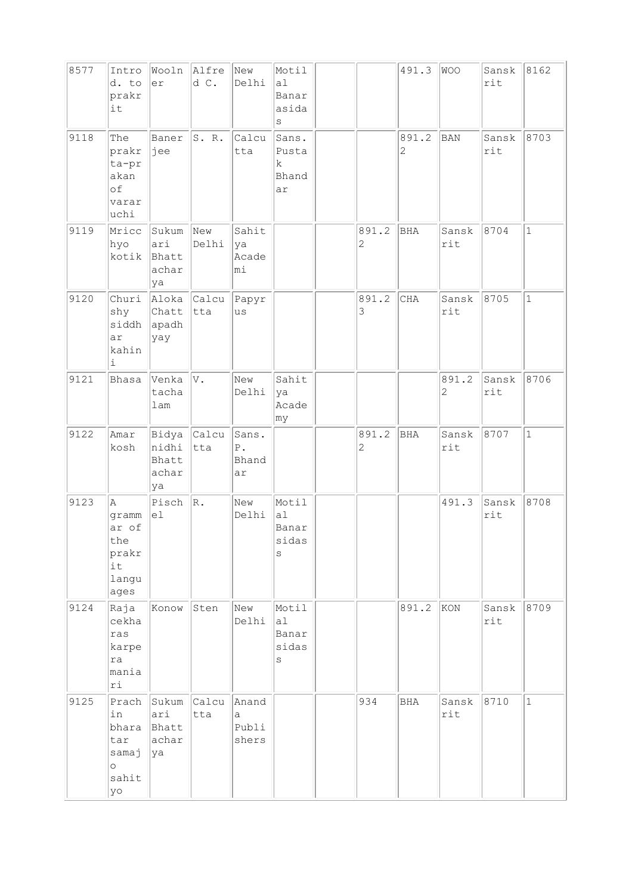| 8577 | Introd. to prakrit | Woolner | Alfred C. | New Delhi | Motilal Banarasidas | | | 491.3 | WOO | Sanskrit | 8162 |
|---|---|---|---|---|---|---|---|---|---|---|---|
| 9118 | The prakrta-prakan of vararuchi | Banerjee | S. R. | Calcutta | Sans. Pustak Bhandar | | | 891.22 | BAN | Sanskrit | 8703 |
| 9119 | Mricchyo kotik | Sukumari Bhattacharya | New Delhi | Sahitya Academi | | | 891.22 | BHA | Sanskrit | 8704 | 1 |
| 9120 | Churishy siddhar kahini | Aloka Chattapadhyay | Calcutta | Papyrus | | | 891.23 | CHA | Sanskrit | 8705 | 1 |
| 9121 | Bhasa | Venkatachalam | V. | New Delhi | Sahitya Academy | | | | 891.22 | Sanskrit | 8706 |
| 9122 | Amarkosh | Bidyanidhi Bhattacharya | Calcutta | Sans. P. Bhandar | | | 891.22 | BHA | Sanskrit | 8707 | 1 |
| 9123 | A grammar of the prakrit languages | Pischel | R. | New Delhi | Motilal Banarsidass | | | | 491.3 | Sanskrit | 8708 |
| 9124 | Raja cekharas karpera maniari | Konow | Sten | New Delhi | Motilal Banarsidass | | | 891.2 | KON | Sanskrit | 8709 |
| 9125 | Prachin bharatar samajo sahityo | Sukumari Bhattacharya | Calcutta | Ananda Publishers | | | 934 | BHA | Sanskrit | 8710 | 1 |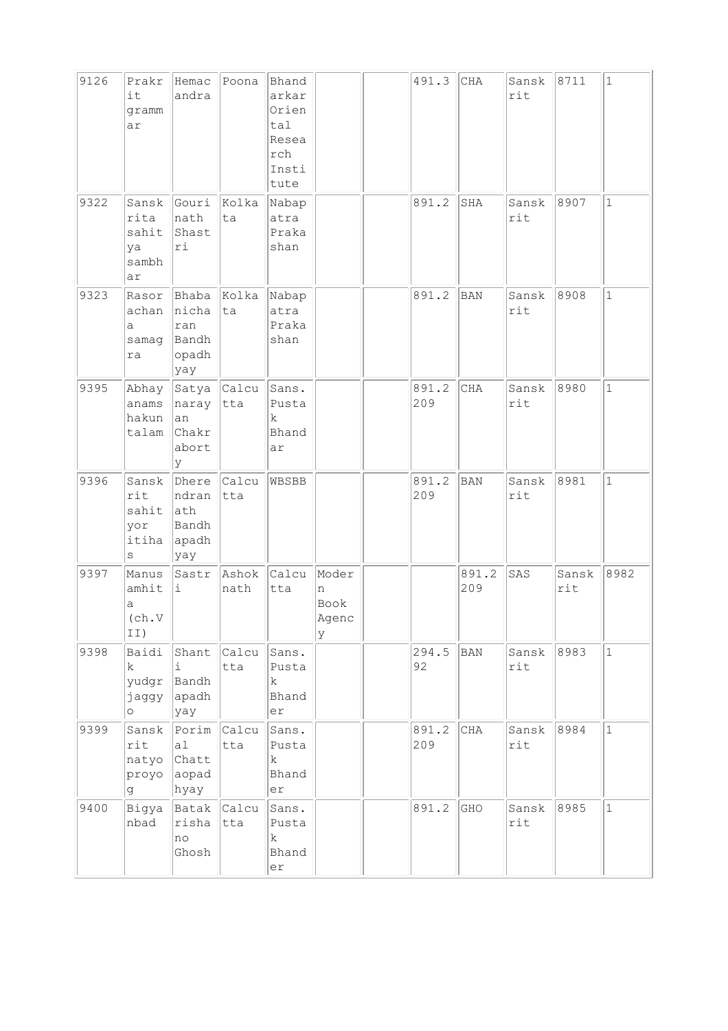| 9126 | Prakrit grammar | Hemacandra | Poona | Bhandarkar Oriental Research Institute | | | 491.3 | CHA | Sanskrit | 8711 | 1 |
|---|---|---|---|---|---|---|---|---|---|---|---|
| 9322 | Sanskrita sahitya sambhar | Gourinath Shastri | Kolkata | Nabapatra Prakashan | | | 891.2 | SHA | Sanskrit | 8907 | 1 |
| 9323 | Rasorachana samagra | Bhabanicharan Bandhopadhyay | Kolkata | Nabapatra Prakashan | | | 891.2 | BAN | Sanskrit | 8908 | 1 |
| 9395 | Abhayanamshakuntalam | Satyanarayan Chakraborty | Calcutta | Sans. Pustak Bhandar | | | 891.2 209 | CHA | Sanskrit | 8980 | 1 |
| 9396 | Sanskrit sahityor itihas | Dherendranath Bandhapadhyay | Calcutta | WBSBB | | | 891.2 209 | BAN | Sanskrit | 8981 | 1 |
| 9397 | Manusamhita (ch.VII) | Sastri | Ashoknath | Calcutta | Modern Book Agency | | | 891.2 209 | SAS | Sanskrit | 8982 |
| 9398 | Baidik yudgrjaggyo | Shanti Bandhapadhyay | Calcutta | Sans. Pustak Bhander | | | 294.5 92 | BAN | Sanskrit | 8983 | 1 |
| 9399 | Sanskrit natyoproyog | Porimal Chattaopadhyay | Calcutta | Sans. Pustak Bhander | | | 891.2 209 | CHA | Sanskrit | 8984 | 1 |
| 9400 | Bigyanbad | Batakrishano Ghosh | Calcutta | Sans. Pustak Bhander | | | 891.2 | GHO | Sanskrit | 8985 | 1 |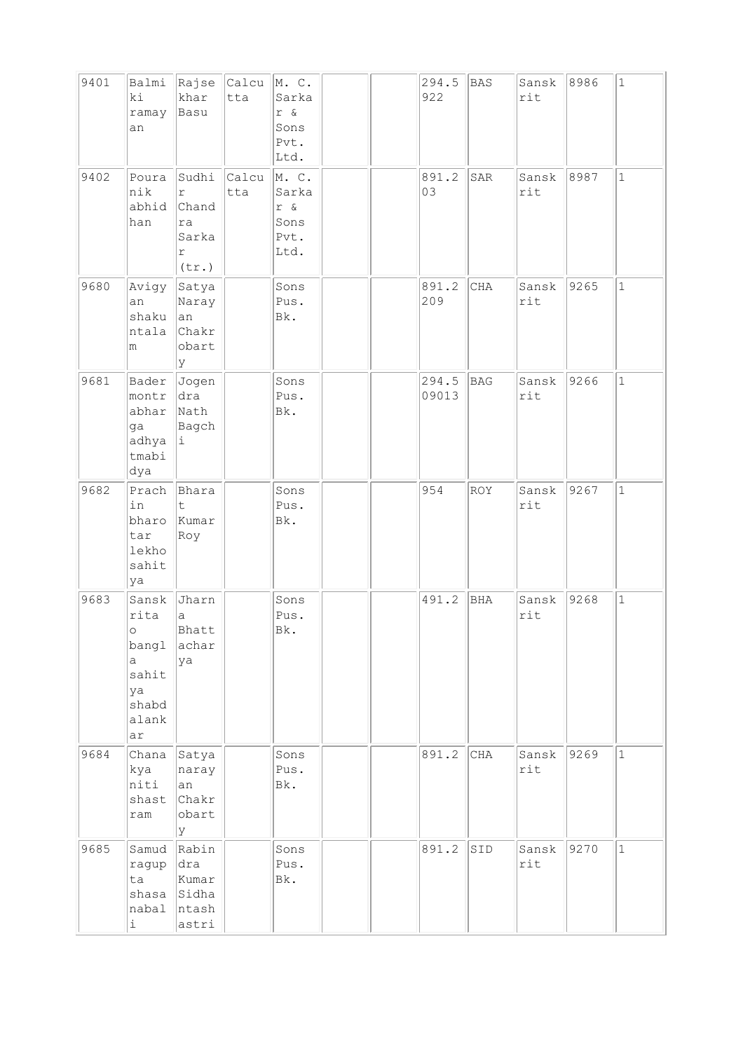| 9401 | Balmiki ramayan | Rajsekhar Basu | Calcutta | M. C. Sarkar & Sons Pvt. Ltd. | | | 294.5922 | BAS | Sanskrit | 8986 | 1 |
|---|---|---|---|---|---|---|---|---|---|---|---|
| 9402 | Pouranik abhidhan | Sudhir Chandra Sarkar (tr.) | Calcutta | M. C. Sarkar & Sons Pvt. Ltd. | | | 891.203 | SAR | Sanskrit | 8987 | 1 |
| 9680 | Avigyan shakuntalam | Satya Narayan Chakrobarty | | Sons Pus. Bk. | | | 891.2209 | CHA | Sanskrit | 9265 | 1 |
| 9681 | Badermontrabharga adhyatmabidya | Jogendra Nath Bagchi | | Sons Pus. Bk. | | | 294.509013 | BAG | Sanskrit | 9266 | 1 |
| 9682 | Prachin bharotar lekho sahitya | Bharat Kumar Roy | | Sons Pus. Bk. | | | 954 | ROY | Sanskrit | 9267 | 1 |
| 9683 | Sanskrita o bangla sahitya shabdalankar | Jharna Bhattacharya | | Sons Pus. Bk. | | | 491.2 | BHA | Sanskrit | 9268 | 1 |
| 9684 | Chanakya niti shastram | Satyanarayan Chakrobarty | | Sons Pus. Bk. | | | 891.2 | CHA | Sanskrit | 9269 | 1 |
| 9685 | Samudragupta shasanabali | Rabindra Kumar Sidhantashastri | | Sons Pus. Bk. | | | 891.2 | SID | Sanskrit | 9270 | 1 |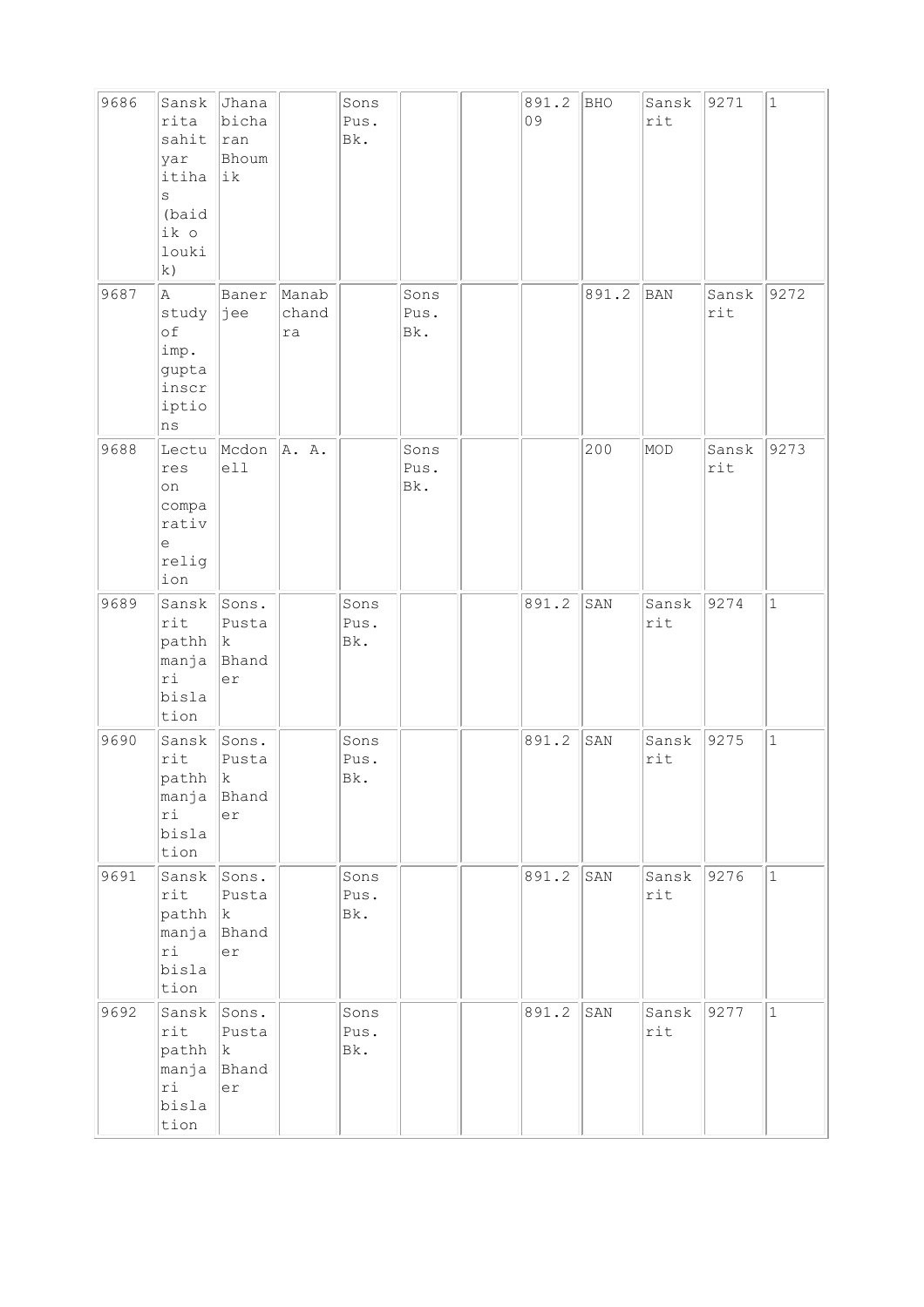| 9686 | Sanskrita sahityar itihas (baidik o loukik) | Jhanabicharan Bhoumik | | Sons Pus. Bk. | | | 891.209 | BHO | Sanskrit | 9271 | 1 |
|---|---|---|---|---|---|---|---|---|---|---|---|
| 9687 | A study of imp. gupta inscriptions | Banerjee | Manabchandra | | Sons Pus. Bk. | | | 891.2 | BAN | Sanskrit | 9272 |
| 9688 | Lectures on comparative religion | Mcdonell | A. A. | | Sons Pus. Bk. | | | 200 | MOD | Sanskrit | 9273 |
| 9689 | Sanskrit pathh manjari bislation | Sons. Pustak Bhander | | Sons Pus. Bk. | | | 891.2 | SAN | Sanskrit | 9274 | 1 |
| 9690 | Sanskrit pathh manjari bislation | Sons. Pustak Bhander | | Sons Pus. Bk. | | | 891.2 | SAN | Sanskrit | 9275 | 1 |
| 9691 | Sanskrit pathh manjari bislation | Sons. Pustak Bhander | | Sons Pus. Bk. | | | 891.2 | SAN | Sanskrit | 9276 | 1 |
| 9692 | Sanskrit pathh manjari bislation | Sons. Pustak Bhander | | Sons Pus. Bk. | | | 891.2 | SAN | Sanskrit | 9277 | 1 |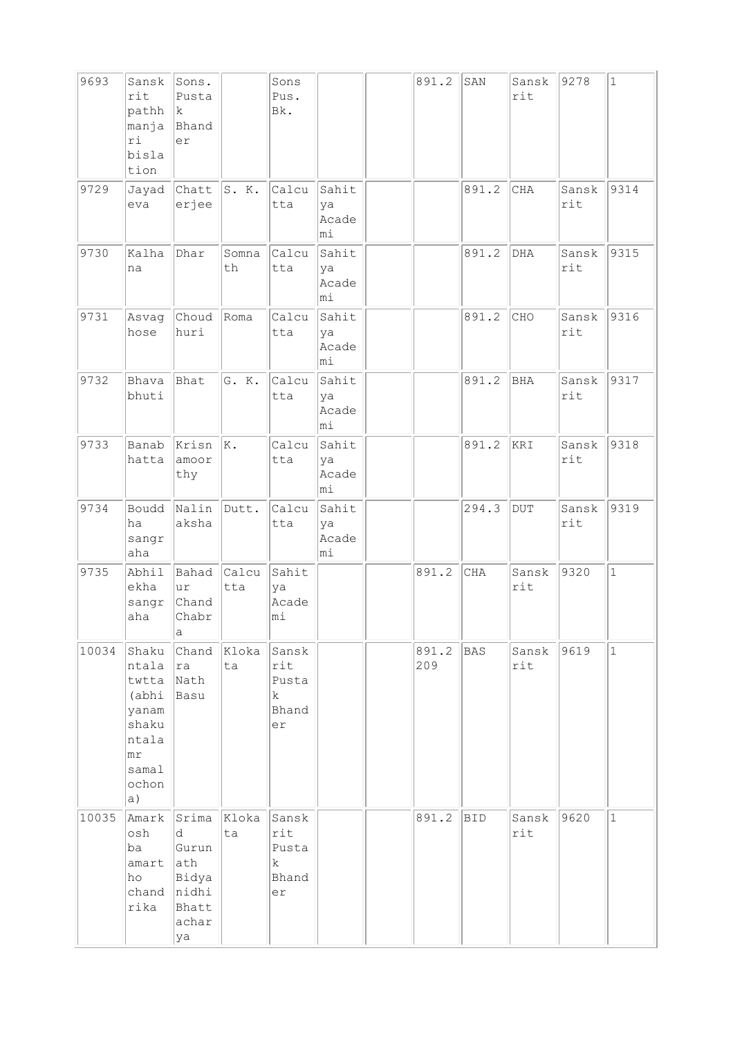| | | | | | | | | | | | |
|---|---|---|---|---|---|---|---|---|---|---|---|
| 9693 | Sanskrit pathh manjari bislation | Sons. Pustak Bhander | | Sons Pus. Bk. | | | 891.2 | SAN | Sanskrit | 9278 | 1 |
| 9729 | Jayadeva | Chatterjee | S. K. | Calcutta | Sahitya Academi | | | 891.2 | CHA | Sanskrit | 9314 |
| 9730 | Kalhana | Dhar | Somnath | Calcutta | Sahitya Academi | | | 891.2 | DHA | Sanskrit | 9315 |
| 9731 | Asvaghose | Choudhuri | Roma | Calcutta | Sahitya Academi | | | 891.2 | CHO | Sanskrit | 9316 |
| 9732 | Bhavabhuti | Bhat | G. K. | Calcutta | Sahitya Academi | | | 891.2 | BHA | Sanskrit | 9317 |
| 9733 | Banabhatta | Krisnamoorthy | K. | Calcutta | Sahitya Academi | | | 891.2 | KRI | Sanskrit | 9318 |
| 9734 | Buddha sangraha | Nalinaksha | Dutt. | Calcutta | Sahitya Academi | | | 294.3 | DUT | Sanskrit | 9319 |
| 9735 | Abhilekha sangraha | Bahadur Chand Chabra | Calcutta | Sahitya Academi | | | 891.2 | CHA | Sanskrit | 9320 | 1 |
| 10034 | Shakuntala twtta (abhiyanam shakuntalamr samalochona) | Chandra Nath Basu | Klokata | Sanskrit Pustak Bhander | | | 891.2 209 | BAS | Sanskrit | 9619 | 1 |
| 10035 | Amarkosh ba amartho chandrika | Srimad Gurunath Bidyanidhi Bhattacharya | Klokata | Sanskrit Pustak Bhander | | | 891.2 | BID | Sanskrit | 9620 | 1 |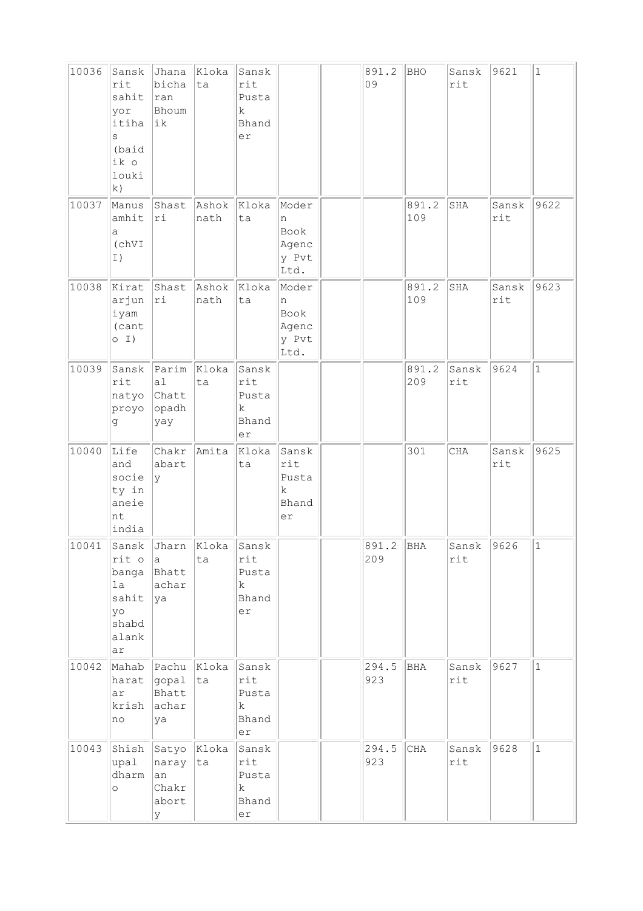| | | | | | | | | | | | |
|---|---|---|---|---|---|---|---|---|---|---|---|
| 10036 | Sanskrit sahityor itihas (baidik o loukik) | Jhanabicharan Bhoumik | Klokata | Sanskrit Pustak Bhander | | | 891.209 | BHO | Sanskrit | 9621 | 1 |
| 10037 | Manusamhita (chVII) | Shastri | Ashoknath | Klokata | Modern Book Agency Pvt Ltd. | | | 891.2109 | SHA | Sanskrit | 9622 |
| 10038 | Kiratarjuniyam (canto I) | Shastri | Ashoknath | Klokata | Modern Book Agency Pvt Ltd. | | | 891.2109 | SHA | Sanskrit | 9623 |
| 10039 | Sanskrit natyo proyog | Parimal Chattopadhyay | Klokata | Sanskrit Pustak Bhander | | | | 891.2209 | Sanskrit | 9624 | 1 |
| 10040 | Life and society in aneient india | Chakrabarty | Amita | Klokata | Sanskrit Pustak Bhander | | | 301 | CHA | Sanskrit | 9625 |
| 10041 | Sanskrit o bangala sahityo shabdalankar | Jharna Bhattacharya | Klokata | Sanskrit Pustak Bhander | | | 891.2209 | BHA | Sanskrit | 9626 | 1 |
| 10042 | Mahabharatar krishno | Pachugopal Bhattacharya | Klokata | Sanskrit Pustak Bhander | | | 294.5923 | BHA | Sanskrit | 9627 | 1 |
| 10043 | Shishupal dharmo | Satyonarayan Chakraborty | Klokata | Sanskrit Pustak Bhander | | | 294.5923 | CHA | Sanskrit | 9628 | 1 |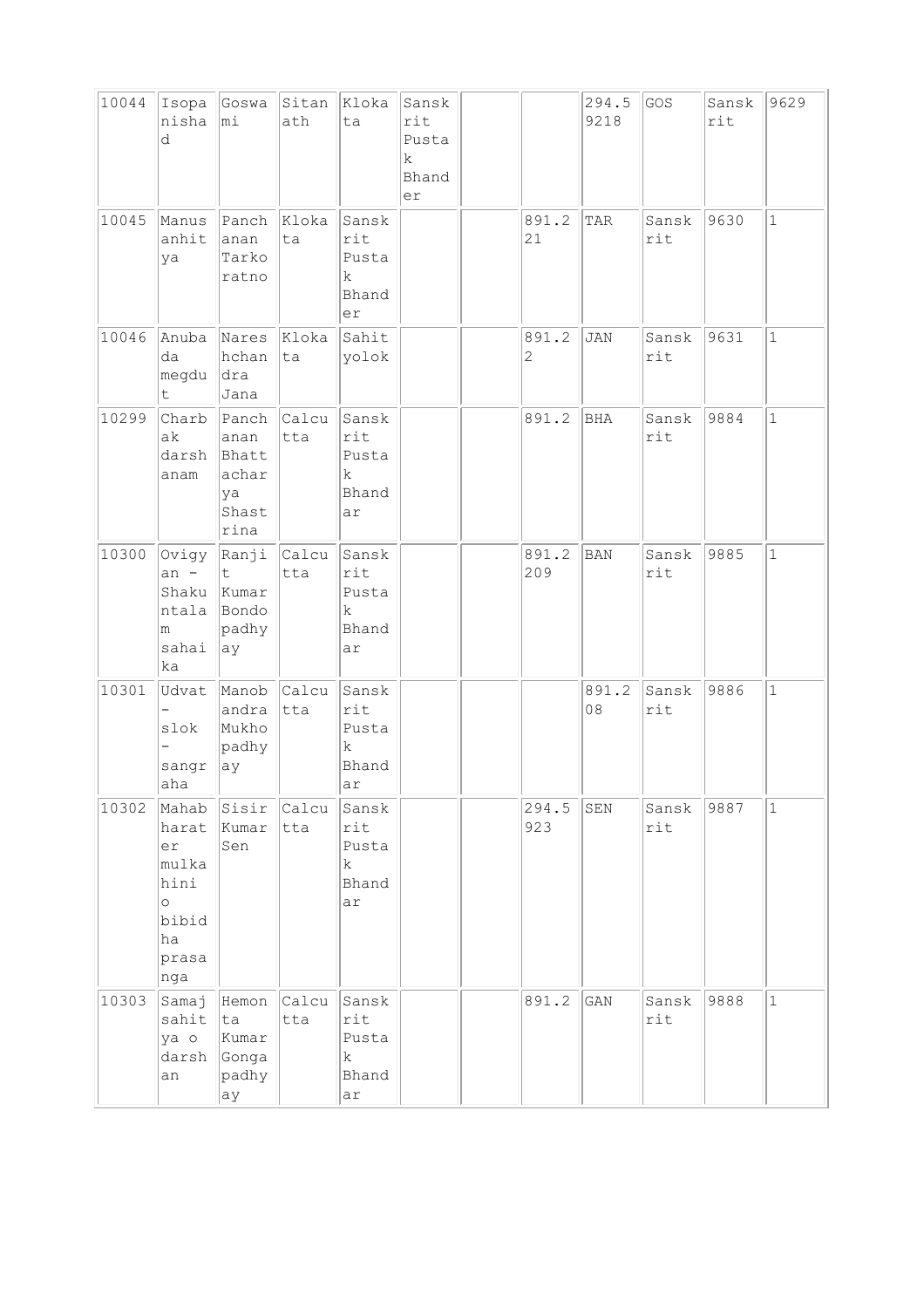| 10044 | Isopanishad | Goswami | Sitanath | Klokata | Sanskrit Pustak Bhander | | | 294.59218 | GOS | Sanskrit | 9629 |
|---|---|---|---|---|---|---|---|---|---|---|---|
| 10045 | Manusanhitya | Panchanan Tarkoratno | Klokata | Sanskrit Pustak Bhander | | | 891.221 | TAR | Sanskrit | 9630 | 1 |
| 10046 | Anubada megdut | Nareshchandra Jana | Klokata | Sahityolok | | | 891.22 | JAN | Sanskrit | 9631 | 1 |
| 10299 | Charbak darshanam | Panchanan Bhattacharya Shastrina | Calcutta | Sanskrit Pustak Bhandar | | | 891.2 | BHA | Sanskrit | 9884 | 1 |
| 10300 | Ovigyan - Shakuntalam sahaika | Ranjit Kumar Bondopadhyay | Calcutta | Sanskrit Pustak Bhandar | | | 891.2209 | BAN | Sanskrit | 9885 | 1 |
| 10301 | Udvat - slok - sangraha | Manobandra Mukhopadhyay | Calcutta | Sanskrit Pustak Bhandar | | | | 891.208 | Sanskrit | 9886 | 1 |
| 10302 | Mahabharater mulkahini o bibidha prasanga | Sisir Kumar Sen | Calcutta | Sanskrit Pustak Bhandar | | | 294.5923 | SEN | Sanskrit | 9887 | 1 |
| 10303 | Samaj sahitya o darshan | Hemonta Kumar Gongapadhyay | Calcutta | Sanskrit Pustak Bhandar | | | 891.2 | GAN | Sanskrit | 9888 | 1 |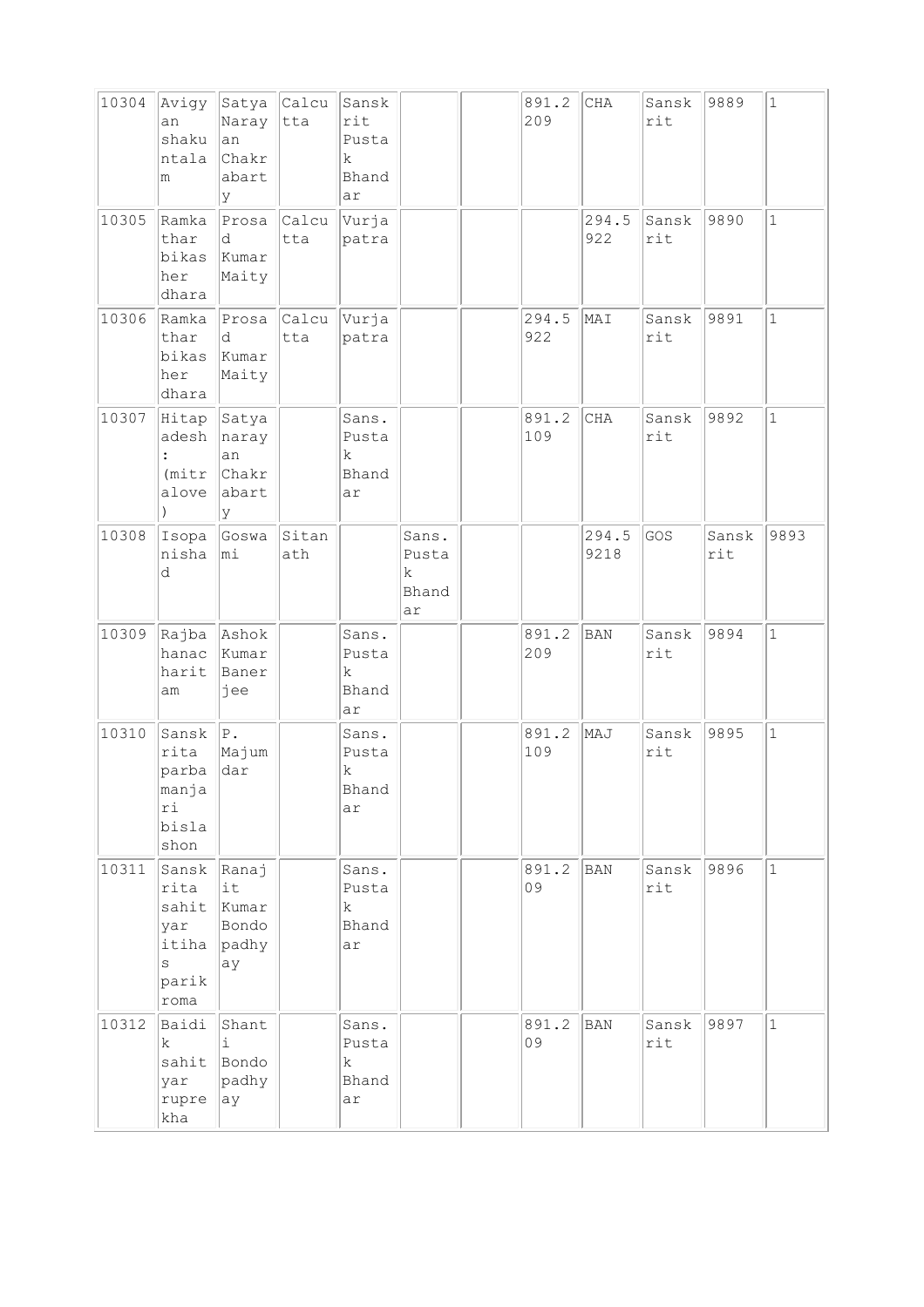| | | | | | | | | | | | |
|---|---|---|---|---|---|---|---|---|---|---|---|
| 10304 | Avigyan shakuntalam | Satya Narayan Chakrabarty | Calcutta | Sanskrit Pustak Bhandar | | | 891.2209 | CHA | Sanskrit | 9889 | 1 |
| 10305 | Ramkathar bikasher dhara | Prosad Kumar Maity | Calcutta | Vurjapatra | | | | 294.5922 | Sanskrit | 9890 | 1 |
| 10306 | Ramkathar bikasher dhara | Prosad Kumar Maity | Calcutta | Vurjapatra | | | 294.5922 | MAI | Sanskrit | 9891 | 1 |
| 10307 | Hitapadesh : (mitralove) | Satyanarayan Chakrabarty | | Sans. Pustak Bhandar | | | 891.2109 | CHA | Sanskrit | 9892 | 1 |
| 10308 | Isopanishad | Goswami | Sitanath | | Sans. Pustak Bhandar | | | 294.59218 | GOS | Sanskrit | 9893 |
| 10309 | Rajbahanacharitam | Ashok Kumar Banerjee | | Sans. Pustak Bhandar | | | 891.2209 | BAN | Sanskrit | 9894 | 1 |
| 10310 | Sanskrita parbamanjari bislashon | P. Majumdar | | Sans. Pustak Bhandar | | | 891.2109 | MAJ | Sanskrit | 9895 | 1 |
| 10311 | Sanskrita sahityar itihas parikroma | Ranajit Kumar Bondopadhyay | | Sans. Pustak Bhandar | | | 891.209 | BAN | Sanskrit | 9896 | 1 |
| 10312 | Baidik sahityar ruprekha | Shanti Bondopadhyay | | Sans. Pustak Bhandar | | | 891.209 | BAN | Sanskrit | 9897 | 1 |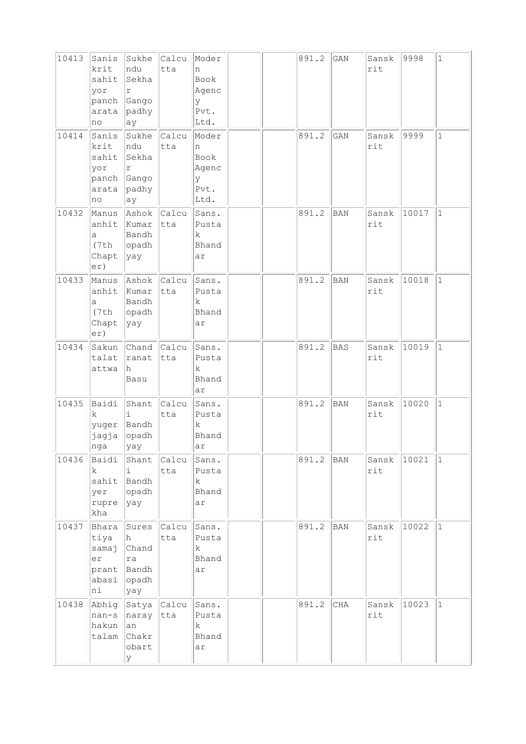| 10413 | Sanis krit sahit yor panch arata no | Sukhe ndu Sekha r Gango padhy ay | Calcu tta | Moder n Book Agenc y Pvt. Ltd. | | | 891.2 | GAN | Sansk rit | 9998 | 1 |
|---|---|---|---|---|---|---|---|---|---|---|---|
| 10414 | Sanis krit sahit yor panch arata no | Sukhe ndu Sekha r Gango padhy ay | Calcu tta | Moder n Book Agenc y Pvt. Ltd. | | | 891.2 | GAN | Sansk rit | 9999 | 1 |
| 10432 | Manus anhit a (7th Chapt er) | Ashok Kumar Bandh opadh yay | Calcu tta | Sans. Pusta k Bhand ar | | | 891.2 | BAN | Sansk rit | 10017 | 1 |
| 10433 | Manus anhit a (7th Chapt er) | Ashok Kumar Bandh opadh yay | Calcu tta | Sans. Pusta k Bhand ar | | | 891.2 | BAN | Sansk rit | 10018 | 1 |
| 10434 | Sakun talat attwa | Chand ranat h Basu | Calcu tta | Sans. Pusta k Bhand ar | | | 891.2 | BAS | Sansk rit | 10019 | 1 |
| 10435 | Baidi k yuger jagja nga | Shant i Bandh opadh yay | Calcu tta | Sans. Pusta k Bhand ar | | | 891.2 | BAN | Sansk rit | 10020 | 1 |
| 10436 | Baidi k sahit yer rupre kha | Shant i Bandh opadh yay | Calcu tta | Sans. Pusta k Bhand ar | | | 891.2 | BAN | Sansk rit | 10021 | 1 |
| 10437 | Bhara tiya samaj er prant abasi ni | Sures h Chand ra Bandh opadh yay | Calcu tta | Sans. Pusta k Bhand ar | | | 891.2 | BAN | Sansk rit | 10022 | 1 |
| 10438 | Abhig nan-s hakun talam | Satya naray an Chakr obart y | Calcu tta | Sans. Pusta k Bhand ar | | | 891.2 | CHA | Sansk rit | 10023 | 1 |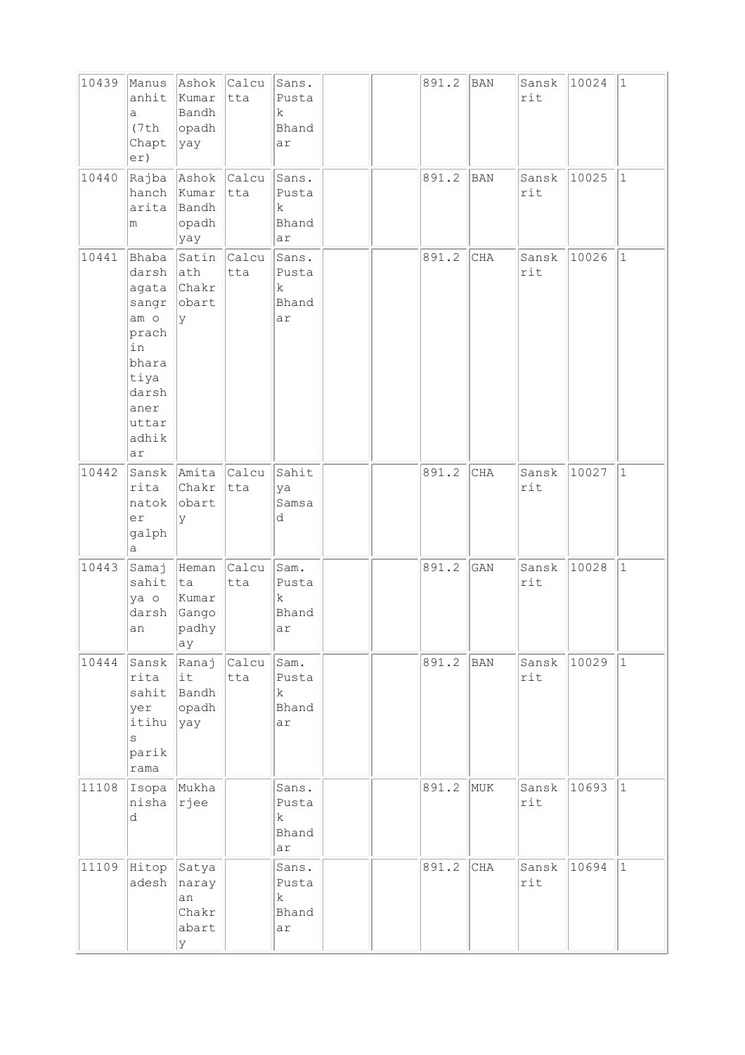| 10439 | Manusanhita (7th Chapter) | Ashok Kumar Bandhopadhyay | Calcutta | Sans. Pustak Bhandar | | | 891.2 | BAN | Sanskrit | 10024 | 1 |
|---|---|---|---|---|---|---|---|---|---|---|---|
| 10440 | Rajbahancharitam | Ashok Kumar Bandhopadhyay | Calcutta | Sans. Pustak Bhandar | | | 891.2 | BAN | Sanskrit | 10025 | 1 |
| 10441 | Bhabadarshagata sangram o prachin bharatiya darshaner uttaradhikar | Satinath Chakrobarty | Calcutta | Sans. Pustak Bhandar | | | 891.2 | CHA | Sanskrit | 10026 | 1 |
| 10442 | Sanskrita natoker galpha | Amita Chakrobarty | Calcutta | Sahitya Samsad | | | 891.2 | CHA | Sanskrit | 10027 | 1 |
| 10443 | Samaj sahitya o darshan | Hemanta Kumar Gangopadhyay | Calcutta | Sam. Pustak Bhandar | | | 891.2 | GAN | Sanskrit | 10028 | 1 |
| 10444 | Sanskrita sahityer itihus parikrama | Ranajit Bandhopadhyay | Calcutta | Sam. Pustak Bhandar | | | 891.2 | BAN | Sanskrit | 10029 | 1 |
| 11108 | Isopanishad | Mukharjee | | Sans. Pustak Bhandar | | | 891.2 | MUK | Sanskrit | 10693 | 1 |
| 11109 | Hitopadesh | Satyanarayan Chakrabarty | | Sans. Pustak Bhandar | | | 891.2 | CHA | Sanskrit | 10694 | 1 |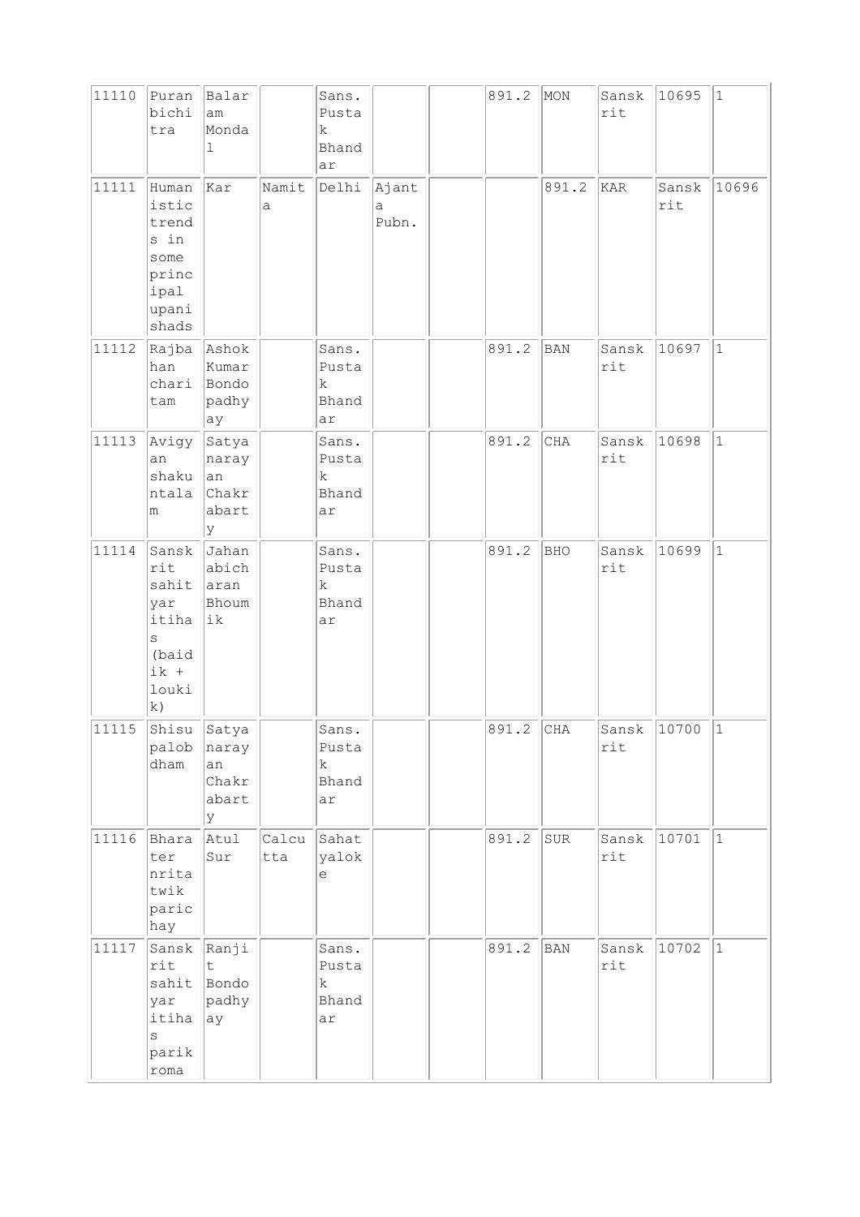| | | | | | | | | | | | |
|---|---|---|---|---|---|---|---|---|---|---|---|
| 11110 | Puranbichitra | Balaram Mondal | | Sans. Pustak Bhandar | | | 891.2 | MON | Sanskrit | 10695 | 1 |
| 11111 | Humanistic trends in some principal upanishads | Kar | Namita | Delhi | Ajanta Pubn. | | | 891.2 | KAR | Sanskrit | 10696 |
| 11112 | Rajbahancharitam | Ashok Kumar Bondopadhyay | | Sans. Pustak Bhandar | | | 891.2 | BAN | Sanskrit | 10697 | 1 |
| 11113 | Avigyan shakuntalam | Satyanarayan Chakrabarty | | Sans. Pustak Bhandar | | | 891.2 | CHA | Sanskrit | 10698 | 1 |
| 11114 | Sanskrit sahityar itihas (baidik + loukik) | Jahanabicharan Bhoumik | | Sans. Pustak Bhandar | | | 891.2 | BHO | Sanskrit | 10699 | 1 |
| 11115 | Shisupalobdham | Satyanarayan Chakrabarty | | Sans. Pustak Bhandar | | | 891.2 | CHA | Sanskrit | 10700 | 1 |
| 11116 | Bharater nritatwik parichay | Atul Sur | Calcutta | Sahatyaloke | | | 891.2 | SUR | Sanskrit | 10701 | 1 |
| 11117 | Sanskrit sahityar itihas parikroma | Ranjit Bondopadhyay | | Sans. Pustak Bhandar | | | 891.2 | BAN | Sanskrit | 10702 | 1 |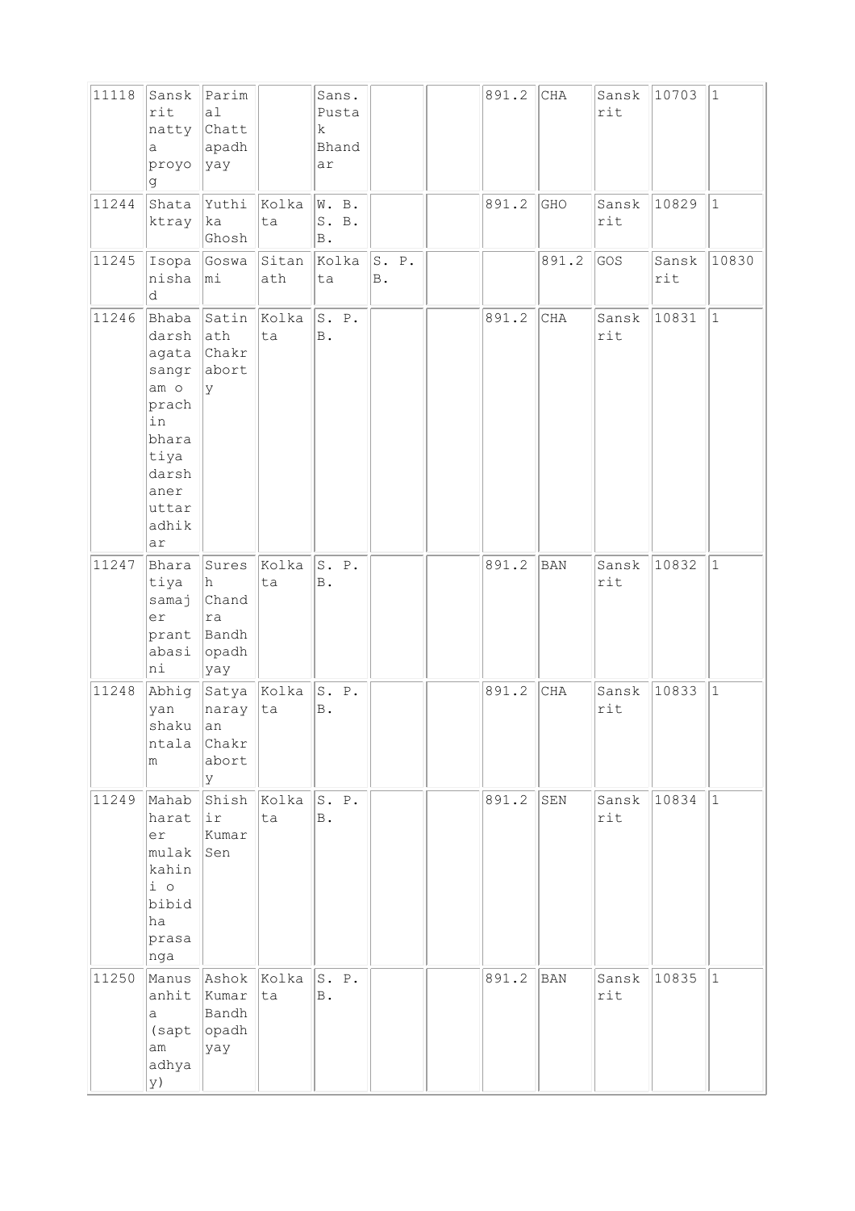| | | | | | | | | | | | |
|---|---|---|---|---|---|---|---|---|---|---|---|
| 11118 | Sanskrit nattya proyog | Parimal Chattapadhyay | | Sans. Pustak Bhandar | | | 891.2 | CHA | Sanskrit | 10703 | 1 |
| 11244 | Shataktray | Yuthika Ghosh | Kolkata | W. B. S. B. B. | | | 891.2 | GHO | Sanskrit | 10829 | 1 |
| 11245 | Isopanishad | Goswami | Sitanath | Kolkata | S. P. B. | | | 891.2 | GOS | Sanskrit | 10830 |
| 11246 | Bhabadarshagata sangram o prachin bharatiya darshaner uttaradhikar | Satinath Chakraborty | Kolkata | S. P. B. | | | 891.2 | CHA | Sanskrit | 10831 | 1 |
| 11247 | Bharatiya samajer prantabasini | Suresh Chandra Bandhopadhyay | Kolkata | S. P. B. | | | 891.2 | BAN | Sanskrit | 10832 | 1 |
| 11248 | Abhigyan shakuntalam | Satyanarayan Chakraborty | Kolkata | S. P. B. | | | 891.2 | CHA | Sanskrit | 10833 | 1 |
| 11249 | Mahabharater mulak kahini o bibidha prasanga | Shishir Kumar Sen | Kolkata | S. P. B. | | | 891.2 | SEN | Sanskrit | 10834 | 1 |
| 11250 | Manusanhita (saptam adhyay) | Ashok Kumar Bandhopadhyay | Kolkata | S. P. B. | | | 891.2 | BAN | Sanskrit | 10835 | 1 |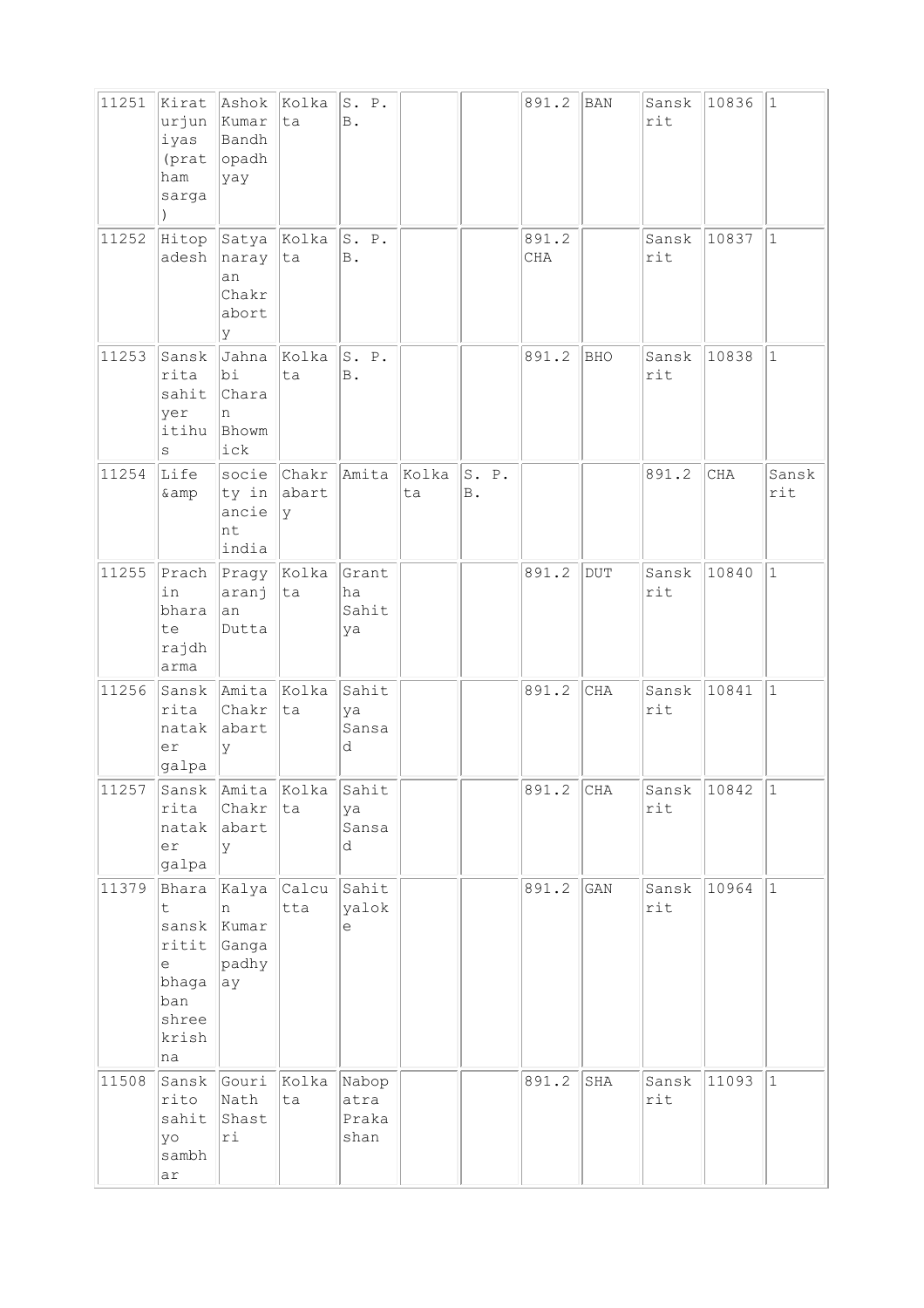| 11251 | Kiraturjuniyas (pratham sarga) | Ashok Kumar Bandhopadhyay | Kolkata | S. P. B. | | | 891.2 | BAN | Sanskrit | 10836 | 1 |
|---|---|---|---|---|---|---|---|---|---|---|---|
| 11252 | Hitopadesh | Satyanarayan Chakraborty | Kolkata | S. P. B. | | | 891.2 CHA | | Sanskrit | 10837 | 1 |
| 11253 | Sanskrita sahityer itihus | Jahnabi Charan Bhowmick | Kolkata | S. P. B. | | | 891.2 | BHO | Sanskrit | 10838 | 1 |
| 11254 | Life &amp | society in ancient india | Chakrabarty | Amita | Kolkata | S. P. B. | | | 891.2 | CHA | Sanskrit |
| 11255 | Prachin bharate rajdharma | Pragyaranjan Dutta | Kolkata | Grantha Sahitya | | | 891.2 | DUT | Sanskrit | 10840 | 1 |
| 11256 | Sanskrita nataker galpa | Amita Chakrabarty | Kolkata | Sahitya Sansad | | | 891.2 | CHA | Sanskrit | 10841 | 1 |
| 11257 | Sanskrita nataker galpa | Amita Chakrabarty | Kolkata | Sahitya Sansad | | | 891.2 | CHA | Sanskrit | 10842 | 1 |
| 11379 | Bharat sanskritite bhagaban shree krishna | Kalyan Kumar Gangapadhyay | Calcutta | Sahityaloke | | | 891.2 | GAN | Sanskrit | 10964 | 1 |
| 11508 | Sanskrito sahityo sambhar | Gouri Nath Shastri | Kolkata | Nabopatra Prakashan | | | 891.2 | SHA | Sanskrit | 11093 | 1 |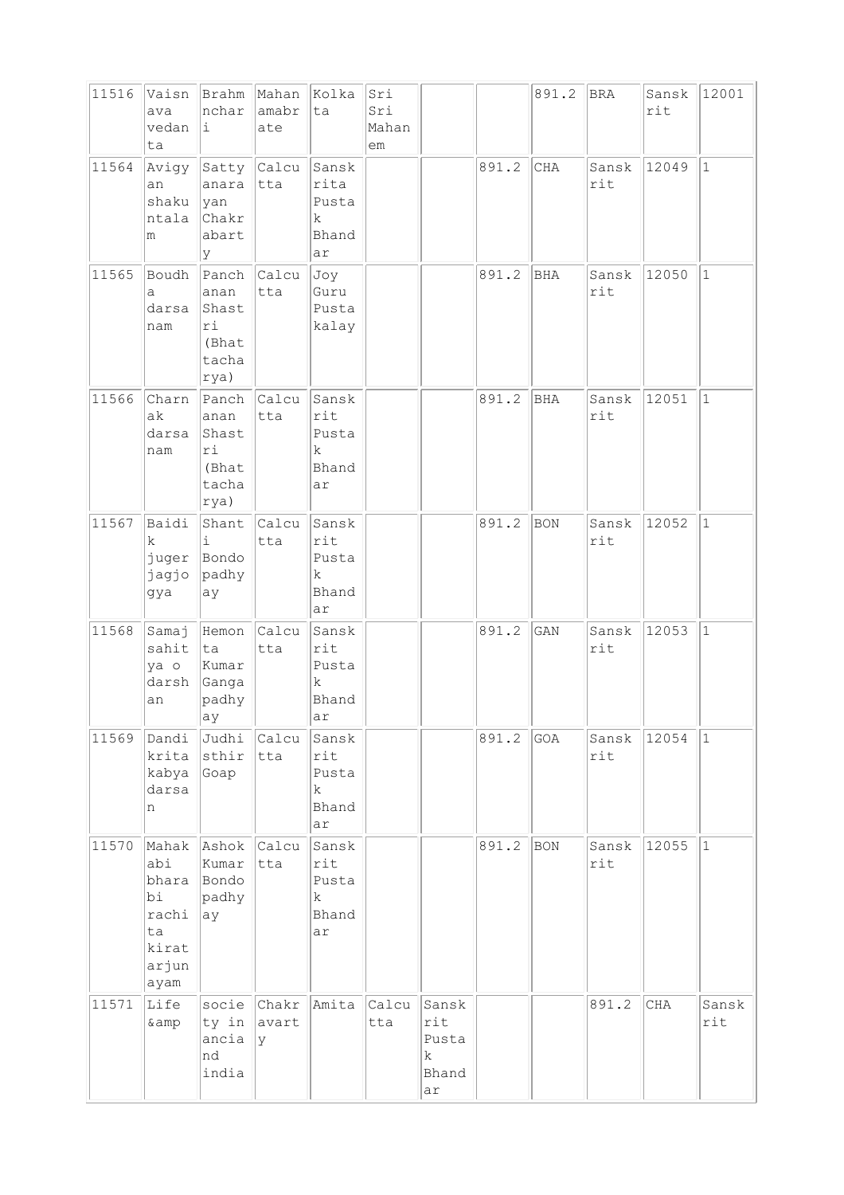| | | | | | | | | | | | |
|---|---|---|---|---|---|---|---|---|---|---|---|
| 11516 | Vaisnava vedanta | Brahmnchari | Mahanamabrate | Kolkata | Sri Sri Mahanem | | | 891.2 | BRA | Sanskrit | 12001 |
| 11564 | Avigyan shakuntalam | Sattyanarayan Chakrabarty | Calcutta | Sanskrita Pustak Bhandar | | | 891.2 | CHA | Sanskrit | 12049 | 1 |
| 11565 | Boudha darsanam | Panchanan Shastri (Bhattacharya) | Calcutta | Joy Guru Pustakalay | | | 891.2 | BHA | Sanskrit | 12050 | 1 |
| 11566 | Charnak darsanam | Panchanan Shastri (Bhattacharya) | Calcutta | Sanskrit Pustak Bhandar | | | 891.2 | BHA | Sanskrit | 12051 | 1 |
| 11567 | Baidik juger jagjogya | Shanti Bondopadhyay | Calcutta | Sanskrit Pustak Bhandar | | | 891.2 | BON | Sanskrit | 12052 | 1 |
| 11568 | Samaj sahitya o darshan | Hemonta Kumar Gangapadhyay | Calcutta | Sanskrit Pustak Bhandar | | | 891.2 | GAN | Sanskrit | 12053 | 1 |
| 11569 | Dandikrita kabya darsan | Judhisthir Goap | Calcutta | Sanskrit Pustak Bhandar | | | 891.2 | GOA | Sanskrit | 12054 | 1 |
| 11570 | Mahakabi bharabi rachita kiratarjunayam | Ashok Kumar Bondopadhyay | Calcutta | Sanskrit Pustak Bhandar | | | 891.2 | BON | Sanskrit | 12055 | 1 |
| 11571 | Life &amp | society in anciand india | Chakravarty | Amita | Calcutta | Sanskrit Pustak Bhandar | | | 891.2 | CHA | Sanskrit |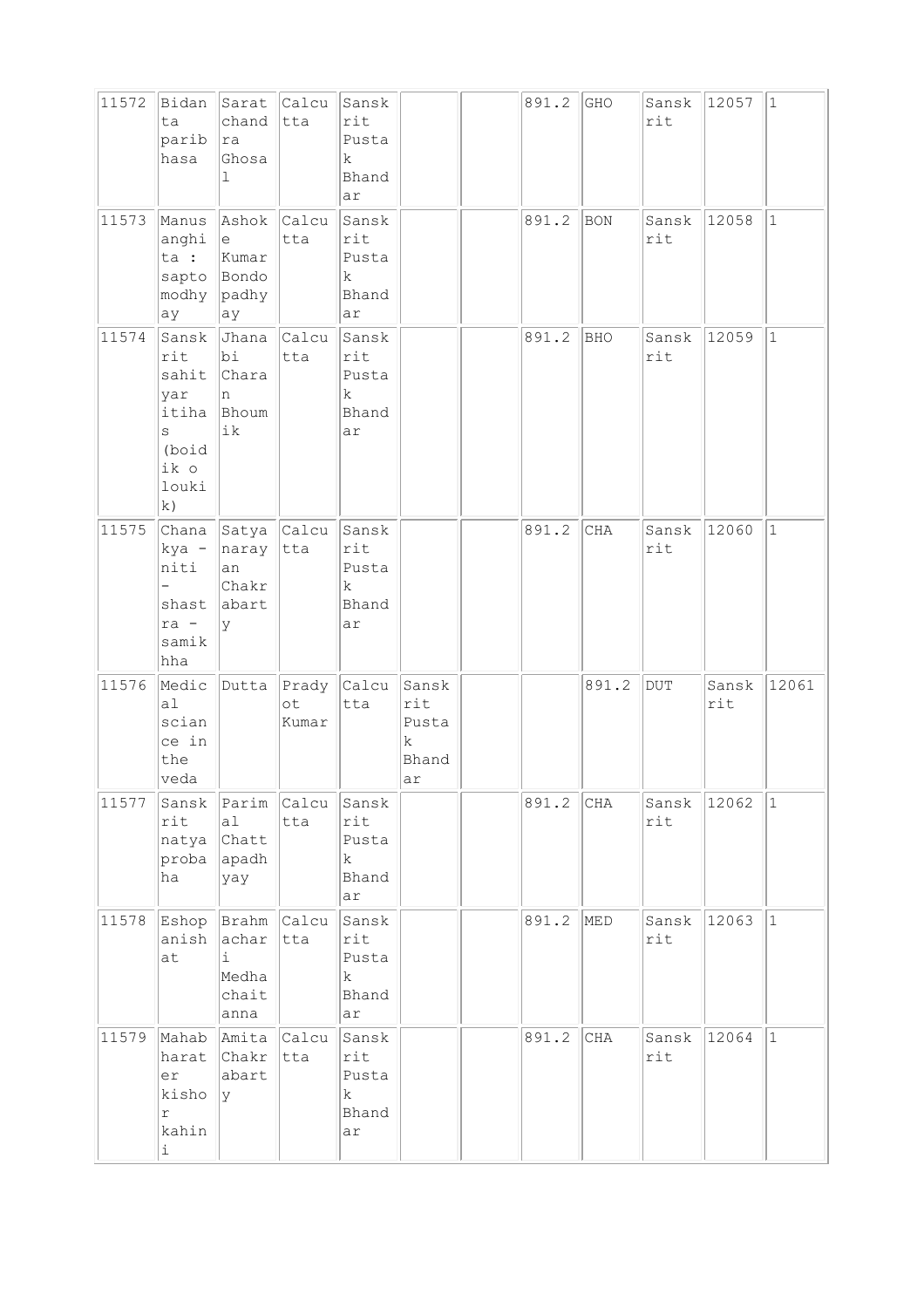| 11572 | Bidanta paribhasa | Saratchandra Ghosal | Calcutta | Sanskrit Pustak Bhandar | | | 891.2 | GHO | Sanskrit | 12057 | 1 |
|---|---|---|---|---|---|---|---|---|---|---|---|
| 11573 | Manusanghita : saptomodhyay | Ashoke Kumar Bondopadhyay | Calcutta | Sanskrit Pustak Bhandar | | | 891.2 | BON | Sanskrit | 12058 | 1 |
| 11574 | Sanskrit sahityar itihas (boidik o loukik) | Jhanabi Charan Bhoumik | Calcutta | Sanskrit Pustak Bhandar | | | 891.2 | BHO | Sanskrit | 12059 | 1 |
| 11575 | Chanakya - niti - shastra - samikhha | Satyanarayan Chakrabarty | Calcutta | Sanskrit Pustak Bhandar | | | 891.2 | CHA | Sanskrit | 12060 | 1 |
| 11576 | Medical sciance in the veda | Dutta | Pradyot Kumar | Calcutta | Sanskrit Pustak Bhandar | | | 891.2 | DUT | Sanskrit | 12061 |
| 11577 | Sanskrit natya probaha | Parimal Chattapadhyay | Calcutta | Sanskrit Pustak Bhandar | | | 891.2 | CHA | Sanskrit | 12062 | 1 |
| 11578 | Eshopanishat | Brahmachari Medhachaitanna | Calcutta | Sanskrit Pustak Bhandar | | | 891.2 | MED | Sanskrit | 12063 | 1 |
| 11579 | Mahabharater kishor kahini | Amita Chakrabarty | Calcutta | Sanskrit Pustak Bhandar | | | 891.2 | CHA | Sanskrit | 12064 | 1 |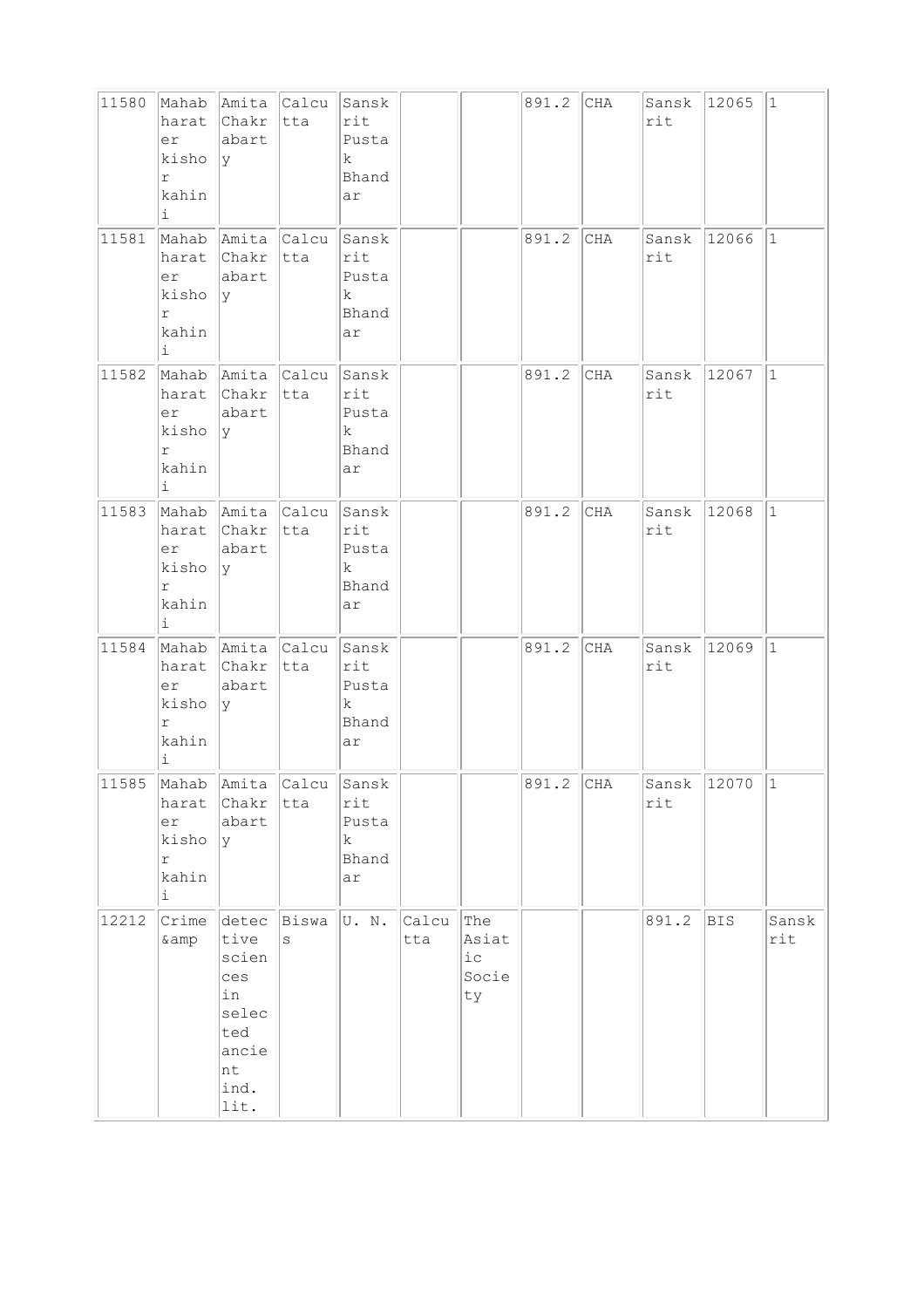| | | | | | | | | | | | |
|---|---|---|---|---|---|---|---|---|---|---|---|
| 11580 | Mahabharater kishor kahini | Amita Chakrabarty | Calcutta | Sanskrit Pustak Bhandar | | | 891.2 | CHA | Sanskrit | 12065 | 1 |
| 11581 | Mahabharater kishor kahini | Amita Chakrabarty | Calcutta | Sanskrit Pustak Bhandar | | | 891.2 | CHA | Sanskrit | 12066 | 1 |
| 11582 | Mahabharater kishor kahini | Amita Chakrabarty | Calcutta | Sanskrit Pustak Bhandar | | | 891.2 | CHA | Sanskrit | 12067 | 1 |
| 11583 | Mahabharater kishor kahini | Amita Chakrabarty | Calcutta | Sanskrit Pustak Bhandar | | | 891.2 | CHA | Sanskrit | 12068 | 1 |
| 11584 | Mahabharater kishor kahini | Amita Chakrabarty | Calcutta | Sanskrit Pustak Bhandar | | | 891.2 | CHA | Sanskrit | 12069 | 1 |
| 11585 | Mahabharater kishor kahini | Amita Chakrabarty | Calcutta | Sanskrit Pustak Bhandar | | | 891.2 | CHA | Sanskrit | 12070 | 1 |
| 12212 | Crime &amp | detective sciences in selected ancient ind. lit. | Biswas | U. N. | Calcutta | The Asiatic Society | | | 891.2 | BIS | Sanskrit |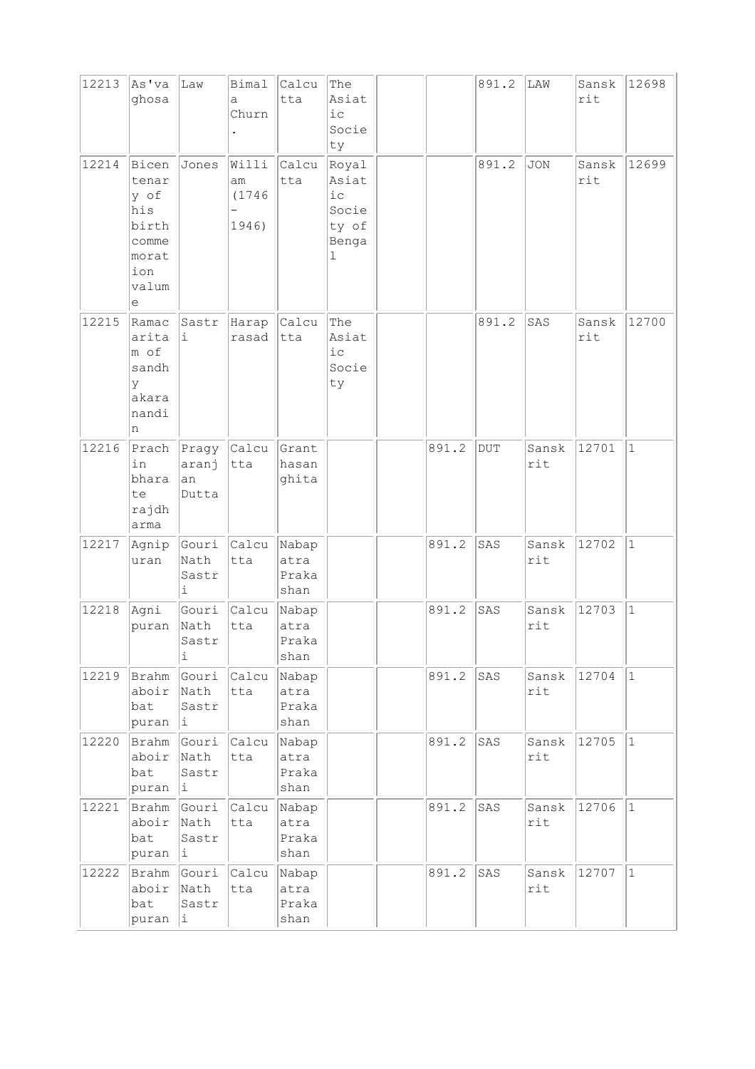| 12213 | As'va ghosa | Law | Bimala Churn. | Calcutta | The Asiatic Society | | | 891.2 | LAW | Sanskrit | 12698 |
|---|---|---|---|---|---|---|---|---|---|---|---|
| 12214 | Bicentenary of his birth commemoration valume | Jones | William (1746 – 1946) | Calcutta | Royal Asiatic Society of Bengal | | | 891.2 | JON | Sanskrit | 12699 |
| 12215 | Ramacaritam of sandhy akaranandin | Sastri | Harap rasad | Calcutta | The Asiatic Society | | | 891.2 | SAS | Sanskrit | 12700 |
| 12216 | Prachin bharate rajdharma | Pragyaranjan Dutta | Calcutta | Granthasanghita | | | 891.2 | DUT | Sanskrit | 12701 | 1 |
| 12217 | Agnipuran | Gouri Nath Sastri | Calcutta | Nabapatra Prakashan | | | 891.2 | SAS | Sanskrit | 12702 | 1 |
| 12218 | Agni puran | Gouri Nath Sastri | Calcutta | Nabapatra Prakashan | | | 891.2 | SAS | Sanskrit | 12703 | 1 |
| 12219 | Brahmaboirbat puran | Gouri Nath Sastri | Calcutta | Nabapatra Prakashan | | | 891.2 | SAS | Sanskrit | 12704 | 1 |
| 12220 | Brahmaboirbat puran | Gouri Nath Sastri | Calcutta | Nabapatra Prakashan | | | 891.2 | SAS | Sanskrit | 12705 | 1 |
| 12221 | Brahmaboirbat puran | Gouri Nath Sastri | Calcutta | Nabapatra Prakashan | | | 891.2 | SAS | Sanskrit | 12706 | 1 |
| 12222 | Brahmaboirbat puran | Gouri Nath Sastri | Calcutta | Nabapatra Prakashan | | | 891.2 | SAS | Sanskrit | 12707 | 1 |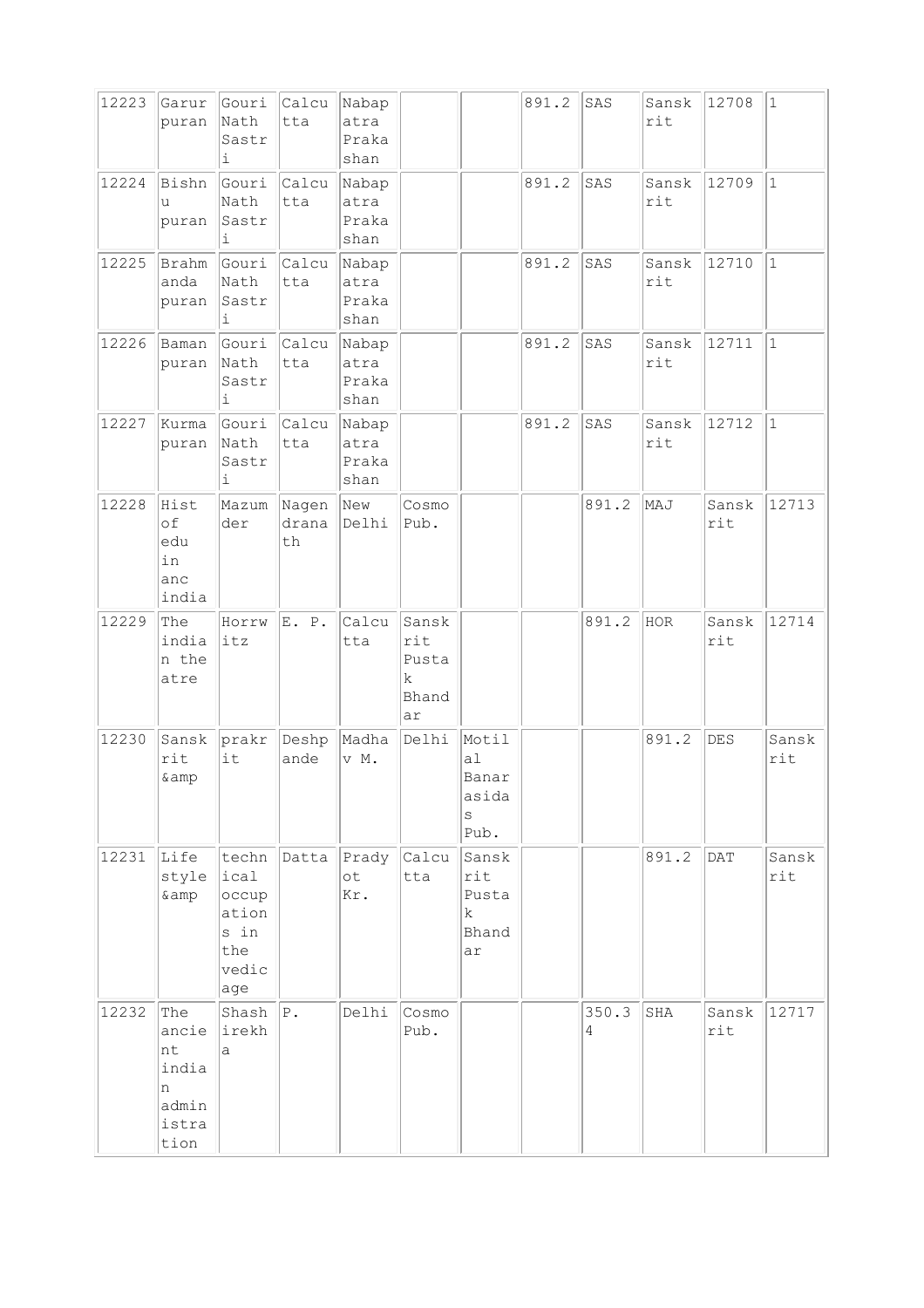| 12223 | Garur puran | Gouri Nath Sastri | Calcutta | Nabapatra Prakashan | | | 891.2 | SAS | Sanskrit | 12708 | 1 |
|---|---|---|---|---|---|---|---|---|---|---|---|
| 12224 | Bishnu puran | Gouri Nath Sastri | Calcutta | Nabapatra Prakashan | | | 891.2 | SAS | Sanskrit | 12709 | 1 |
| 12225 | Brahmanda puran | Gouri Nath Sastri | Calcutta | Nabapatra Prakashan | | | 891.2 | SAS | Sanskrit | 12710 | 1 |
| 12226 | Baman puran | Gouri Nath Sastri | Calcutta | Nabapatra Prakashan | | | 891.2 | SAS | Sanskrit | 12711 | 1 |
| 12227 | Kurma puran | Gouri Nath Sastri | Calcutta | Nabapatra Prakashan | | | 891.2 | SAS | Sanskrit | 12712 | 1 |
| 12228 | Hist of edu in anc india | Mazumder | Nagendranath | New Delhi | Cosmo Pub. | | | 891.2 | MAJ | Sanskrit | 12713 |
| 12229 | The indian theatre | Horrwitz | E. P. | Calcutta | Sanskrit Pustak Bhandar | | | 891.2 | HOR | Sanskrit | 12714 |
| 12230 | Sanskrit &amp | prakrit | Deshpande | Madhav M. | Delhi | Motilal Banarasidas Pub. | | | 891.2 | DES | Sanskrit |
| 12231 | Life style &amp | technical occupations in the vedic age | Datta | Pradyot Kr. | Calcutta | Sanskrit Pustak Bhandar | | | 891.2 | DAT | Sanskrit |
| 12232 | The ancient indian administration | Shashirekha | P. | Delhi | Cosmo Pub. | | | 350.34 | SHA | Sanskrit | 12717 |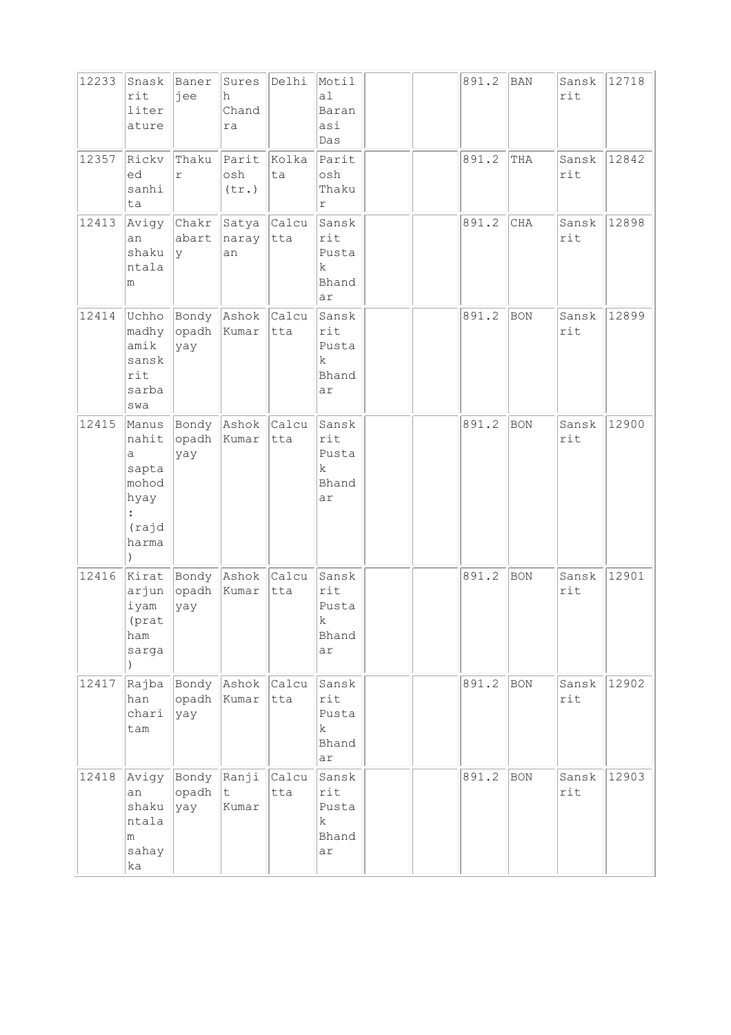| 12233 | Snaskrit literature | Banerjee | Suresh Chandra | Delhi | Motilal Baranasi Das | | | 891.2 | BAN | Sanskrit | 12718 |
|---|---|---|---|---|---|---|---|---|---|---|---|
| 12357 | Rickved sanhita | Thakur | Paritosh (tr.) | Kolkata | Paritosh Thakur | | | 891.2 | THA | Sanskrit | 12842 |
| 12413 | Avigyan shakuntalam | Chakrabarty | Satyanarayan | Calcutta | Sanskrit Pustak Bhandar | | | 891.2 | CHA | Sanskrit | 12898 |
| 12414 | Uchhomadhyamik sanskrit sarbaswa | Bondyopadhyay | Ashok Kumar | Calcutta | Sanskrit Pustak Bhandar | | | 891.2 | BON | Sanskrit | 12899 |
| 12415 | Manusnahita saptamohodhyay : (rajdharma) | Bondyopadhyay | Ashok Kumar | Calcutta | Sanskrit Pustak Bhandar | | | 891.2 | BON | Sanskrit | 12900 |
| 12416 | Kiratarjuniyam (pratham sarga) | Bondyopadhyay | Ashok Kumar | Calcutta | Sanskrit Pustak Bhandar | | | 891.2 | BON | Sanskrit | 12901 |
| 12417 | Rajbahan charitam | Bondyopadhyay | Ashok Kumar | Calcutta | Sanskrit Pustak Bhandar | | | 891.2 | BON | Sanskrit | 12902 |
| 12418 | Avigyan shakuntalam sahayka | Bondyopadhyay | Ranjit Kumar | Calcutta | Sanskrit Pustak Bhandar | | | 891.2 | BON | Sanskrit | 12903 |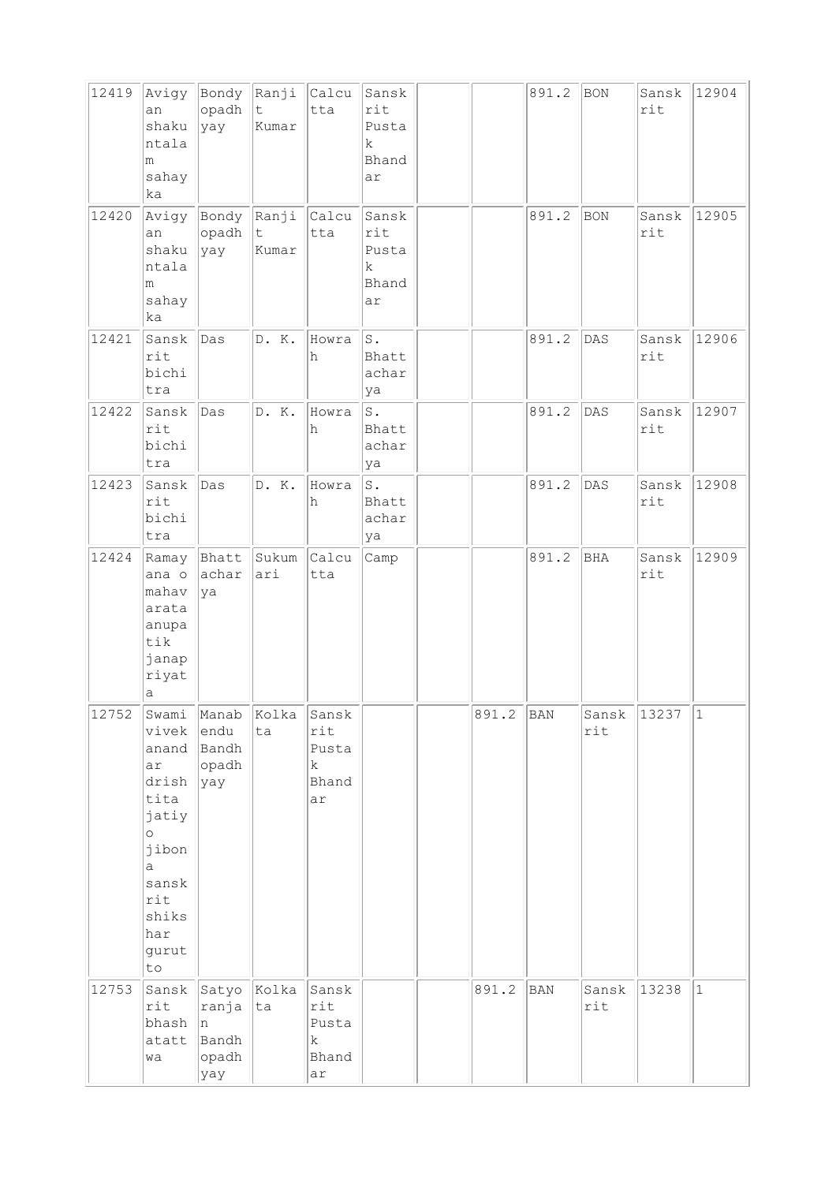| | | | | | | | | | | | |
|---|---|---|---|---|---|---|---|---|---|---|---|
| 12419 | Avigyan shakuntalam sahayka | Bondyopadhyay | Ranjit Kumar | Calcutta | Sanskrit Pustak Bhandar | | | 891.2 | BON | Sanskrit | 12904 |
| 12420 | Avigyan shakuntalam sahayka | Bondyopadhyay | Ranjit Kumar | Calcutta | Sanskrit Pustak Bhandar | | | 891.2 | BON | Sanskrit | 12905 |
| 12421 | Sanskrit bichitra | Das | D. K. | Howrah | S. Bhattacharya | | | 891.2 | DAS | Sanskrit | 12906 |
| 12422 | Sanskrit bichitra | Das | D. K. | Howrah | S. Bhattacharya | | | 891.2 | DAS | Sanskrit | 12907 |
| 12423 | Sanskrit bichitra | Das | D. K. | Howrah | S. Bhattacharya | | | 891.2 | DAS | Sanskrit | 12908 |
| 12424 | Ramayana o mahavarata anupatik janapriyata | Bhattacharya | Sukumari | Calcutta | Camp | | | 891.2 | BHA | Sanskrit | 12909 |
| 12752 | Swami vivekanandar drishtita jatiyo jibona sanskrit shikshar gurutto | Manabendu Bandhopadhyay | Kolkata | Sanskrit Pustak Bhandar | | | 891.2 | BAN | Sanskrit | 13237 | 1 |
| 12753 | Sanskrit bhashatattwa | Satyoranjan Bandhopadhyay | Kolkata | Sanskrit Pustak Bhandar | | | 891.2 | BAN | Sanskrit | 13238 | 1 |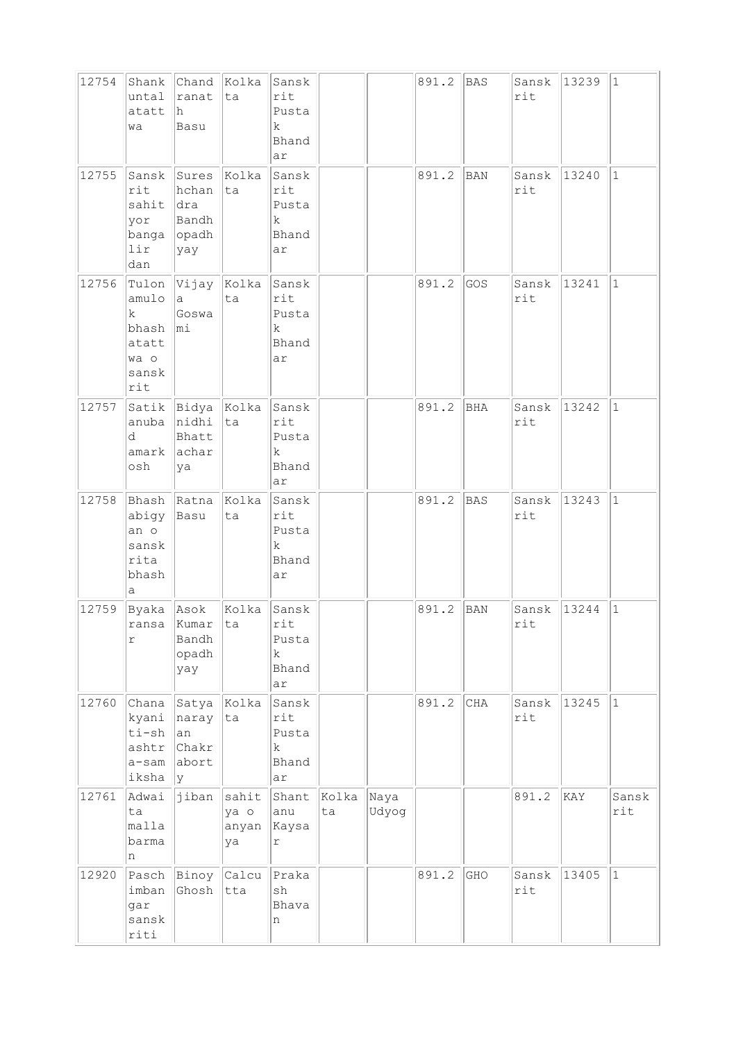| | | | | | | | | | | | |
|---|---|---|---|---|---|---|---|---|---|---|---|
| 12754 | Shankuntalatattwa | Chandranath Basu | Kolkata | Sanskrit Pustak Bhandar | | | 891.2 | BAS | Sanskrit | 13239 | 1 |
| 12755 | Sanskrit sahityor bangalir dan | Sureshchandra Bandhopadhyay | Kolkata | Sanskrit Pustak Bhandar | | | 891.2 | BAN | Sanskrit | 13240 | 1 |
| 12756 | Tulonamulok bhashatattwa o sanskrit | Vijaya Goswami | Kolkata | Sanskrit Pustak Bhandar | | | 891.2 | GOS | Sanskrit | 13241 | 1 |
| 12757 | Satik anubad amarkosh | Bidyanidhi Bhattacharya | Kolkata | Sanskrit Pustak Bhandar | | | 891.2 | BHA | Sanskrit | 13242 | 1 |
| 12758 | Bhashabigyan o sanskrita bhasha | Ratna Basu | Kolkata | Sanskrit Pustak Bhandar | | | 891.2 | BAS | Sanskrit | 13243 | 1 |
| 12759 | Byakaransar | Asok Kumar Bandhopadhyay | Kolkata | Sanskrit Pustak Bhandar | | | 891.2 | BAN | Sanskrit | 13244 | 1 |
| 12760 | Chanakyaniti-shashtra-samiksha | Satyanarayan Chakraborty | Kolkata | Sanskrit Pustak Bhandar | | | 891.2 | CHA | Sanskrit | 13245 | 1 |
| 12761 | Adwaita malla barman | jiban | sahitya o anyanya | Shantanu Kaysar | Kolkata | Naya Udyog | | | 891.2 | KAY | Sanskrit |
| 12920 | Paschimangar sanskriti | Binoy Ghosh | Calcutta | Prakash Bhavan | | | 891.2 | GHO | Sanskrit | 13405 | 1 |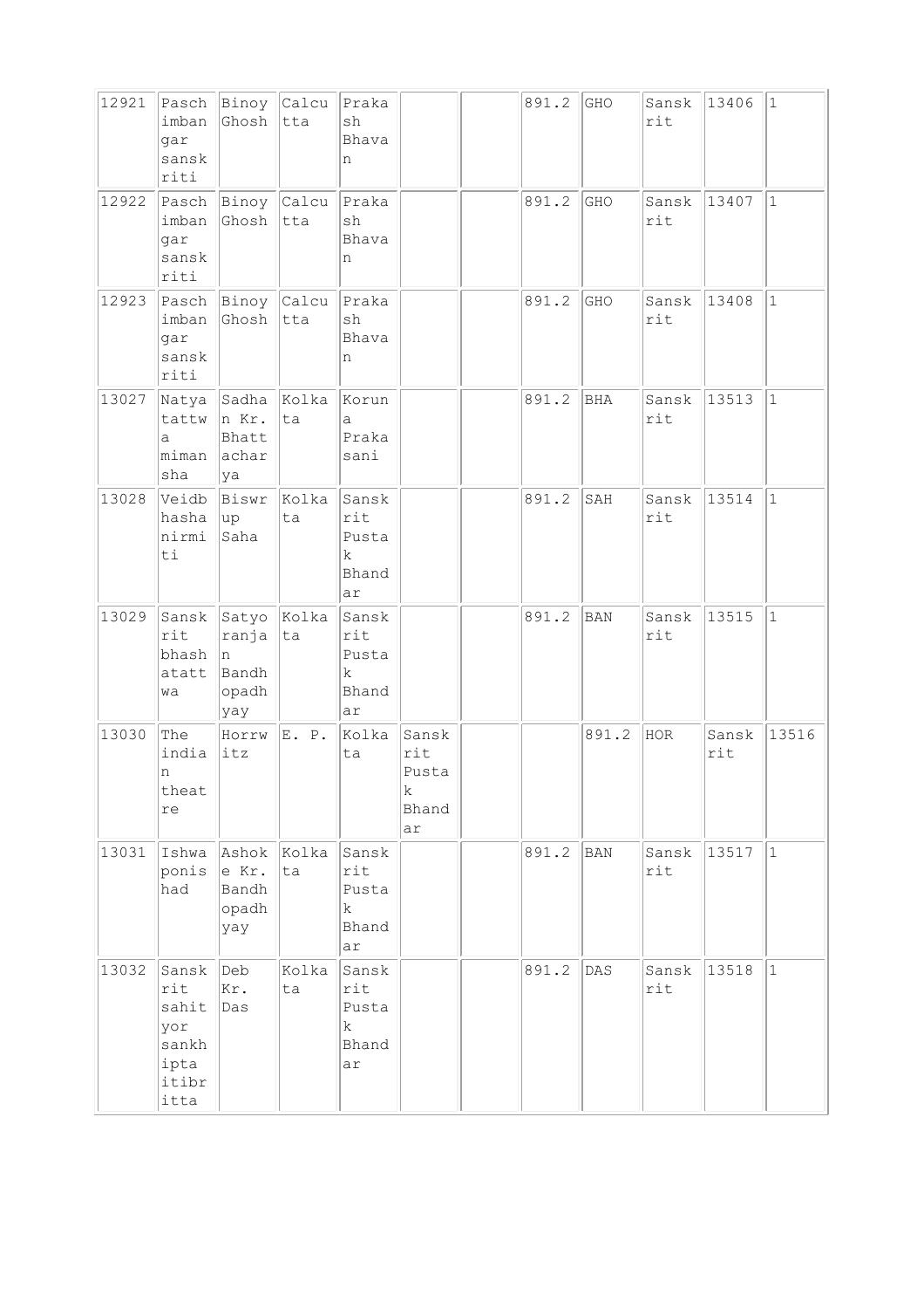| 12921 | Paschimbangar sanskriti | Binoy Ghosh | Calcutta | Prakash Bhavan | | | 891.2 | GHO | Sanskrit | 13406 | 1 |
|---|---|---|---|---|---|---|---|---|---|---|---|
| 12922 | Paschimbangar sanskriti | Binoy Ghosh | Calcutta | Prakash Bhavan | | | 891.2 | GHO | Sanskrit | 13407 | 1 |
| 12923 | Paschimbangar sanskriti | Binoy Ghosh | Calcutta | Prakash Bhavan | | | 891.2 | GHO | Sanskrit | 13408 | 1 |
| 13027 | Natyatattwa mimansha | Sadhan Kr. Bhattacharya | Kolkata | Koruna Prakasani | | | 891.2 | BHA | Sanskrit | 13513 | 1 |
| 13028 | Veidbhasha nirmiti | Biswrup Saha | Kolkata | Sanskrit Pustak Bhandar | | | 891.2 | SAH | Sanskrit | 13514 | 1 |
| 13029 | Sanskrit bhashatattwa | Satyoranjan Bandhopadhyay | Kolkata | Sanskrit Pustak Bhandar | | | 891.2 | BAN | Sanskrit | 13515 | 1 |
| 13030 | The indian theatre | Horrwitz | E. P. | Kolkata | Sanskrit Pustak Bhandar | | | 891.2 | HOR | Sanskrit | 13516 |
| 13031 | Ishwaponishad | Ashoke Kr. Bandhopadhyay | Kolkata | Sanskrit Pustak Bhandar | | | 891.2 | BAN | Sanskrit | 13517 | 1 |
| 13032 | Sanskrit sahityor sankhipta itibritta | Deb Kr. Das | Kolkata | Sanskrit Pustak Bhandar | | | 891.2 | DAS | Sanskrit | 13518 | 1 |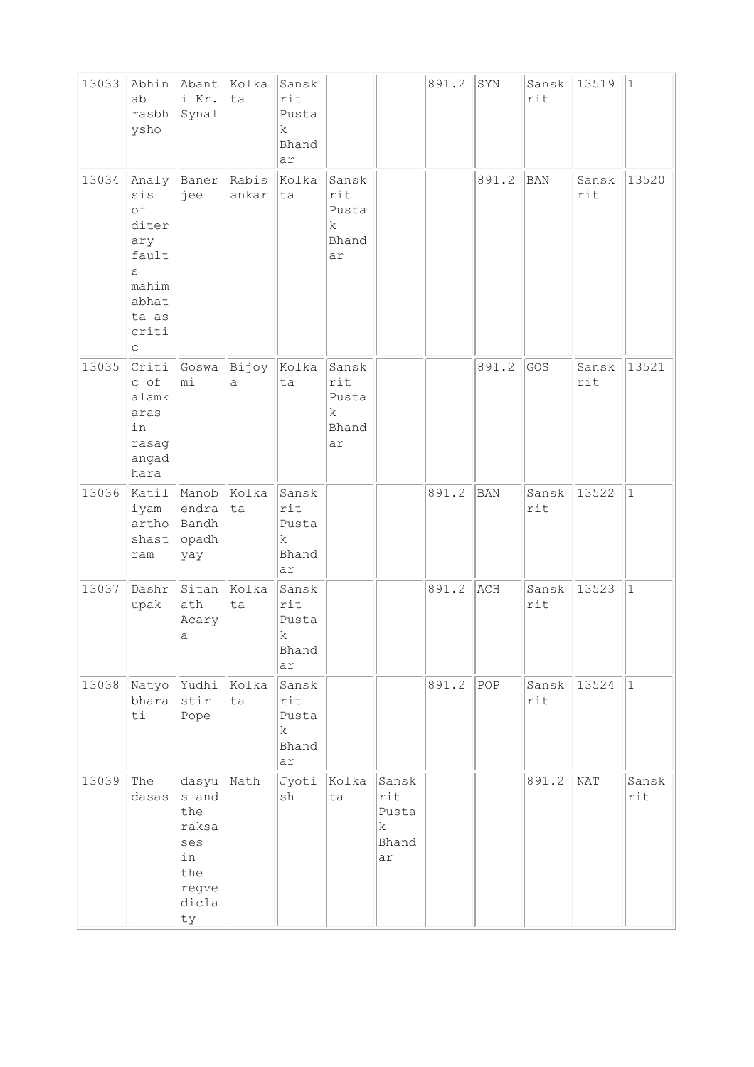| | | | | | | | | | | | |
|---|---|---|---|---|---|---|---|---|---|---|---|
| 13033 | Abhinab rasbhysho | Abanti Kr. Synal | Kolkata | Sanskrit Pustak Bhandar | | | 891.2 | SYN | Sanskrit | 13519 | 1 |
| 13034 | Analysis of diterary faults mahimabhatta as critic | Banerjee | Rabisankar | Kolkata | Sanskrit Pustak Bhandar | | | 891.2 | BAN | Sanskrit | 13520 |
| 13035 | Critic of alamkaras in rasagangadhara | Goswami | Bijoya | Kolkata | Sanskrit Pustak Bhandar | | | 891.2 | GOS | Sanskrit | 13521 |
| 13036 | Katiliyam arthoshastram | Manobendra Bandhopadhyay | Kolkata | Sanskrit Pustak Bhandar | | | 891.2 | BAN | Sanskrit | 13522 | 1 |
| 13037 | Dashrupak | Sitanath Acarya | Kolkata | Sanskrit Pustak Bhandar | | | 891.2 | ACH | Sanskrit | 13523 | 1 |
| 13038 | Natyobharati | Yudhistir Pope | Kolkata | Sanskrit Pustak Bhandar | | | 891.2 | POP | Sanskrit | 13524 | 1 |
| 13039 | The dasas | dasyus and the raksases in the regvedicla ty | Nath | Jyotish | Kolkata | Sanskrit Pustak Bhandar | | | 891.2 | NAT | Sanskrit |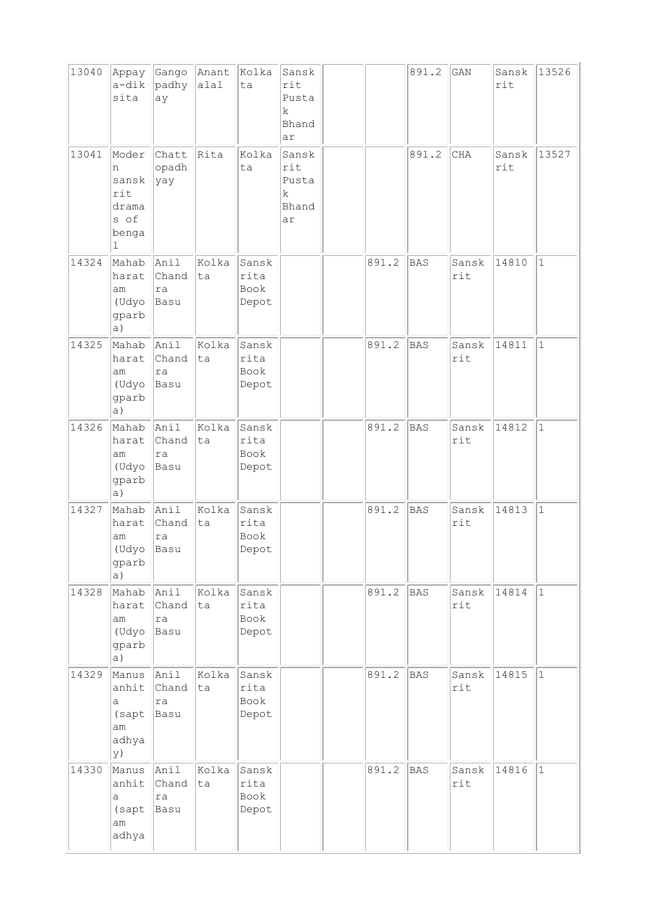| | | | | | | | | | | | |
|---|---|---|---|---|---|---|---|---|---|---|---|
| 13040 | Appaya-diksita | Gangopadhyay | Anantalal | Kolkata | Sanskrit Pustak Bhandar | | | 891.2 | GAN | Sanskrit | 13526 |
| 13041 | Modern sanskrit dramas of bengal | Chattopadhyay | Rita | Kolkata | Sanskrit Pustak Bhandar | | | 891.2 | CHA | Sanskrit | 13527 |
| 14324 | Mahabharatam (Udyogparba) | Anil Chandra Basu | Kolkata | Sanskrita Book Depot | | | 891.2 | BAS | Sanskrit | 14810 | 1 |
| 14325 | Mahabharatam (Udyogparba) | Anil Chandra Basu | Kolkata | Sanskrita Book Depot | | | 891.2 | BAS | Sanskrit | 14811 | 1 |
| 14326 | Mahabharatam (Udyogparba) | Anil Chandra Basu | Kolkata | Sanskrita Book Depot | | | 891.2 | BAS | Sanskrit | 14812 | 1 |
| 14327 | Mahabharatam (Udyogparba) | Anil Chandra Basu | Kolkata | Sanskrita Book Depot | | | 891.2 | BAS | Sanskrit | 14813 | 1 |
| 14328 | Mahabharatam (Udyogparba) | Anil Chandra Basu | Kolkata | Sanskrita Book Depot | | | 891.2 | BAS | Sanskrit | 14814 | 1 |
| 14329 | Manusanhita (saptam adhyay) | Anil Chandra Basu | Kolkata | Sanskrita Book Depot | | | 891.2 | BAS | Sanskrit | 14815 | 1 |
| 14330 | Manusanhita (saptam adhya | Anil Chandra Basu | Kolkata | Sanskrita Book Depot | | | 891.2 | BAS | Sanskrit | 14816 | 1 |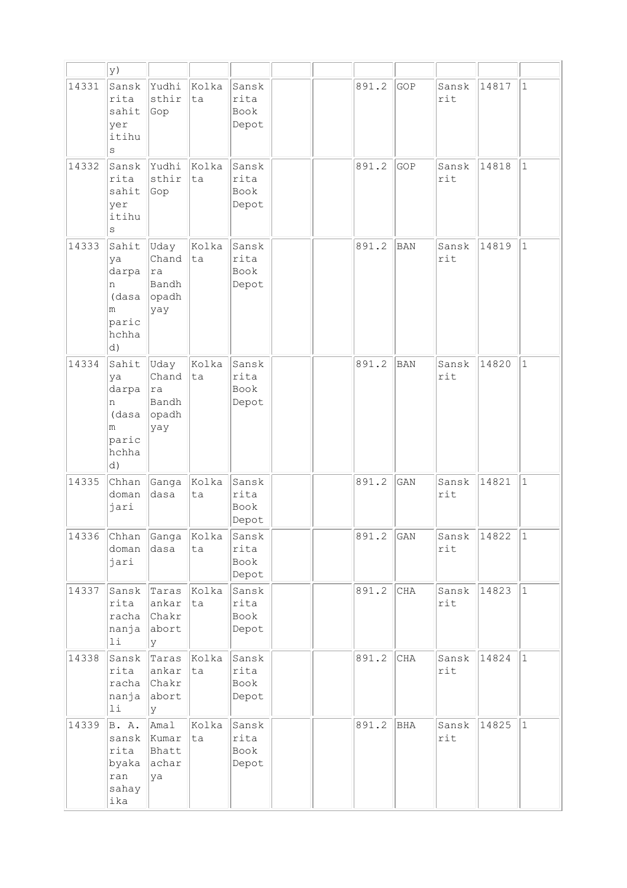| | y) | | | | | | | | | | |
|---|---|---|---|---|---|---|---|---|---|---|---|
| 14331 | Sanskrita sahityer itihus | Yudhisthir Gop | Kolkata | Sanskrita Book Depot | | | 891.2 | GOP | Sanskrit | 14817 | 1 |
| 14332 | Sanskrita sahityer itihus | Yudhisthir Gop | Kolkata | Sanskrita Book Depot | | | 891.2 | GOP | Sanskrit | 14818 | 1 |
| 14333 | Sahitya darpan (dasam paricchhad) | Uday Chandra Bandhopadhyay | Kolkata | Sanskrita Book Depot | | | 891.2 | BAN | Sanskrit | 14819 | 1 |
| 14334 | Sahitya darpan (dasam paricchhad) | Uday Chandra Bandhopadhyay | Kolkata | Sanskrita Book Depot | | | 891.2 | BAN | Sanskrit | 14820 | 1 |
| 14335 | Chhandomanjari | Gangadasa | Kolkata | Sanskrita Book Depot | | | 891.2 | GAN | Sanskrit | 14821 | 1 |
| 14336 | Chhandomanjari | Gangadasa | Kolkata | Sanskrita Book Depot | | | 891.2 | GAN | Sanskrit | 14822 | 1 |
| 14337 | Sanskrita rachananjali | Tarasankar Chakraborty | Kolkata | Sanskrita Book Depot | | | 891.2 | CHA | Sanskrit | 14823 | 1 |
| 14338 | Sanskrita rachananjali | Tarasankar Chakraborty | Kolkata | Sanskrita Book Depot | | | 891.2 | CHA | Sanskrit | 14824 | 1 |
| 14339 | B. A. sanskrita byakaran sahayika | Amal Kumar Bhattacharya | Kolkata | Sanskrita Book Depot | | | 891.2 | BHA | Sanskrit | 14825 | 1 |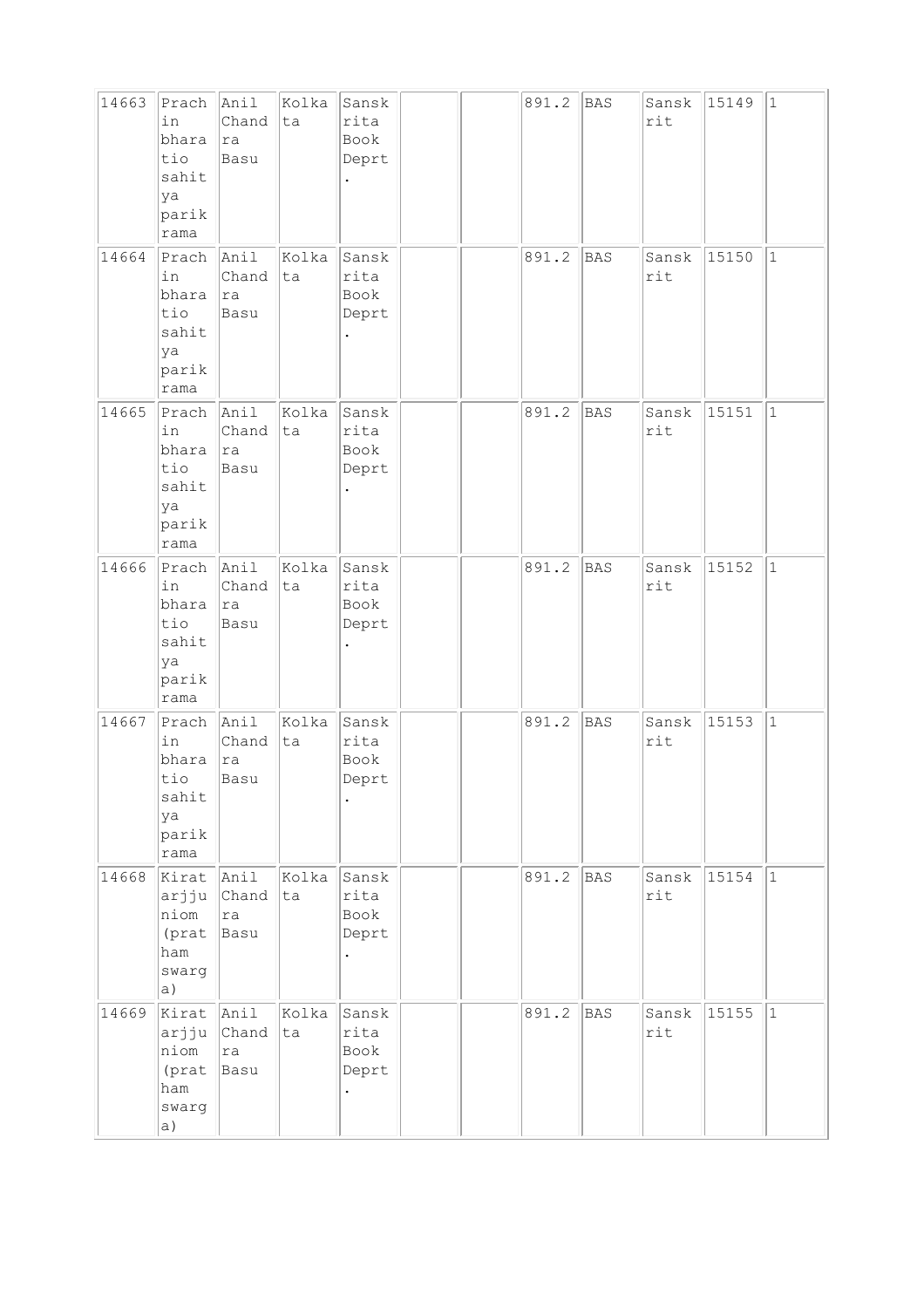| 14663 | Prachin bharatio sahitya parikrama | Anil Chandra Basu | Kolkata | Sanskrita Book Deprt. | | | 891.2 | BAS | Sanskrit | 15149 | 1 |
|---|---|---|---|---|---|---|---|---|---|---|---|
| 14664 | Prachin bharatio sahitya parikrama | Anil Chandra Basu | Kolkata | Sanskrita Book Deprt. | | | 891.2 | BAS | Sanskrit | 15150 | 1 |
| 14665 | Prachin bharatio sahitya parikrama | Anil Chandra Basu | Kolkata | Sanskrita Book Deprt. | | | 891.2 | BAS | Sanskrit | 15151 | 1 |
| 14666 | Prachin bharatio sahitya parikrama | Anil Chandra Basu | Kolkata | Sanskrita Book Deprt. | | | 891.2 | BAS | Sanskrit | 15152 | 1 |
| 14667 | Prachin bharatio sahitya parikrama | Anil Chandra Basu | Kolkata | Sanskrita Book Deprt. | | | 891.2 | BAS | Sanskrit | 15153 | 1 |
| 14668 | Kiratarjjuniom (pratham swarga) | Anil Chandra Basu | Kolkata | Sanskrita Book Deprt. | | | 891.2 | BAS | Sanskrit | 15154 | 1 |
| 14669 | Kiratarjjuniom (pratham swarga) | Anil Chandra Basu | Kolkata | Sanskrita Book Deprt. | | | 891.2 | BAS | Sanskrit | 15155 | 1 |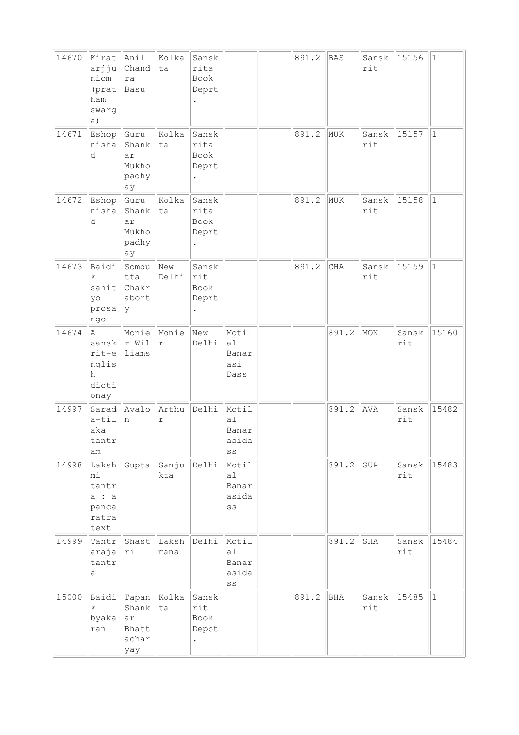| | | | | | | | | | | | |
|---|---|---|---|---|---|---|---|---|---|---|---|
| 14670 | Kiratarjjuniom (pratham swarga) | Anil Chandra Basu | Kolkata | Sanskrita Book Deprt. | | | 891.2 | BAS | Sanskrit | 15156 | 1 |
| 14671 | Eshopnishad | Guru Shankar Mukhopadhyay | Kolkata | Sanskrita Book Deprt. | | | 891.2 | MUK | Sanskrit | 15157 | 1 |
| 14672 | Eshopnishad | Guru Shankar Mukhopadhyay | Kolkata | Sanskrita Book Deprt. | | | 891.2 | MUK | Sanskrit | 15158 | 1 |
| 14673 | Baidik sahityo prosango | Somdutta Chakraborty | New Delhi | Sanskrit Book Deprt. | | | 891.2 | CHA | Sanskrit | 15159 | 1 |
| 14674 | A sanskrit-english dictionary | Monier-Williams | Monier | New Delhi | Motilal Banarasi Dass | | | 891.2 | MON | Sanskrit | 15160 |
| 14997 | Saradatilaka tantram | Avalon | Arthur | Delhi | Motilal Banarasidass | | | 891.2 | AVA | Sanskrit | 15482 |
| 14998 | Lakshmi tantra : a pancaratra text | Gupta | Sanjukta | Delhi | Motilal Banarasidass | | | 891.2 | GUP | Sanskrit | 15483 |
| 14999 | Tantrarajatantra | Shastri | Lakshmana | Delhi | Motilal Banarasidass | | | 891.2 | SHA | Sanskrit | 15484 |
| 15000 | Baidik byakaran | Tapan Shankar Bhattacharyay | Kolkata | Sanskrit Book Depot. | | | 891.2 | BHA | Sanskrit | 15485 | 1 |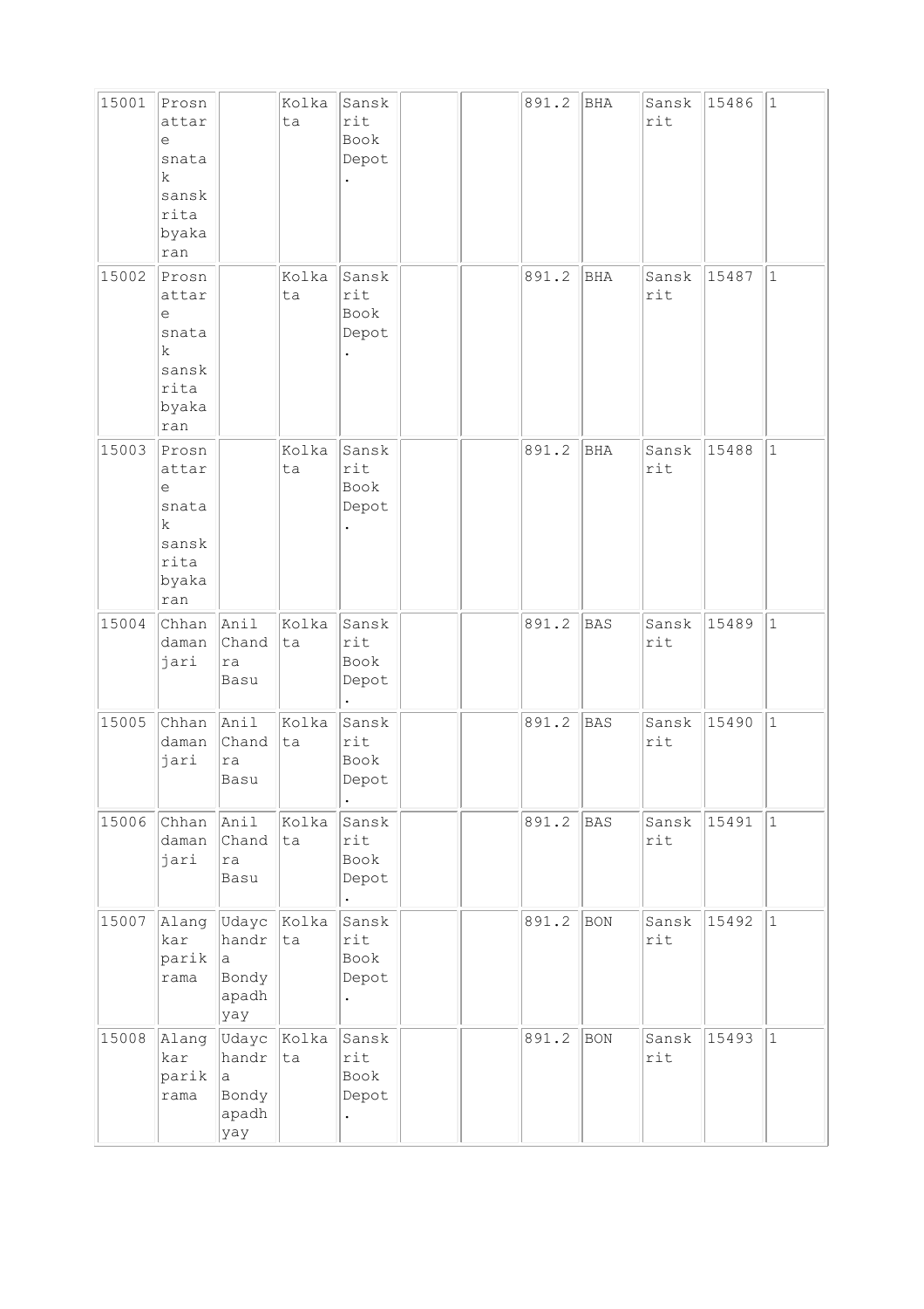| 15001 | Prosnattare snatak sanskrita byakaran | | Kolkata | Sanskrit Book Depot. | | | 891.2 | BHA | Sanskrit | 15486 | 1 |
|---|---|---|---|---|---|---|---|---|---|---|---|
| 15002 | Prosnattare snatak sanskrita byakaran | | Kolkata | Sanskrit Book Depot. | | | 891.2 | BHA | Sanskrit | 15487 | 1 |
| 15003 | Prosnattare snatak sanskrita byakaran | | Kolkata | Sanskrit Book Depot. | | | 891.2 | BHA | Sanskrit | 15488 | 1 |
| 15004 | Chhandamanjari | Anil Chandra Basu | Kolkata | Sanskrit Book Depot. | | | 891.2 | BAS | Sanskrit | 15489 | 1 |
| 15005 | Chhandamanjari | Anil Chandra Basu | Kolkata | Sanskrit Book Depot. | | | 891.2 | BAS | Sanskrit | 15490 | 1 |
| 15006 | Chhandamanjari | Anil Chandra Basu | Kolkata | Sanskrit Book Depot. | | | 891.2 | BAS | Sanskrit | 15491 | 1 |
| 15007 | Alangkar parikrama | Udaychandra Bondyapadhyay | Kolkata | Sanskrit Book Depot. | | | 891.2 | BON | Sanskrit | 15492 | 1 |
| 15008 | Alangkar parikrama | Udaychandra Bondyapadhyay | Kolkata | Sanskrit Book Depot. | | | 891.2 | BON | Sanskrit | 15493 | 1 |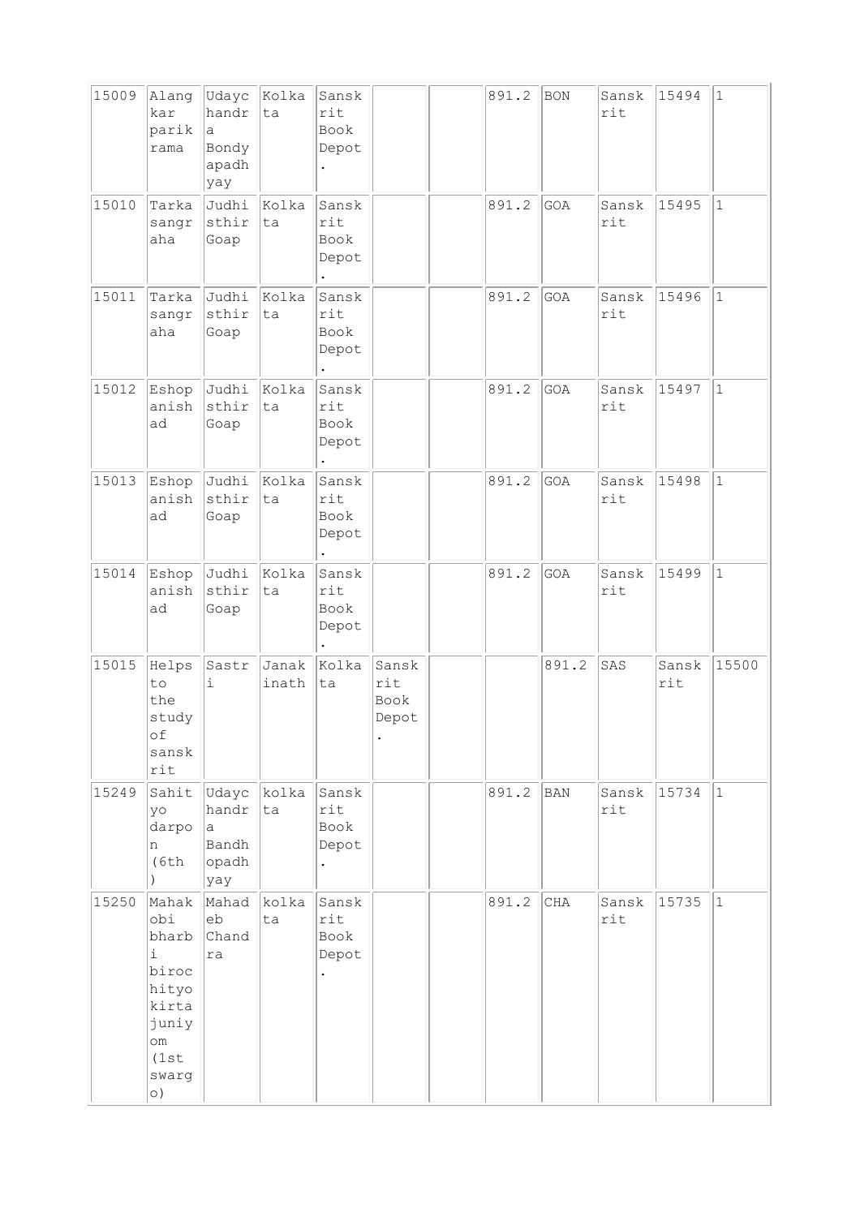| 15009 | Alangkar parikrama | Udaychandra Bondyapadhyay | Kolkata | Sanskrit Book Depot. | | | 891.2 | BON | Sanskrit | 15494 | 1 |
|---|---|---|---|---|---|---|---|---|---|---|---|
| 15010 | Tarka sangraha | Judhisthir Goap | Kolkata | Sanskrit Book Depot. | | | 891.2 | GOA | Sanskrit | 15495 | 1 |
| 15011 | Tarka sangraha | Judhisthir Goap | Kolkata | Sanskrit Book Depot. | | | 891.2 | GOA | Sanskrit | 15496 | 1 |
| 15012 | Eshopanishad | Judhisthir Goap | Kolkata | Sanskrit Book Depot. | | | 891.2 | GOA | Sanskrit | 15497 | 1 |
| 15013 | Eshopanishad | Judhisthir Goap | Kolkata | Sanskrit Book Depot. | | | 891.2 | GOA | Sanskrit | 15498 | 1 |
| 15014 | Eshopanishad | Judhisthir Goap | Kolkata | Sanskrit Book Depot. | | | 891.2 | GOA | Sanskrit | 15499 | 1 |
| 15015 | Helps to the study of sanskrit | Sastri | Janakinath | Kolkata | Sanskrit Book Depot. | | | 891.2 | SAS | Sanskrit | 15500 |
| 15249 | Sahityo darpon (6th) | Udaychandra Bandhopadhyay | kolkata | Sanskrit Book Depot. | | | 891.2 | BAN | Sanskrit | 15734 | 1 |
| 15250 | Mahakobi bharbi birochityo kirtajuniyom (1st swargo) | Mahadeb Chandra | kolkata | Sanskrit Book Depot. | | | 891.2 | CHA | Sanskrit | 15735 | 1 |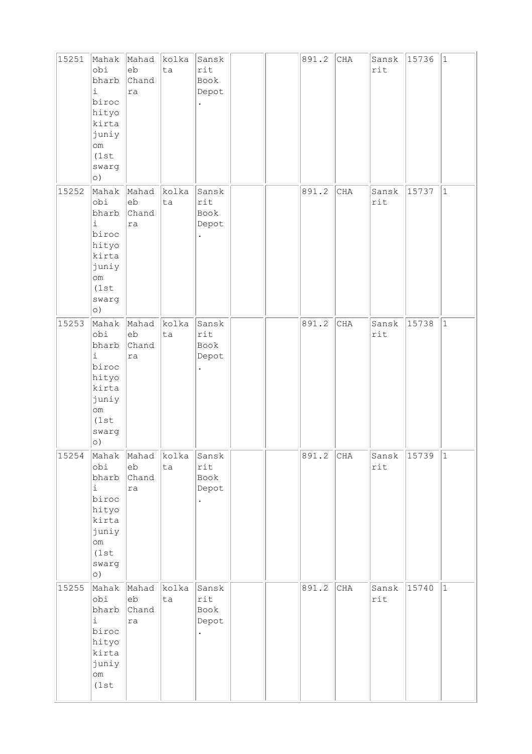| 15251 | Mahakobi bharbi birochityokirtajuniyom (1st swargo) | Mahadeb Chandra | kolkata | Sanskrit Book Depot. | | | 891.2 | CHA | Sanskrit | 15736 | 1 |
|---|---|---|---|---|---|---|---|---|---|---|---|
| 15252 | Mahakobi bharbi birochityokirtajuniyom (1st swargo) | Mahadeb Chandra | kolkata | Sanskrit Book Depot. | | | 891.2 | CHA | Sanskrit | 15737 | 1 |
| 15253 | Mahakobi bharbi birochityokirtajuniyom (1st swargo) | Mahadeb Chandra | kolkata | Sanskrit Book Depot. | | | 891.2 | CHA | Sanskrit | 15738 | 1 |
| 15254 | Mahakobi bharbi birochityokirtajuniyom (1st swargo) | Mahadeb Chandra | kolkata | Sanskrit Book Depot. | | | 891.2 | CHA | Sanskrit | 15739 | 1 |
| 15255 | Mahakobi bharbi birochityokirtajuniyom (1st | Mahadeb Chandra | kolkata | Sanskrit Book Depot. | | | 891.2 | CHA | Sanskrit | 15740 | 1 |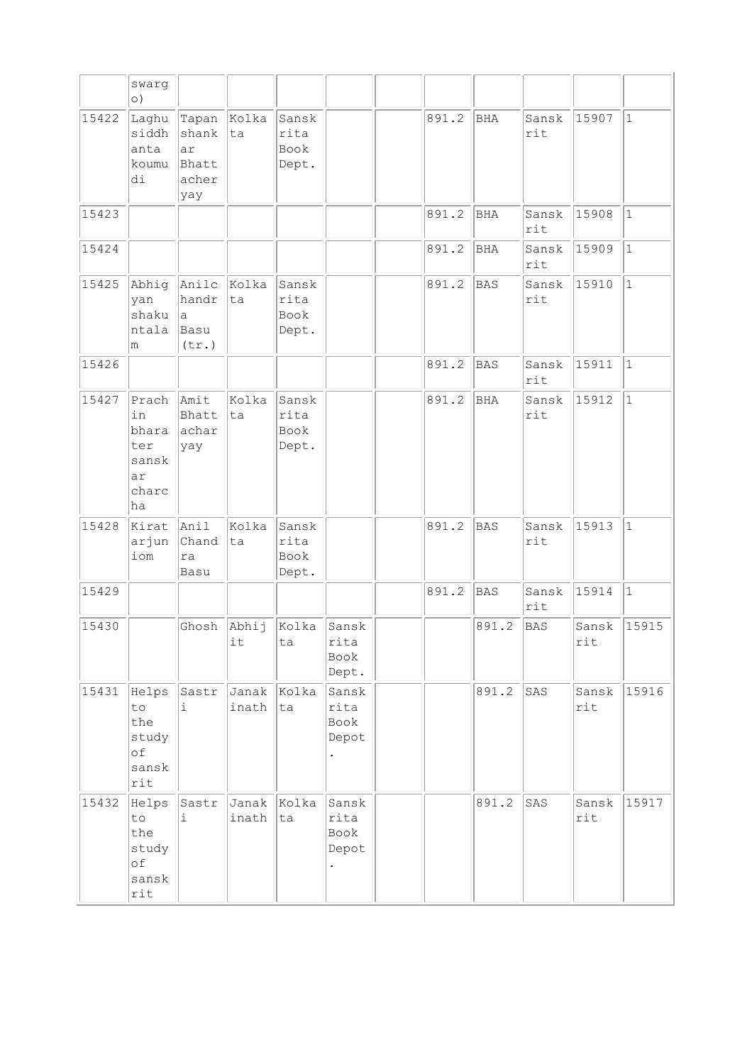| | swargo) | | | | | | | | | | |
|---|---|---|---|---|---|---|---|---|---|---|---|
| 15422 | Laghusiddhanta koumudi | Tapanshankar Bhattacheryay | Kolkata | Sanskrita Book Dept. | | | 891.2 | BHA | Sanskrit | 15907 | 1 |
| 15423 | | | | | | | 891.2 | BHA | Sanskrit | 15908 | 1 |
| 15424 | | | | | | | 891.2 | BHA | Sanskrit | 15909 | 1 |
| 15425 | Abhigyan shakuntalam | Anilchandra Basu (tr.) | Kolkata | Sanskrita Book Dept. | | | 891.2 | BAS | Sanskrit | 15910 | 1 |
| 15426 | | | | | | | 891.2 | BAS | Sanskrit | 15911 | 1 |
| 15427 | Prachin bharater sanskar charcha | Amit Bhattacharyay | Kolkata | Sanskrita Book Dept. | | | 891.2 | BHA | Sanskrit | 15912 | 1 |
| 15428 | Kirat arjuniom | Anil Chandra Basu | Kolkata | Sanskrita Book Dept. | | | 891.2 | BAS | Sanskrit | 15913 | 1 |
| 15429 | | | | | | | 891.2 | BAS | Sanskrit | 15914 | 1 |
| 15430 | | Ghosh | Abhijit | Kolkata | Sanskrita Book Dept. | | | 891.2 | BAS | Sanskrit | 15915 |
| 15431 | Helps to the study of sanskrit | Sastri | Janakinath | Kolkata | Sanskrita Book Depot. | | | 891.2 | SAS | Sanskrit | 15916 |
| 15432 | Helps to the study of sanskrit | Sastri | Janakinath | Kolkata | Sanskrita Book Depot. | | | 891.2 | SAS | Sanskrit | 15917 |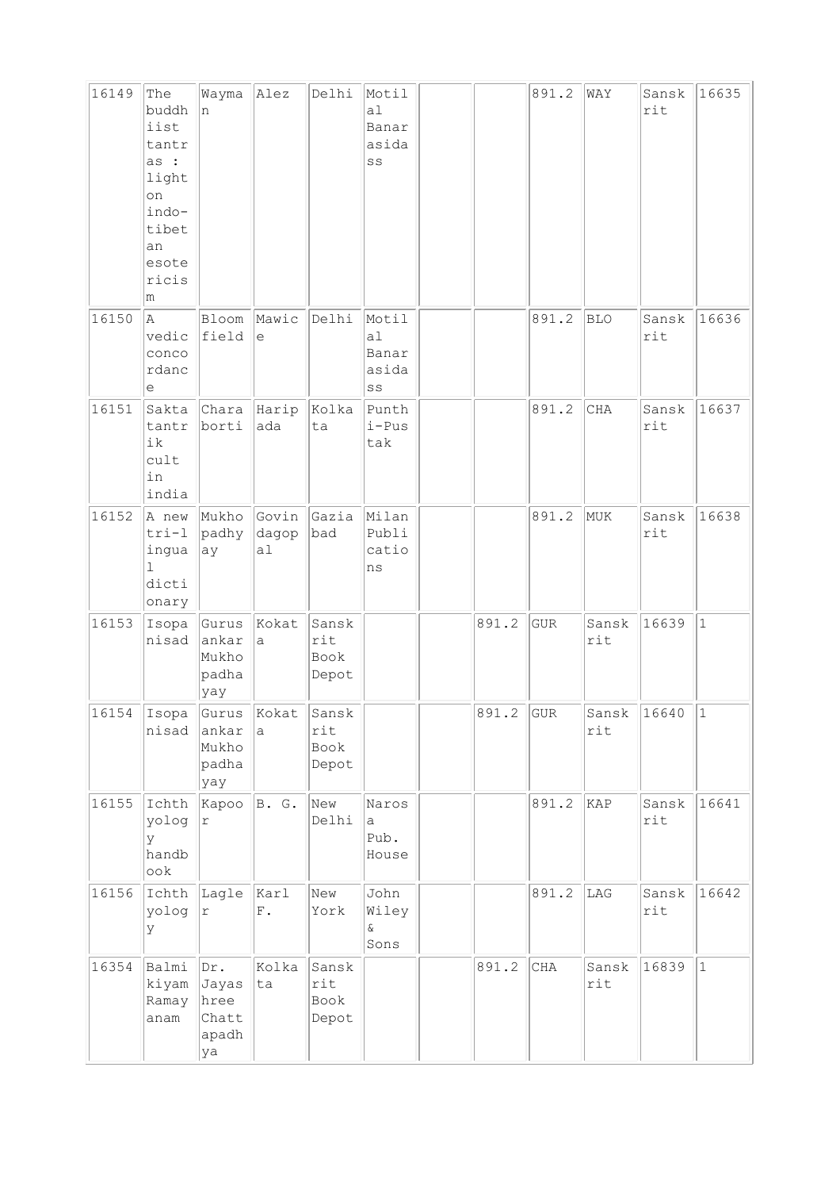| | | | | | | | | | | | |
|---|---|---|---|---|---|---|---|---|---|---|---|
| 16149 | The buddhiist tantras : light on indo-tibetan esotericism | Wayman | Alez | Delhi | Motilal Banarasidass | | | 891.2 | WAY | Sanskrit | 16635 |
| 16150 | A vedic concordance | Bloomfield | Mawice | Delhi | Motilal Banarasidass | | | 891.2 | BLO | Sanskrit | 16636 |
| 16151 | Sakta tantrik cult in india | Charaborti | Haripada | Kolkata | Punthi-Pustak | | | 891.2 | CHA | Sanskrit | 16637 |
| 16152 | A new tri-lingual dictionary | Mukhopadhyay | Govindagopal | Gaziabad | Milan Publications | | | 891.2 | MUK | Sanskrit | 16638 |
| 16153 | Isopanisad | Gurusankar Mukhopadhayay | Kokata | Sanskrit Book Depot | | | 891.2 | GUR | Sanskrit | 16639 | 1 |
| 16154 | Isopanisad | Gurusankar Mukhopadhayay | Kokata | Sanskrit Book Depot | | | 891.2 | GUR | Sanskrit | 16640 | 1 |
| 16155 | Ichthyology handbook | Kapoor | B. G. | New Delhi | Narosa Pub. House | | | 891.2 | KAP | Sanskrit | 16641 |
| 16156 | Ichthyology | Lagler | Karl F. | New York | John Wiley & Sons | | | 891.2 | LAG | Sanskrit | 16642 |
| 16354 | Balmikiyam Ramayanam | Dr. Jayashree Chattapadhya | Kolkata | Sanskrit Book Depot | | | 891.2 | CHA | Sanskrit | 16839 | 1 |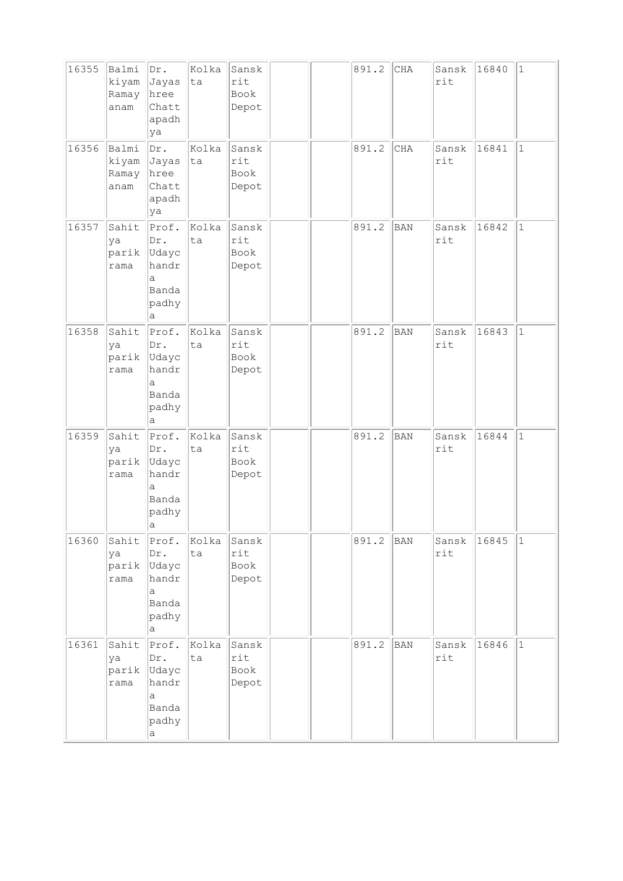| | | | | | | | | | | | |
|---|---|---|---|---|---|---|---|---|---|---|---|
| 16355 | Balmikiyam Ramayanam | Dr. Jayashree Chattapadhya | Kolkata | Sanskrit Book Depot | | | 891.2 | CHA | Sanskrit | 16840 | 1 |
| 16356 | Balmikiyam Ramayanam | Dr. Jayashree Chattapadhya | Kolkata | Sanskrit Book Depot | | | 891.2 | CHA | Sanskrit | 16841 | 1 |
| 16357 | Sahitya parikrama | Prof. Dr. Udaychandra Bandapadhya | Kolkata | Sanskrit Book Depot | | | 891.2 | BAN | Sanskrit | 16842 | 1 |
| 16358 | Sahitya parikrama | Prof. Dr. Udaychandra Bandapadhya | Kolkata | Sanskrit Book Depot | | | 891.2 | BAN | Sanskrit | 16843 | 1 |
| 16359 | Sahitya parikrama | Prof. Dr. Udaychandra Bandapadhya | Kolkata | Sanskrit Book Depot | | | 891.2 | BAN | Sanskrit | 16844 | 1 |
| 16360 | Sahitya parikrama | Prof. Dr. Udaychandra Bandapadhya | Kolkata | Sanskrit Book Depot | | | 891.2 | BAN | Sanskrit | 16845 | 1 |
| 16361 | Sahitya parikrama | Prof. Dr. Udaychandra Bandapadhya | Kolkata | Sanskrit Book Depot | | | 891.2 | BAN | Sanskrit | 16846 | 1 |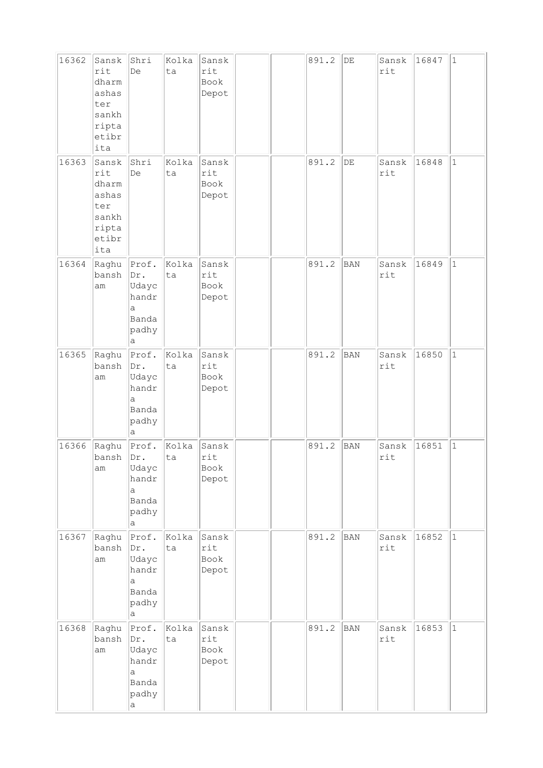| 16362 | Sanskrit dharmashaster sankhriptaetibrita | Shri De | Kolkata | Sanskrit Book Depot | | | 891.2 | DE | Sanskrit | 16847 | 1 |
|---|---|---|---|---|---|---|---|---|---|---|---|
| 16363 | Sanskrit dharmashaster sankhriptaetibrita | Shri De | Kolkata | Sanskrit Book Depot | | | 891.2 | DE | Sanskrit | 16848 | 1 |
| 16364 | Raghubansham | Prof. Dr. Udaychandra Bandapadhya | Kolkata | Sanskrit Book Depot | | | 891.2 | BAN | Sanskrit | 16849 | 1 |
| 16365 | Raghubansham | Prof. Dr. Udaychandra Bandapadhya | Kolkata | Sanskrit Book Depot | | | 891.2 | BAN | Sanskrit | 16850 | 1 |
| 16366 | Raghubansham | Prof. Dr. Udaychandra Bandapadhya | Kolkata | Sanskrit Book Depot | | | 891.2 | BAN | Sanskrit | 16851 | 1 |
| 16367 | Raghubansham | Prof. Dr. Udaychandra Bandapadhya | Kolkata | Sanskrit Book Depot | | | 891.2 | BAN | Sanskrit | 16852 | 1 |
| 16368 | Raghubansham | Prof. Dr. Udaychandra Bandapadhya | Kolkata | Sanskrit Book Depot | | | 891.2 | BAN | Sanskrit | 16853 | 1 |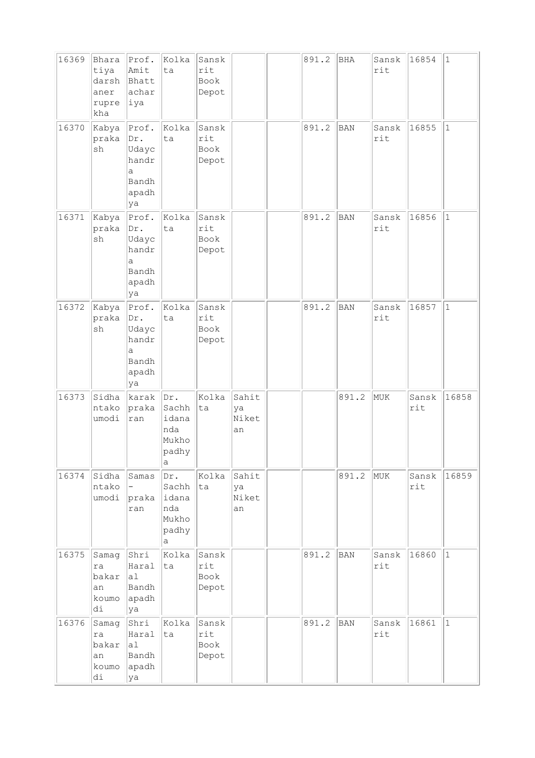| 16369 | Bharatiya darshaner ruprekha | Prof. Amit Bhattachariya | Kolkata | Sanskrit Book Depot | | | 891.2 | BHA | Sanskrit | 16854 | 1 |
|---|---|---|---|---|---|---|---|---|---|---|---|
| 16370 | Kabyaprakash | Prof. Dr. Udaychandra Bandhapadhya | Kolkata | Sanskrit Book Depot | | | 891.2 | BAN | Sanskrit | 16855 | 1 |
| 16371 | Kabyaprakash | Prof. Dr. Udaychandra Bandhapadhya | Kolkata | Sanskrit Book Depot | | | 891.2 | BAN | Sanskrit | 16856 | 1 |
| 16372 | Kabyaprakash | Prof. Dr. Udaychandra Bandhapadhya | Kolkata | Sanskrit Book Depot | | | 891.2 | BAN | Sanskrit | 16857 | 1 |
| 16373 | Sidhantakoumodi | karak prakaran | Dr. Sachhidananda Mukhopadhya | Kolkata | Sahitya Niketan | | | 891.2 | MUK | Sanskrit | 16858 |
| 16374 | Sidhantakoumodi | Samas - prakaran | Dr. Sachhidananda Mukhopadhya | Kolkata | Sahitya Niketan | | | 891.2 | MUK | Sanskrit | 16859 |
| 16375 | Samagra bakaran koumodi | Shri Haralal Bandhapadhya | Kolkata | Sanskrit Book Depot | | | 891.2 | BAN | Sanskrit | 16860 | 1 |
| 16376 | Samagra bakaran koumodi | Shri Haralal Bandhapadhya | Kolkata | Sanskrit Book Depot | | | 891.2 | BAN | Sanskrit | 16861 | 1 |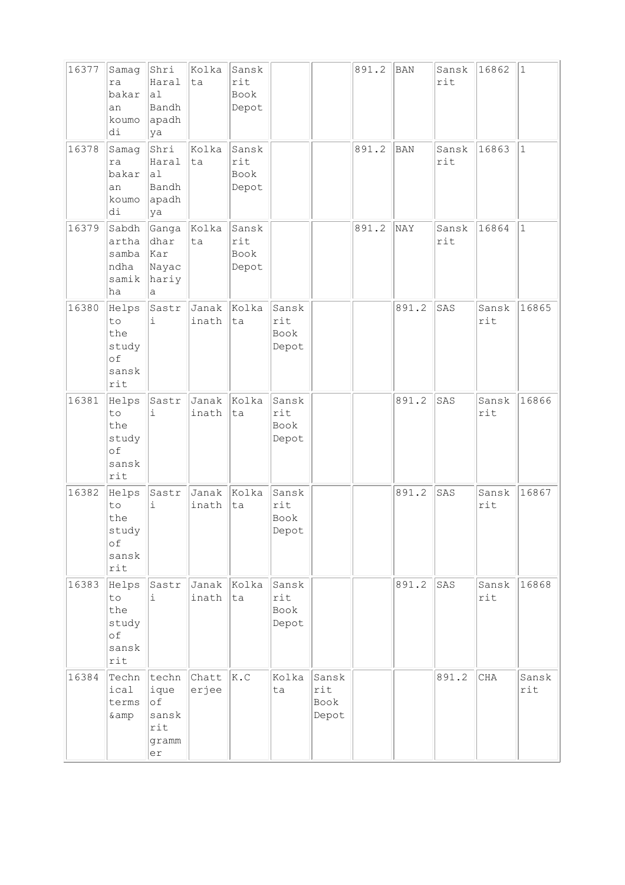| 16377 | Samagra bakaran koumodi | Shri Haralal Bandhapadhya | Kolkata | Sanskrit Book Depot | | | 891.2 | BAN | Sanskrit | 16862 | 1 |
|---|---|---|---|---|---|---|---|---|---|---|---|
| 16378 | Samagra bakaran koumodi | Shri Haralal Bandhapadhya | Kolkata | Sanskrit Book Depot | | | 891.2 | BAN | Sanskrit | 16863 | 1 |
| 16379 | Sabdhartha sambandha samikha | Gangadhar Kar Nayachariya | Kolkata | Sanskrit Book Depot | | | 891.2 | NAY | Sanskrit | 16864 | 1 |
| 16380 | Helps to the study of sanskrit | Sastri | Janakinath | Kolkata | Sanskrit Book Depot | | | 891.2 | SAS | Sanskrit | 16865 |
| 16381 | Helps to the study of sanskrit | Sastri | Janakinath | Kolkata | Sanskrit Book Depot | | | 891.2 | SAS | Sanskrit | 16866 |
| 16382 | Helps to the study of sanskrit | Sastri | Janakinath | Kolkata | Sanskrit Book Depot | | | 891.2 | SAS | Sanskrit | 16867 |
| 16383 | Helps to the study of sanskrit | Sastri | Janakinath | Kolkata | Sanskrit Book Depot | | | 891.2 | SAS | Sanskrit | 16868 |
| 16384 | Technical terms &amp | technique of sanskrit grammer | Chatterjee | K.C | Kolkata | Sanskrit Book Depot | | | 891.2 | CHA | Sanskrit |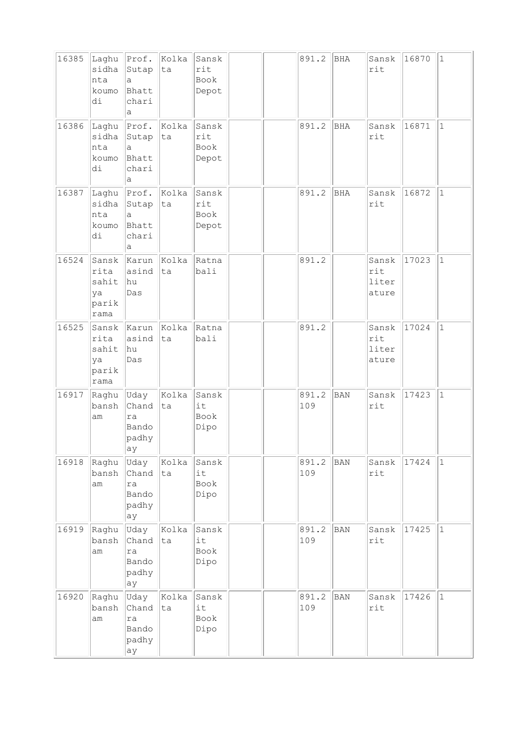| 16385 | Laghu sidhanta koumodi | Prof. Sutapa Bhattcharia | Kolkata | Sanskrit Book Depot | | | 891.2 | BHA | Sanskrit | 16870 | 1 |
|---|---|---|---|---|---|---|---|---|---|---|---|
| 16386 | Laghu sidhanta koumodi | Prof. Sutapa Bhattcharia | Kolkata | Sanskrit Book Depot | | | 891.2 | BHA | Sanskrit | 16871 | 1 |
| 16387 | Laghu sidhanta koumodi | Prof. Sutapa Bhattcharia | Kolkata | Sanskrit Book Depot | | | 891.2 | BHA | Sanskrit | 16872 | 1 |
| 16524 | Sanskrita sahitya parikrama | Karunasindhu Das | Kolkata | Ratnabali | | | 891.2 | | Sanskrit literature | 17023 | 1 |
| 16525 | Sanskrita sahitya parikrama | Karunasindhu Das | Kolkata | Ratnabali | | | 891.2 | | Sanskrit literature | 17024 | 1 |
| 16917 | Raghubansham | Uday Chandra Bandopadhyay | Kolkata | Sanskit Book Dipo | | | 891.2 109 | BAN | Sanskrit | 17423 | 1 |
| 16918 | Raghubansham | Uday Chandra Bandopadhyay | Kolkata | Sanskit Book Dipo | | | 891.2 109 | BAN | Sanskrit | 17424 | 1 |
| 16919 | Raghubansham | Uday Chandra Bandopadhyay | Kolkata | Sanskit Book Dipo | | | 891.2 109 | BAN | Sanskrit | 17425 | 1 |
| 16920 | Raghubansham | Uday Chandra Bandopadhyay | Kolkata | Sanskit Book Dipo | | | 891.2 109 | BAN | Sanskrit | 17426 | 1 |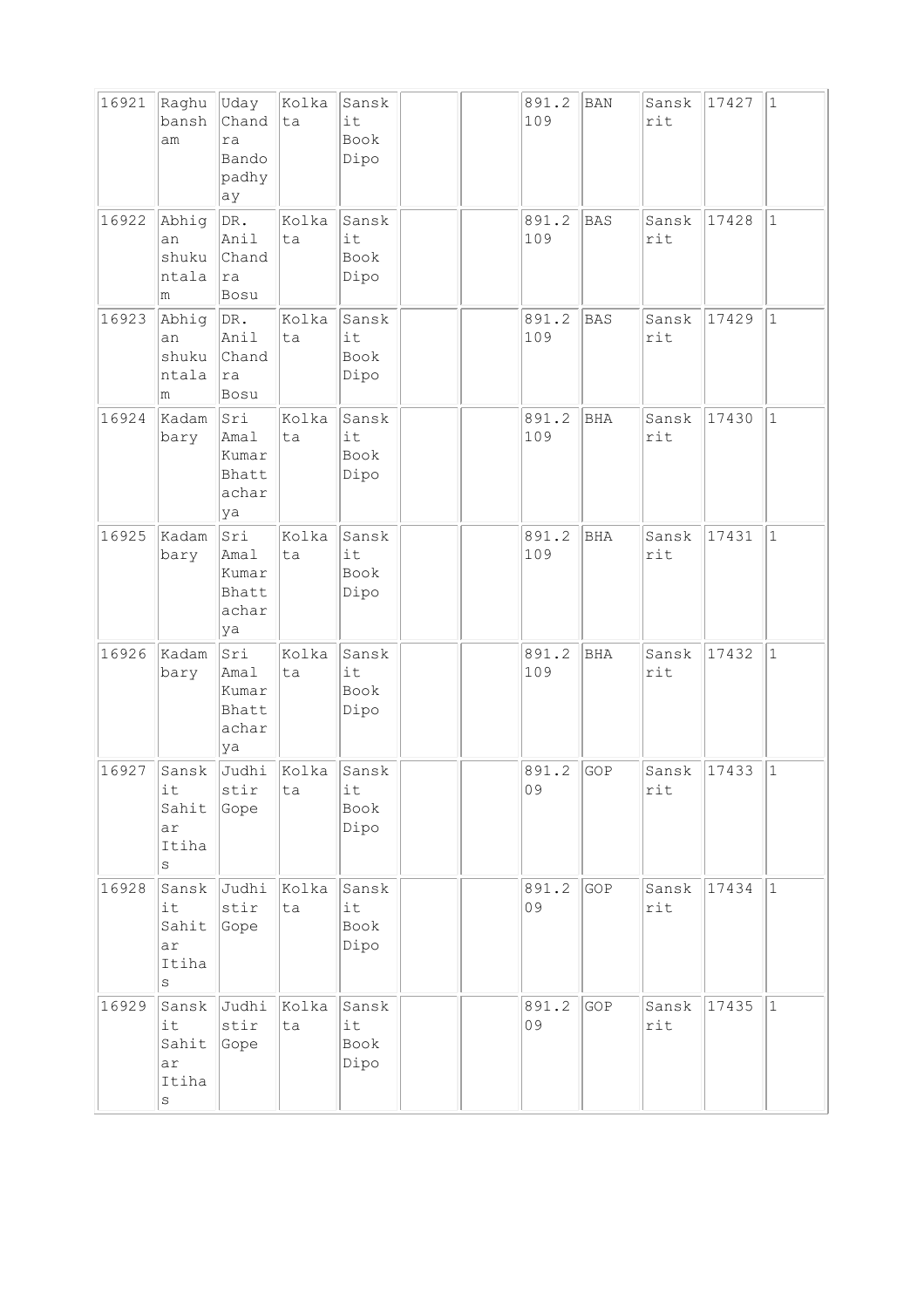| 16921 | Raghubansham | Uday Chandra Bandopadhyay | Kolkata | Sanskit Book Dipo | | | 891.2109 | BAN | Sanskrit | 17427 | 1 |
|---|---|---|---|---|---|---|---|---|---|---|---|
| 16922 | Abhigan shukuntalam | DR. Anil Chandra Bosu | Kolkata | Sanskit Book Dipo | | | 891.2109 | BAS | Sanskrit | 17428 | 1 |
| 16923 | Abhigan shukuntalam | DR. Anil Chandra Bosu | Kolkata | Sanskit Book Dipo | | | 891.2109 | BAS | Sanskrit | 17429 | 1 |
| 16924 | Kadambary | Sri Amal Kumar Bhattacharya | Kolkata | Sanskit Book Dipo | | | 891.2109 | BHA | Sanskrit | 17430 | 1 |
| 16925 | Kadambary | Sri Amal Kumar Bhattacharya | Kolkata | Sanskit Book Dipo | | | 891.2109 | BHA | Sanskrit | 17431 | 1 |
| 16926 | Kadambary | Sri Amal Kumar Bhattacharya | Kolkata | Sanskit Book Dipo | | | 891.2109 | BHA | Sanskrit | 17432 | 1 |
| 16927 | Sanskit Sahitar Itihas | Judhistir Gope | Kolkata | Sanskit Book Dipo | | | 891.209 | GOP | Sanskrit | 17433 | 1 |
| 16928 | Sanskit Sahitar Itihas | Judhistir Gope | Kolkata | Sanskit Book Dipo | | | 891.209 | GOP | Sanskrit | 17434 | 1 |
| 16929 | Sanskit Sahitar Itihas | Judhistir Gope | Kolkata | Sanskit Book Dipo | | | 891.209 | GOP | Sanskrit | 17435 | 1 |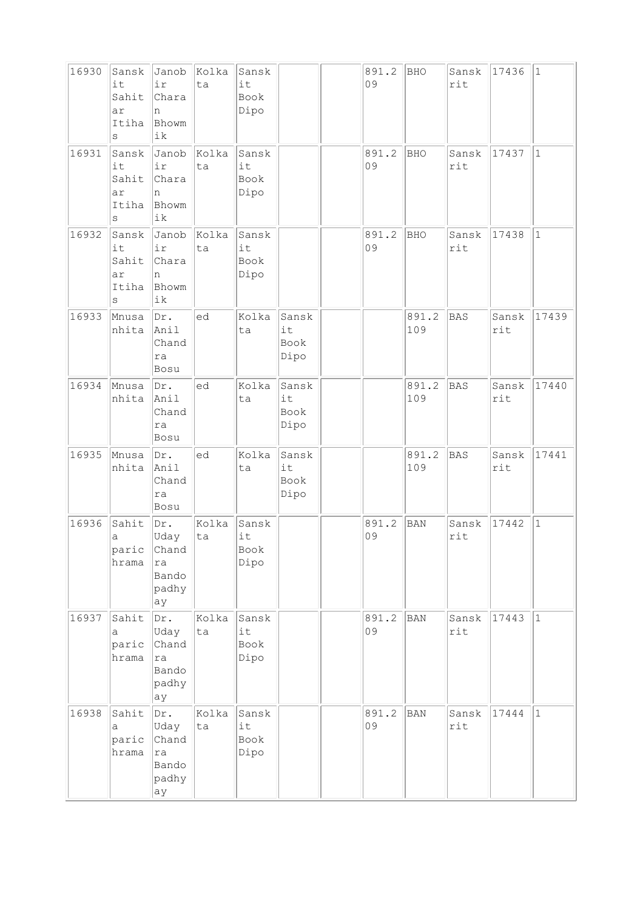| | | | | | | | | | | | |
|---|---|---|---|---|---|---|---|---|---|---|---|
| 16930 | Sanskit Sahitar Itihas | Janobir Charan Bhowmik | Kolkata | Sanskit Book Dipo | | | 891.209 | BHO | Sanskrit | 17436 | 1 |
| 16931 | Sanskit Sahitar Itihas | Janobir Charan Bhowmik | Kolkata | Sanskit Book Dipo | | | 891.209 | BHO | Sanskrit | 17437 | 1 |
| 16932 | Sanskit Sahitar Itihas | Janobir Charan Bhowmik | Kolkata | Sanskit Book Dipo | | | 891.209 | BHO | Sanskrit | 17438 | 1 |
| 16933 | Mnusanhita | Dr. Anil Chandra Bosu | ed | Kolkata | Sanskit Book Dipo | | | 891.2109 | BAS | Sanskrit | 17439 |
| 16934 | Mnusanhita | Dr. Anil Chandra Bosu | ed | Kolkata | Sanskit Book Dipo | | | 891.2109 | BAS | Sanskrit | 17440 |
| 16935 | Mnusanhita | Dr. Anil Chandra Bosu | ed | Kolkata | Sanskit Book Dipo | | | 891.2109 | BAS | Sanskrit | 17441 |
| 16936 | Sahita parichrama | Dr. Uday Chandra Bandopadhyay | Kolkata | Sanskit Book Dipo | | | 891.209 | BAN | Sanskrit | 17442 | 1 |
| 16937 | Sahita parichrama | Dr. Uday Chandra Bandopadhyay | Kolkata | Sanskit Book Dipo | | | 891.209 | BAN | Sanskrit | 17443 | 1 |
| 16938 | Sahita parichrama | Dr. Uday Chandra Bandopadhyay | Kolkata | Sanskit Book Dipo | | | 891.209 | BAN | Sanskrit | 17444 | 1 |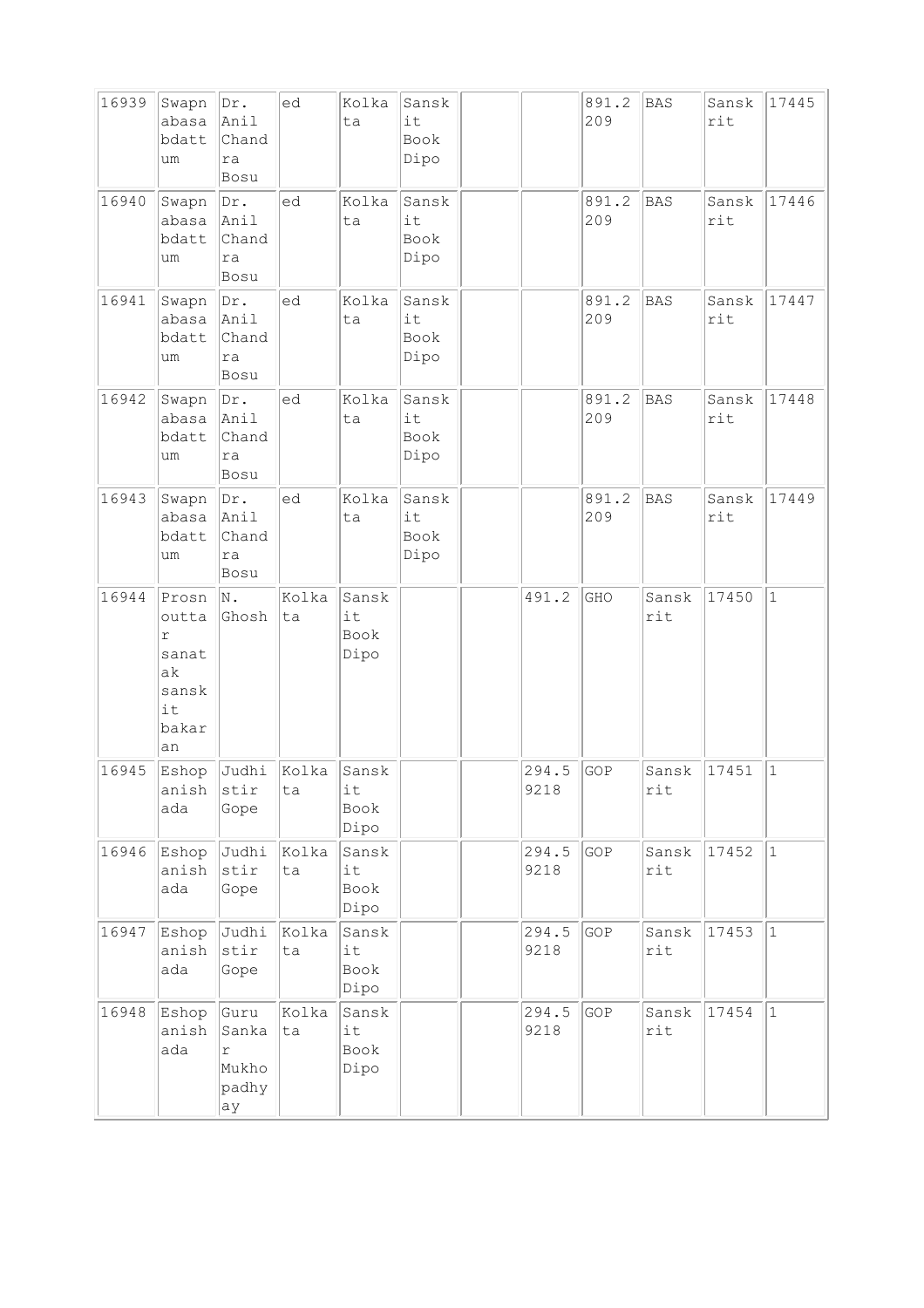| | | | | | | | | | | | |
|---|---|---|---|---|---|---|---|---|---|---|---|
| 16939 | Swapnabasabdattum | Dr. Anil Chandra Bosu | ed | Kolkata | Sanskit Book Dipo | | | 891.2209 | BAS | Sanskrit | 17445 |
| 16940 | Swapnabasabdattum | Dr. Anil Chandra Bosu | ed | Kolkata | Sanskit Book Dipo | | | 891.2209 | BAS | Sanskrit | 17446 |
| 16941 | Swapnabasabdattum | Dr. Anil Chandra Bosu | ed | Kolkata | Sanskit Book Dipo | | | 891.2209 | BAS | Sanskrit | 17447 |
| 16942 | Swapnabasabdattum | Dr. Anil Chandra Bosu | ed | Kolkata | Sanskit Book Dipo | | | 891.2209 | BAS | Sanskrit | 17448 |
| 16943 | Swapnabasabdattum | Dr. Anil Chandra Bosu | ed | Kolkata | Sanskit Book Dipo | | | 891.2209 | BAS | Sanskrit | 17449 |
| 16944 | Prosnouttar sanatak sanskit bakaran | N. Ghosh | Kolkata | Sanskit Book Dipo | | | 491.2 | GHO | Sanskrit | 17450 | 1 |
| 16945 | Eshopanishada | Judhistir Gope | Kolkata | Sanskit Book Dipo | | | 294.59218 | GOP | Sanskrit | 17451 | 1 |
| 16946 | Eshopanishada | Judhistir Gope | Kolkata | Sanskit Book Dipo | | | 294.59218 | GOP | Sanskrit | 17452 | 1 |
| 16947 | Eshopanishada | Judhistir Gope | Kolkata | Sanskit Book Dipo | | | 294.59218 | GOP | Sanskrit | 17453 | 1 |
| 16948 | Eshopanishada | Guru Sankar Mukhopadhyay | Kolkata | Sanskit Book Dipo | | | 294.59218 | GOP | Sanskrit | 17454 | 1 |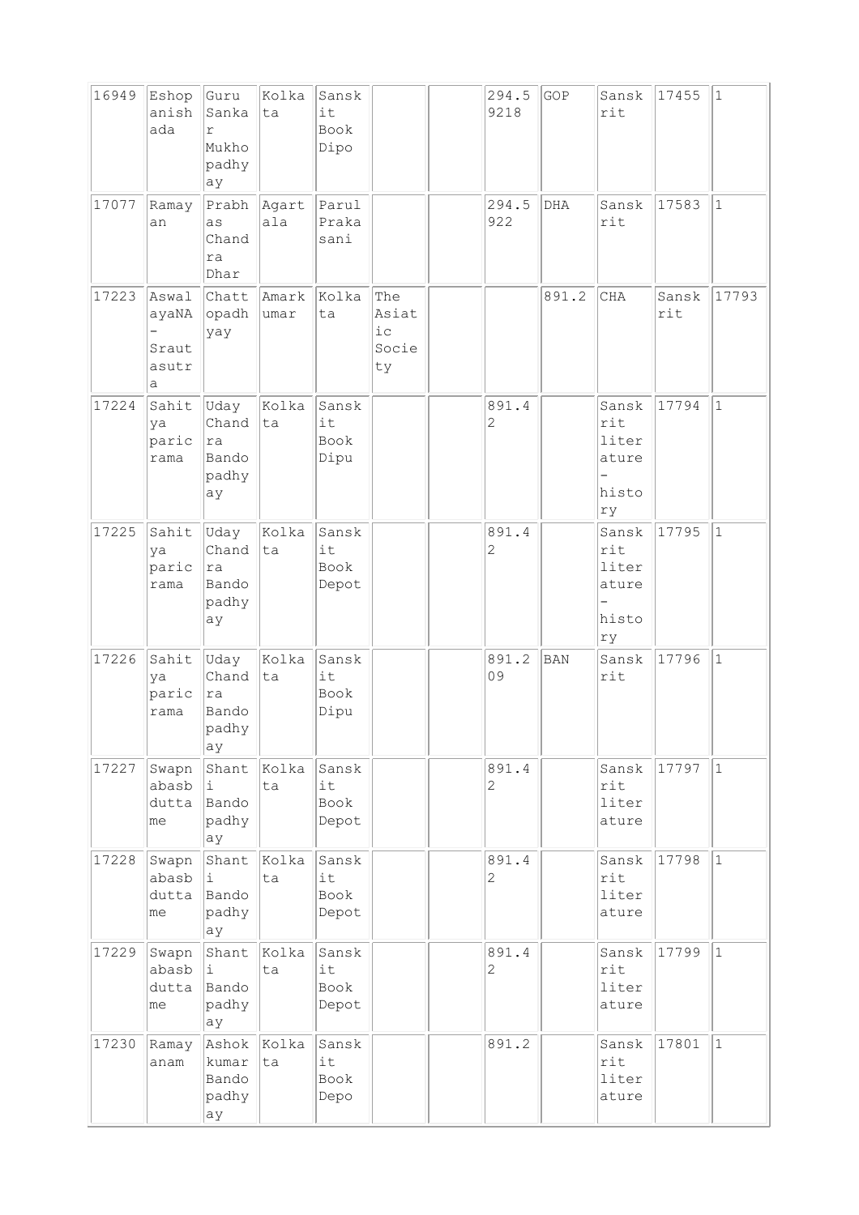| | | | | | | | | | | | |
|---|---|---|---|---|---|---|---|---|---|---|---|
| 16949 | Eshopanishada | Guru Sankar Mukhopadhyay | Kolkata | Sanskit Book Dipo | | | 294.59218 | GOP | Sanskrit | 17455 | 1 |
| 17077 | Ramayan | Prabhas Chandra Dhar | Agartala | Parul Prakasani | | | 294.5922 | DHA | Sanskrit | 17583 | 1 |
| 17223 | AswalayaNA-Srautasutra | Chattopadhyay | Amarkumar | Kolkata | The Asiatic Society | | | 891.2 | CHA | Sanskrit | 17793 |
| 17224 | Sahitya paricrama | Uday Chandra Bandopadhyay | Kolkata | Sanskit Book Dipu | | | 891.42 | | Sanskrit literature-history | 17794 | 1 |
| 17225 | Sahitya paricrama | Uday Chandra Bandopadhyay | Kolkata | Sanskit Book Depot | | | 891.42 | | Sanskrit literature-history | 17795 | 1 |
| 17226 | Sahitya paricrama | Uday Chandra Bandopadhyay | Kolkata | Sanskit Book Dipu | | | 891.209 | BAN | Sanskrit | 17796 | 1 |
| 17227 | Swapnabasbduttame | Shanti Bandopadhyay | Kolkata | Sanskit Book Depot | | | 891.42 | | Sanskrit literature | 17797 | 1 |
| 17228 | Swapnabasbduttame | Shanti Bandopadhyay | Kolkata | Sanskit Book Depot | | | 891.42 | | Sanskrit literature | 17798 | 1 |
| 17229 | Swapnabasbduttame | Shanti Bandopadhyay | Kolkata | Sanskit Book Depot | | | 891.42 | | Sanskrit literature | 17799 | 1 |
| 17230 | Ramayanam | Ashokkumar Bandopadhyay | Kolkata | Sanskit Book Depo | | | 891.2 | | Sanskrit literature | 17801 | 1 |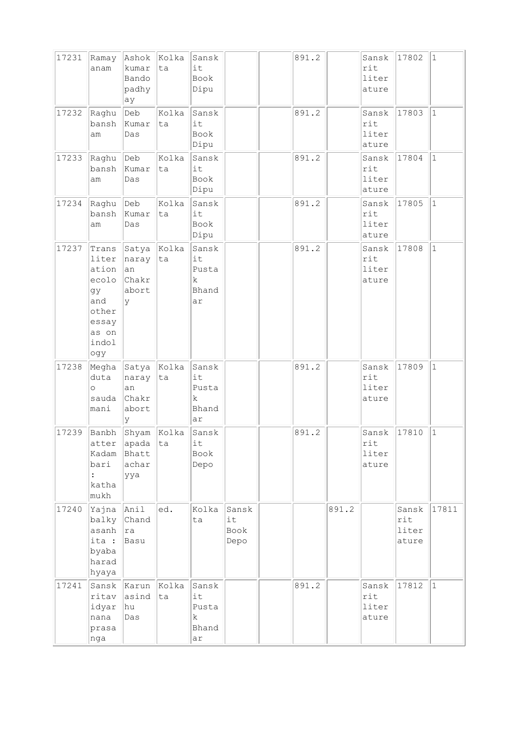| 17231 | Ramayanam | Ashok kumar Bandopadhyay | Kolkata | Sanskit Book Dipu | | | 891.2 | | Sanskrit literature | 17802 | 1 |
|---|---|---|---|---|---|---|---|---|---|---|---|
| 17232 | Raghubansham | Deb Kumar Das | Kolkata | Sanskit Book Dipu | | | 891.2 | | Sanskrit literature | 17803 | 1 |
| 17233 | Raghubansham | Deb Kumar Das | Kolkata | Sanskit Book Dipu | | | 891.2 | | Sanskrit literature | 17804 | 1 |
| 17234 | Raghubansham | Deb Kumar Das | Kolkata | Sanskit Book Dipu | | | 891.2 | | Sanskrit literature | 17805 | 1 |
| 17237 | Transliteration ecology and other essayas on indology | Satyanarayan Chakraborty | Kolkata | Sanskit Pustak Bhandar | | | 891.2 | | Sanskrit literature | 17808 | 1 |
| 17238 | Meghaduta o saudamani | Satyanarayan Chakraborty | Kolkata | Sanskit Pustak Bhandar | | | 891.2 | | Sanskrit literature | 17809 | 1 |
| 17239 | Banbhatter Kadambari : kathamukh | Shyamapada Bhattacharyya | Kolkata | Sanskit Book Depo | | | 891.2 | | Sanskrit literature | 17810 | 1 |
| 17240 | Yajnabalkyasanhita : byabaharadhyaya | Anil Chandra Basu | ed. | Kolkata | Sanskit Book Depo | | | 891.2 | | Sanskrit literature | 17811 |
| 17241 | Sanskritavidyarnanaprasanga | Karunasindhu Das | Kolkata | Sanskit Pustak Bhandar | | | 891.2 | | Sanskrit literature | 17812 | 1 |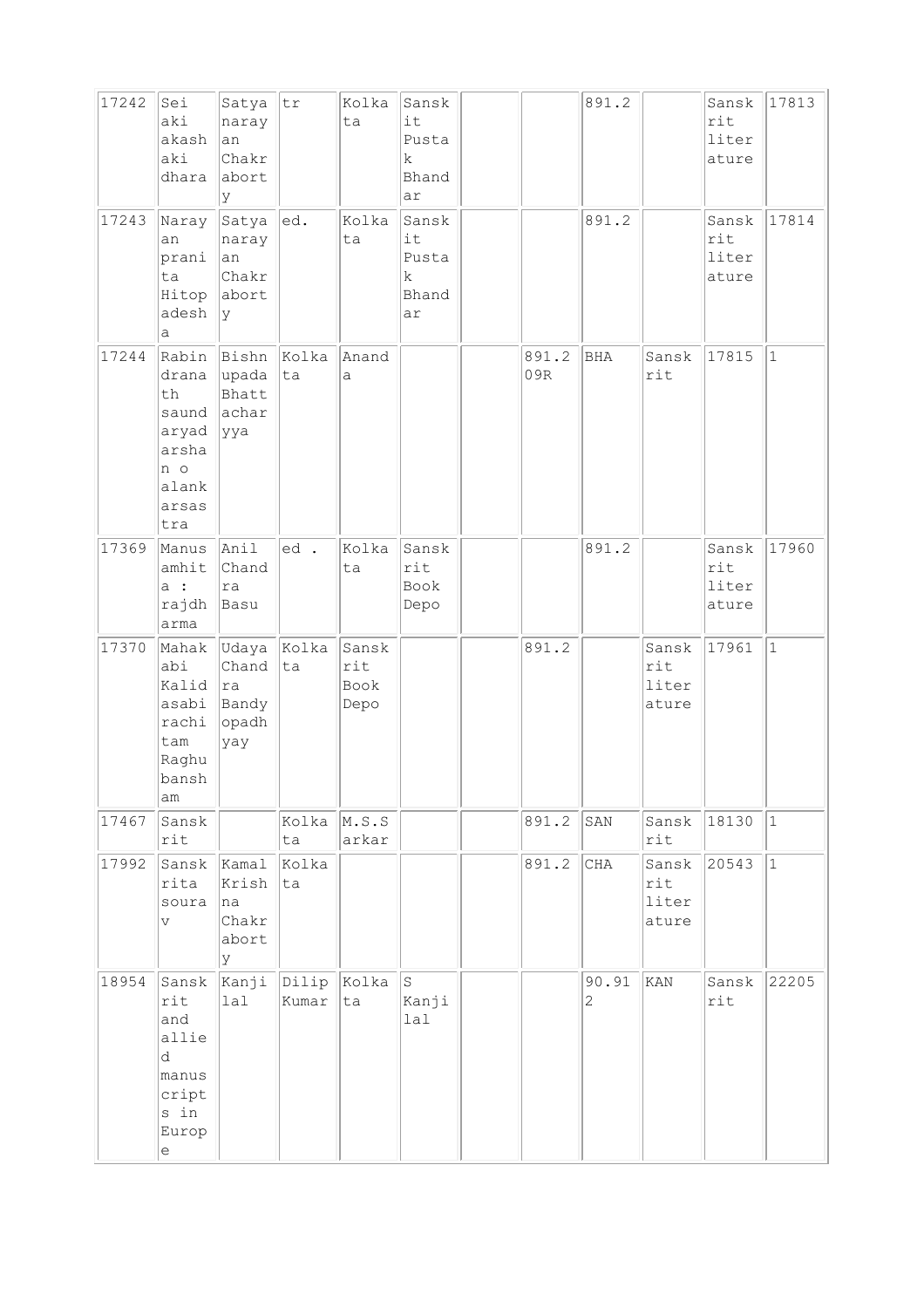| | | | | | | | | | | | |
|---|---|---|---|---|---|---|---|---|---|---|---|
| 17242 | Sei aki akash aki dhara | Satyanarayan Chakraborty | tr | Kolkata | Sanskit Pustak Bhandar | | | 891.2 | | Sanskrit literature | 17813 |
| 17243 | Narayan pranita Hitopadesha | Satyanarayan Chakraborty | ed. | Kolkata | Sanskit Pustak Bhandar | | | 891.2 | | Sanskrit literature | 17814 |
| 17244 | Rabindranath saundaryadarshan o alankarsastra | Bishnupada Bhattacharyya | Kolkata | Ananda | | | 891.209R | BHA | Sanskrit | 17815 | 1 |
| 17369 | Manusamhita : rajdharma | Anil Chandra Basu | ed . | Kolkata | Sanskrit Book Depo | | | 891.2 | | Sanskrit literature | 17960 |
| 17370 | Mahakabi Kalidasabirachitam Raghubansham | Udaya Chandra Bandyopadhyay | Kolkata | Sanskrit Book Depo | | | 891.2 | | Sanskrit literature | 17961 | 1 |
| 17467 | Sanskrit | | Kolkata | M.S.Sarkar | | | 891.2 | SAN | Sanskrit | 18130 | 1 |
| 17992 | Sanskrita sourav | Kamal Krishna Chakraborty | Kolkata | | | | 891.2 | CHA | Sanskrit literature | 20543 | 1 |
| 18954 | Sanskrit and allied manuscripts in Europe | Kanjilal | Dilip Kumar | Kolkata | S Kanjilal | | | 90.912 | KAN | Sanskrit | 22205 |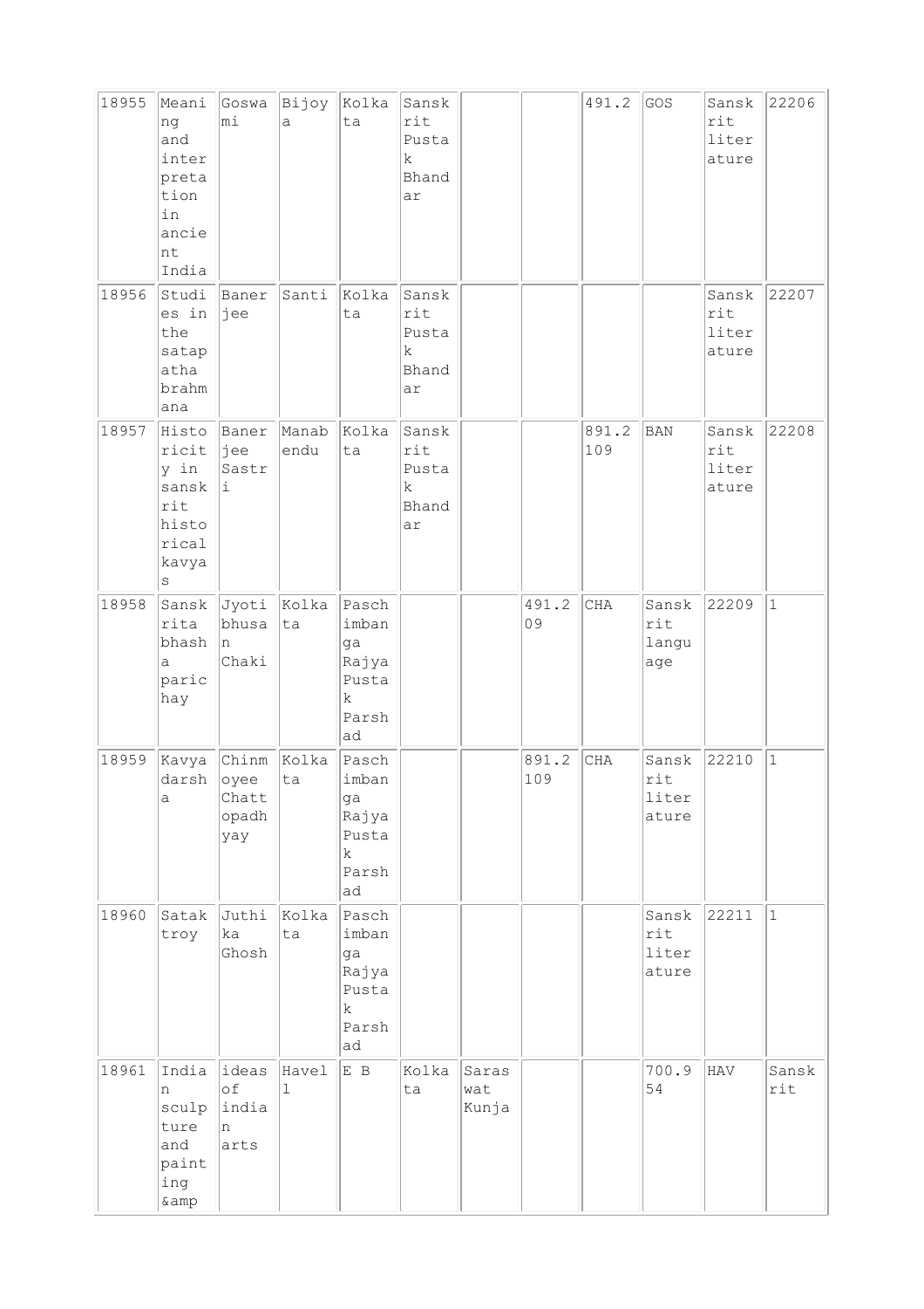| | | | | | | | | | | | |
|---|---|---|---|---|---|---|---|---|---|---|---|
| 18955 | Meaning and interpretation in ancient India | Goswami | Bijoya | Kolkata | Sanskrit Pustak Bhandar | | | 491.2 | GOS | Sanskrit literature | 22206 |
| 18956 | Studies in the satapatha brahmana | Banerjee | Santi | Kolkata | Sanskrit Pustak Bhandar | | | | | Sanskrit literature | 22207 |
| 18957 | Historicity in sanskrit historical kavyas | Banerjee Sastri | Manabendu | Kolkata | Sanskrit Pustak Bhandar | | | 891.2109 | BAN | Sanskrit literature | 22208 |
| 18958 | Sanskrita bhasha parichay | Jyotibhusan Chaki | Kolkata | Paschimbanga Rajya Pustak Parshad | | | 491.209 | CHA | Sanskrit language | 22209 | 1 |
| 18959 | Kavyadarsha | Chinmoyee Chattopadhyay | Kolkata | Paschimbanga Rajya Pustak Parshad | | | 891.2109 | CHA | Sanskrit literature | 22210 | 1 |
| 18960 | Satak troy | Juthika Ghosh | Kolkata | Paschimbanga Rajya Pustak Parshad | | | | | Sanskrit literature | 22211 | 1 |
| 18961 | Indian sculpture and painting &amp | ideas of indian arts | Havell | E B | Kolkata | Saraswat Kunja | | | 700.954 | HAV | Sanskrit |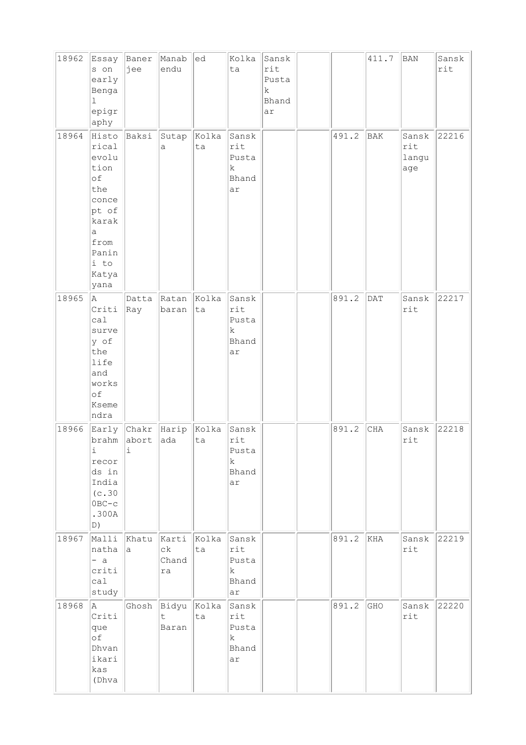| 18962 | Essays on early Bengal epigraphy | Banerjee | Manabendu | ed | Kolkata | Sanskrit Pustak Bhandar | | | 411.7 | BAN | Sanskrit |
|---|---|---|---|---|---|---|---|---|---|---|---|
| 18964 | Historical evolution of the concept of karaka from Panini to Katyayana | Baksi | Sutapa | Kolkata | Sanskrit Pustak Bhandar | | | 491.2 | BAK | Sanskrit language | 22216 |
| 18965 | A Critical survey of the life and works of Ksemendra | Datta Ray | Ratanbaran | Kolkata | Sanskrit Pustak Bhandar | | | 891.2 | DAT | Sanskrit | 22217 |
| 18966 | Early brahmi records in India (c.300BC-c.300AD) | Chakraborti | Haripada | Kolkata | Sanskrit Pustak Bhandar | | | 891.2 | CHA | Sanskrit | 22218 |
| 18967 | Mallinatha - a critical study | Khatua | Kartick Chandra | Kolkata | Sanskrit Pustak Bhandar | | | 891.2 | KHA | Sanskrit | 22219 |
| 18968 | A Critique of Dhvanikarikas (Dhva | Ghosh | Bidyut Baran | Kolkata | Sanskrit Pustak Bhandar | | | 891.2 | GHO | Sanskrit | 22220 |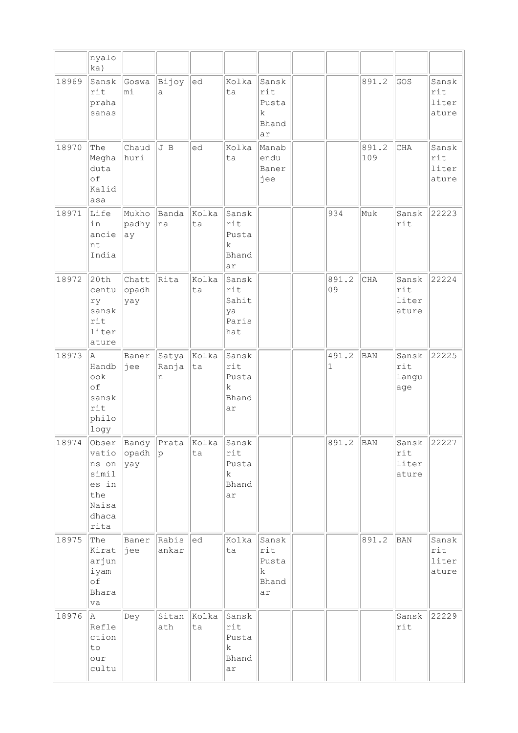| | | | | | | | | | | | |
|---|---|---|---|---|---|---|---|---|---|---|---|
| | nyaloka) | | | | | | | | | | |
| 18969 | Sanskrit prahasanas | Goswami | Bijoya | ed | Kolkata | Sanskrit Pustak Bhandar | | | 891.2 | GOS | Sanskrit literature |
| 18970 | The Meghaduta of Kalidasa | Chaudhuri | J B | ed | Kolkata | Manabendu Banerjee | | | 891.2 109 | CHA | Sanskrit literature |
| 18971 | Life in ancient India | Mukhopadhyay | Bandana | Kolkata | Sanskrit Pustak Bhandar | | | 934 | Muk | Sanskrit | 22223 |
| 18972 | 20th century sanskrit literature | Chattopadhyay | Rita | Kolkata | Sanskrit Sahitya Parishat | | | 891.2 09 | CHA | Sanskrit literature | 22224 |
| 18973 | A Handbook of sanskrit philology | Banerjee | Satya Ranjan | Kolkata | Sanskrit Pustak Bhandar | | | 491.2 1 | BAN | Sanskrit language | 22225 |
| 18974 | Observations on similes in the Naisadhacarita | Bandyopadhyay | Pratap | Kolkata | Sanskrit Pustak Bhandar | | | 891.2 | BAN | Sanskrit literature | 22227 |
| 18975 | The Kiratarjuniyam of Bharava | Banerjee | Rabisankar | ed | Kolkata | Sanskrit Pustak Bhandar | | | 891.2 | BAN | Sanskrit literature |
| 18976 | A Reflection to our cultu | Dey | Sitanath | Kolkata | Sanskrit Pustak Bhandar | | | | | Sanskrit | 22229 |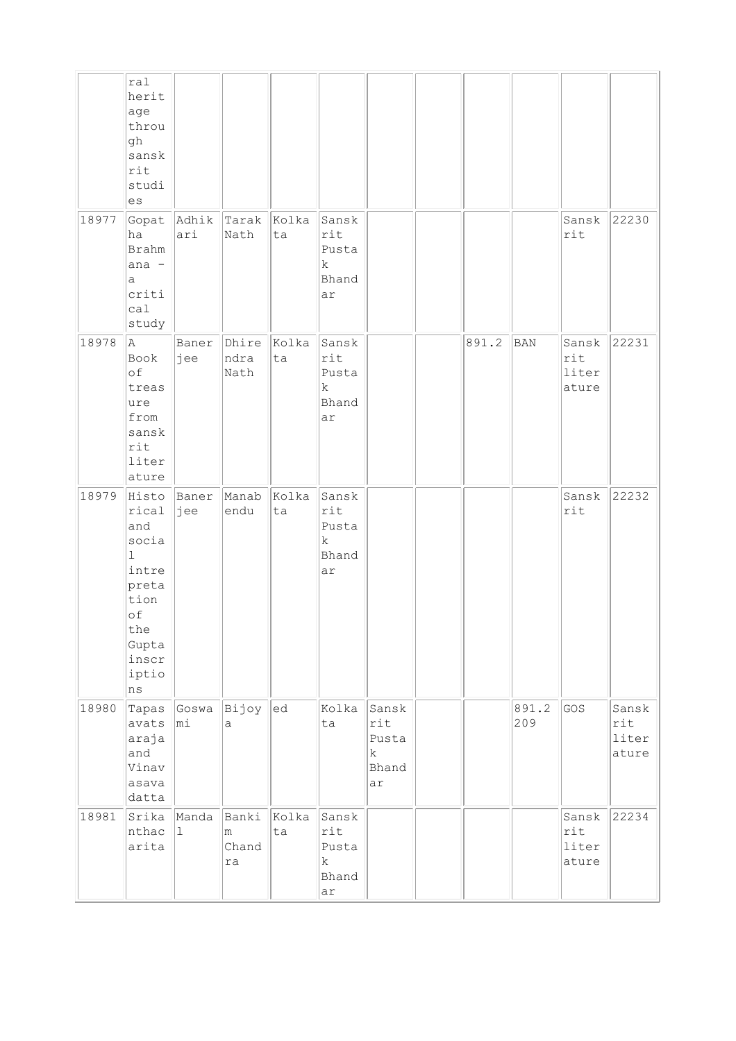|  |  |  |  |  |  |  |  |  |  |  |  |
|---|---|---|---|---|---|---|---|---|---|---|---|
|  | ral heritage through sanskrit studies |  |  |  |  |  |  |  |  |  |  |
| 18977 | Gopatha Brahmana - a critical study | Adhikari | Tarak Nath | Kolkata | Sanskrit Pustak Bhandar |  |  |  |  | Sanskrit | 22230 |
| 18978 | A Book of treasure from sanskrit literature | Banerjee | Dhirendra Nath | Kolkata | Sanskrit Pustak Bhandar |  |  | 891.2 | BAN | Sanskrit literature | 22231 |
| 18979 | Historical and social intrepretation of the Gupta inscriptions | Banerjee | Manabendu | Kolkata | Sanskrit Pustak Bhandar |  |  |  |  | Sanskrit | 22232 |
| 18980 | Tapasavatsaraja and Vinavasavadatta | Goswami | Bijoya | ed | Kolkata | Sanskrit Pustak Bhandar |  |  | 891.2 209 | GOS | Sanskrit literature |
| 18981 | Srikanthacarita | Mandal | Bankim Chandra | Kolkata | Sanskrit Pustak Bhandar |  |  |  |  | Sanskrit literature | 22234 |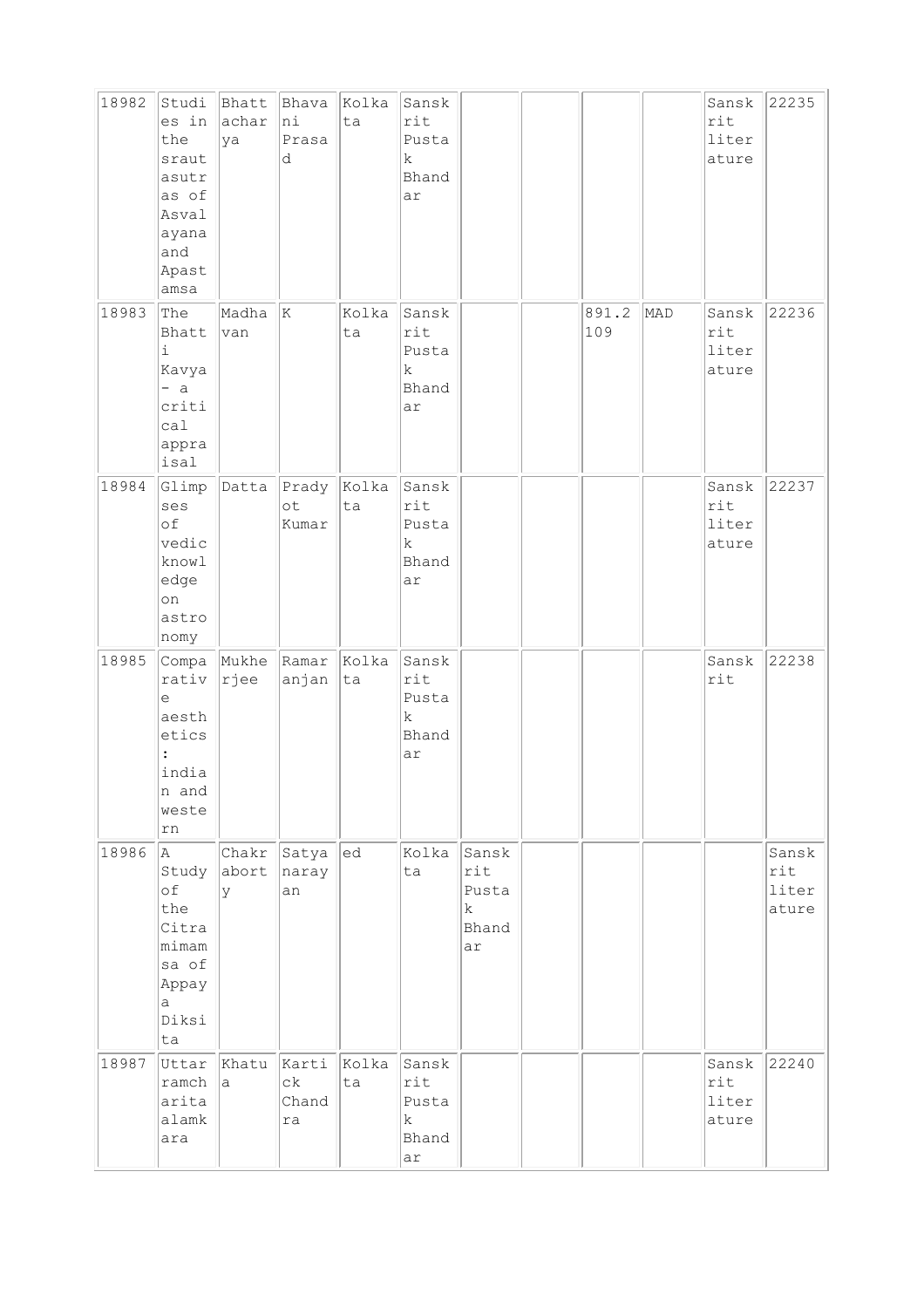| 18982 | Studies in the srautasutras of Asvalayana and Apastamsa | Bhattacharya | Bhavani Prasad | Kolkata | Sanskrit Pustak Bhandar | | | | | Sanskrit literature | 22235 |
|---|---|---|---|---|---|---|---|---|---|---|---|
| 18983 | The Bhatti Kavya - a critical appraisal | Madhavan | K | Kolkata | Sanskrit Pustak Bhandar | | | 891.2109 | MAD | Sanskrit literature | 22236 |
| 18984 | Glimpses of vedic knowledge on astronomy | Datta | Pradyot Kumar | Kolkata | Sanskrit Pustak Bhandar | | | | | Sanskrit literature | 22237 |
| 18985 | Comparative aesthetics : indian and western | Mukherjee | Ramaranjan | Kolkata | Sanskrit Pustak Bhandar | | | | | Sanskrit | 22238 |
| 18986 | A Study of the Citramimamsa of Appaya Diksita | Chakraborty | Satyanarayan | ed | Kolkata | Sanskrit Pustak Bhandar | | | | | Sanskrit literature |
| 18987 | Uttarramcharitaalamkara | Khatua | Kartick Chandra | Kolkata | Sanskrit Pustak Bhandar | | | | | Sanskrit literature | 22240 |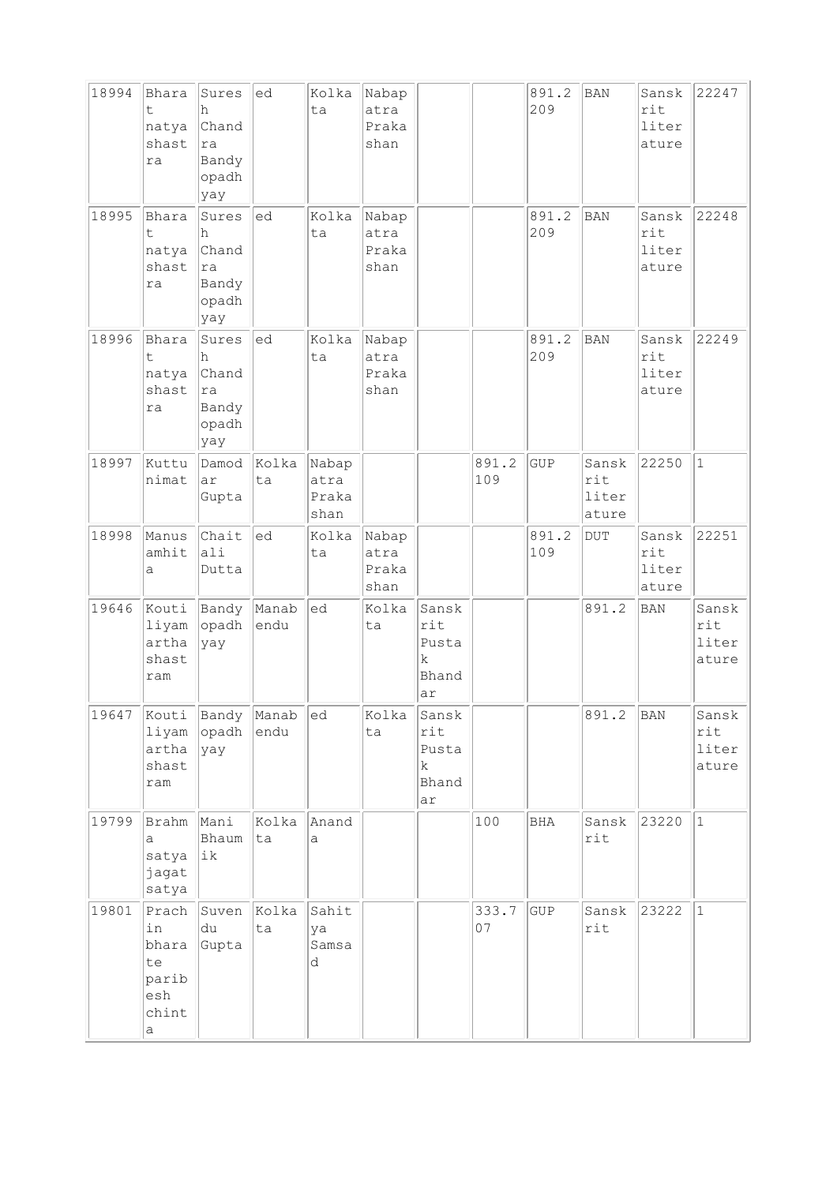| 18994 | Bharat natya shastra | Suresh Chandra Bandyopadhyay | ed | Kolkata | Nabapatra Prakashan | | | 891.2209 | BAN | Sanskrit literature | 22247 |
|---|---|---|---|---|---|---|---|---|---|---|---|
| 18995 | Bharat natya shastra | Suresh Chandra Bandyopadhyay | ed | Kolkata | Nabapatra Prakashan | | | 891.2209 | BAN | Sanskrit literature | 22248 |
| 18996 | Bharat natya shastra | Suresh Chandra Bandyopadhyay | ed | Kolkata | Nabapatra Prakashan | | | 891.2209 | BAN | Sanskrit literature | 22249 |
| 18997 | Kuttunimat | Damodar Gupta | Kolkata | Nabapatra Prakashan | | | 891.2109 | GUP | Sanskrit literature | 22250 | 1 |
| 18998 | Manusamhita | Chaitali Dutta | ed | Kolkata | Nabapatra Prakashan | | | 891.2109 | DUT | Sanskrit literature | 22251 |
| 19646 | Koutiliyam arthashastram | Bandyopadhyay | Manabendu | ed | Kolkata | Sanskrit Pustak Bhandar | | | 891.2 | BAN | Sanskrit literature |
| 19647 | Koutiliyam arthashastram | Bandyopadhyay | Manabendu | ed | Kolkata | Sanskrit Pustak Bhandar | | | 891.2 | BAN | Sanskrit literature |
| 19799 | Brahma satya jagat satya | Mani Bhaumik | Kolkata | Ananda | | | 100 | BHA | Sanskrit | 23220 | 1 |
| 19801 | Prachin bharate paribesh chinta | Suvendu Gupta | Kolkata | Sahitya Samsad | | | 333.707 | GUP | Sanskrit | 23222 | 1 |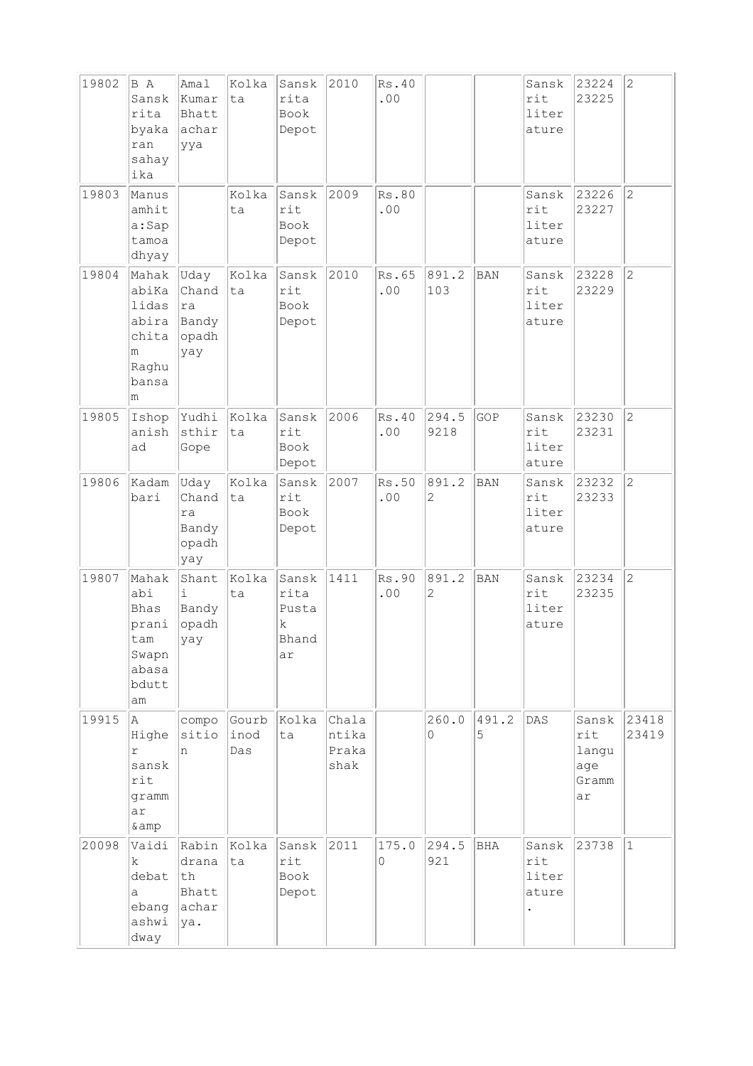| | | | | | | | | | | | |
|---|---|---|---|---|---|---|---|---|---|---|---|
| 19802 | B A Sanskrita byakaran sahayika | Amal Kumar Bhattacharyya | Kolkata | Sanskrita Book Depot | 2010 | Rs.40.00 | | | Sanskrit literature | 23224 23225 | 2 |
| 19803 | Manusamhita:Saptamoadhyay | | Kolkata | Sanskrit Book Depot | 2009 | Rs.80.00 | | | Sanskrit literature | 23226 23227 | 2 |
| 19804 | MahakabiKalidasabirachitam Raghubansam | Uday Chandra Bandyopadhyay | Kolkata | Sanskrit Book Depot | 2010 | Rs.65.00 | 891.2103 | BAN | Sanskrit literature | 23228 23229 | 2 |
| 19805 | Ishopanishad | Yudhisthir Gope | Kolkata | Sanskrit Book Depot | 2006 | Rs.40.00 | 294.59218 | GOP | Sanskrit literature | 23230 23231 | 2 |
| 19806 | Kadambari | Uday Chandra Bandyopadhyay | Kolkata | Sanskrit Book Depot | 2007 | Rs.50.00 | 891.22 | BAN | Sanskrit literature | 23232 23233 | 2 |
| 19807 | Mahakabi Bhas pranitam Swapnabasabduttam | Shanti Bandyopadhyay | Kolkata | Sanskrita Pustak Bhandar | 1411 | Rs.90.00 | 891.22 | BAN | Sanskrit literature | 23234 23235 | 2 |
| 19915 | A Higher sanskrit grammar &amp | composition | Gourbinod Das | Kolkata | Chalantika Prakashak | | 260.00 | 491.25 | DAS | Sanskrit language Grammar | 23418 23419 |
| 20098 | Vaidik debata ebang ashwidway | Rabindranath Bhattacharya. | Kolkata | Sanskrit Book Depot | 2011 | 175.00 | 294.5921 | BHA | Sanskrit literature. | 23738 | 1 |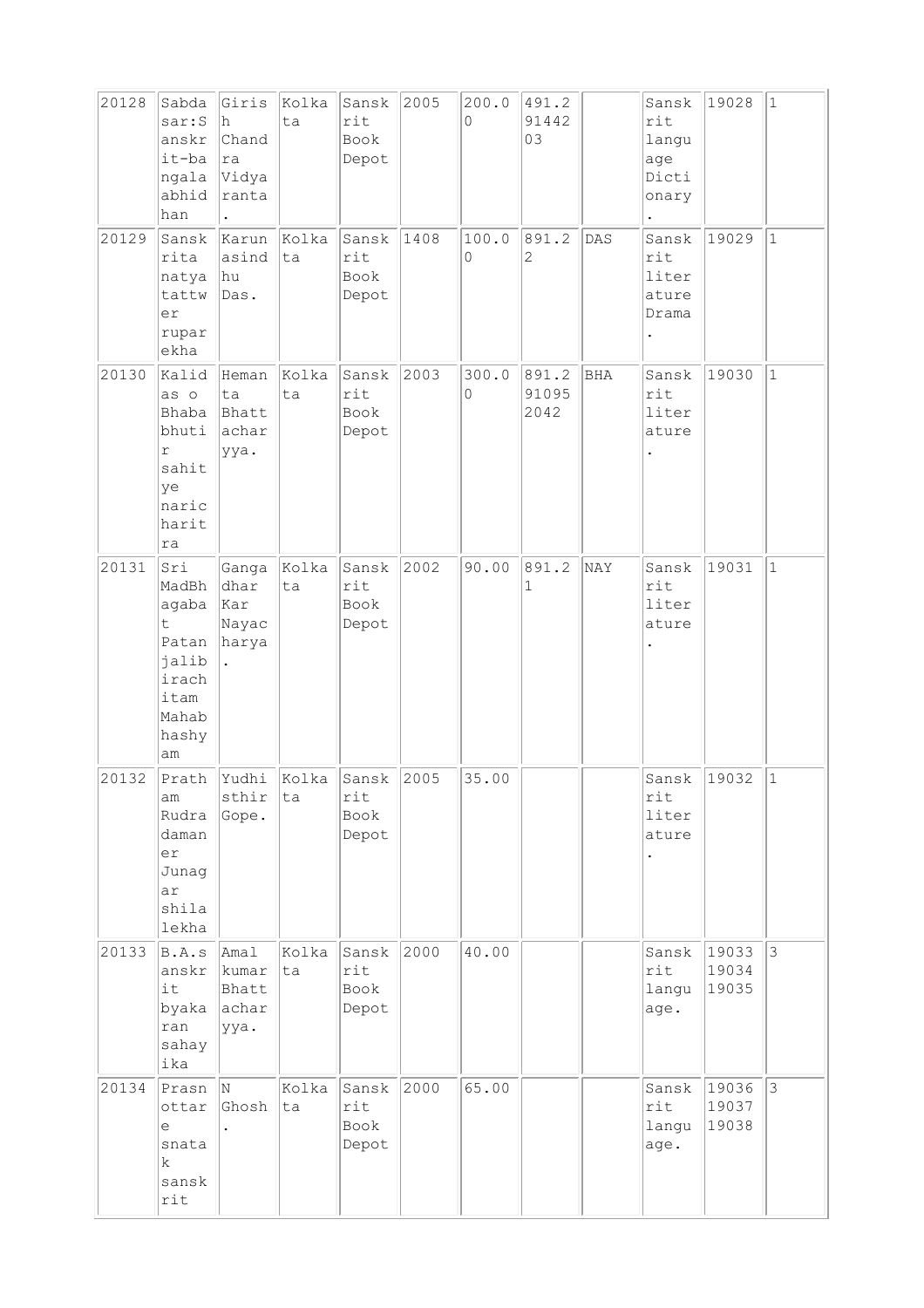| 20128 | Sabdasar:Sanskrit-bangalaabhidhan | Girish Chandra Vidyaranta. | Kolkata | Sanskrit Book Depot | 2005 | 200.00 | 491.29144203 | | Sanskrit language Dictionary. | 19028 | 1 |
|---|---|---|---|---|---|---|---|---|---|---|---|
| 20129 | Sanskrita natya tattwer ruparekha | Karunasindhu Das. | Kolkata | Sanskrit Book Depot | 1408 | 100.00 | 891.22 | DAS | Sanskrit literature Drama. | 19029 | 1 |
| 20130 | Kalidas o Bhababhutir sahitye naricharitra | Hemanta Bhattacharyya. | Kolkata | Sanskrit Book Depot | 2003 | 300.00 | 891.2910952042 | BHA | Sanskrit literature. | 19030 | 1 |
| 20131 | Sri MadBhagabat Patanjalirachitam Mahabhashyam | Gangadhar Kar Nayacharya. | Kolkata | Sanskrit Book Depot | 2002 | 90.00 | 891.21 | NAY | Sanskrit literature. | 19031 | 1 |
| 20132 | Pratham Rudradamaner Junagar shilalekha | Yudhisthir Gope. | Kolkata | Sanskrit Book Depot | 2005 | 35.00 | | | Sanskrit literature. | 19032 | 1 |
| 20133 | B.A.sanskrit byakaran sahayika | Amalkumar Bhattacharyya. | Kolkata | Sanskrit Book Depot | 2000 | 40.00 | | | Sanskrit language. | 19033 19034 19035 | 3 |
| 20134 | Prasnottare snatak sanskrit | N Ghosh. | Kolkata | Sanskrit Book Depot | 2000 | 65.00 | | | Sanskrit language. | 19036 19037 19038 | 3 |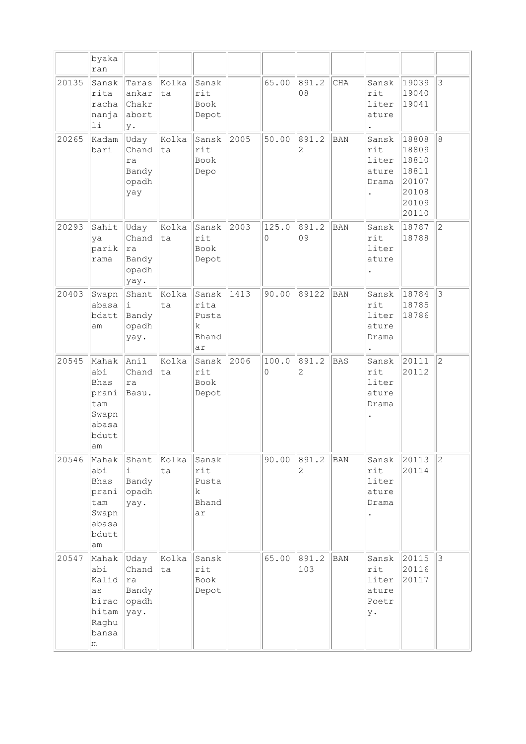| | byakaran | | | | | | | | | | |
|---|---|---|---|---|---|---|---|---|---|---|---|
| 20135 | Sanskrita rachananjali | Tarasankar Chakraborty. | Kolkata | Sanskrit Book Depot | | 65.00 | 891.208 | CHA | Sanskrit literature. | 19039 19040 19041 | 3 |
| 20265 | Kadambari | Uday Chandra Bandyopadhyay | Kolkata | Sanskrit Book Depo | 2005 | 50.00 | 891.22 | BAN | Sanskrit literature Drama. | 18808 18809 18810 18811 20107 20108 20109 20110 | 8 |
| 20293 | Sahitya parikrama | Uday Chandra Bandyopadhyay. | Kolkata | Sanskrit Book Depot | 2003 | 125.00 | 891.209 | BAN | Sanskrit literature. | 18787 18788 | 2 |
| 20403 | Swapnabasabdattam | Shanti Bandyopadhyay. | Kolkata | Sanskrita Pustak Bhandar | 1413 | 90.00 | 89122 | BAN | Sanskrit literature Drama. | 18784 18785 18786 | 3 |
| 20545 | Mahakabi Bhas pranitam Swapnabasabduttam | Anil Chandra Basu. | Kolkata | Sanskrit Book Depot | 2006 | 100.00 | 891.22 | BAS | Sanskrit literature Drama. | 20111 20112 | 2 |
| 20546 | Mahakabi Bhas pranitam Swapnabasabduttam | Shanti Bandyopadhyay. | Kolkata | Sanskrit Pustak Bhandar | | 90.00 | 891.22 | BAN | Sanskrit literature Drama. | 20113 20114 | 2 |
| 20547 | Mahakabi Kalidas birachitam Raghubansam | Uday Chandra Bandyopadhyay. | Kolkata | Sanskrit Book Depot | | 65.00 | 891.2103 | BAN | Sanskrit literature Poetry. | 20115 20116 20117 | 3 |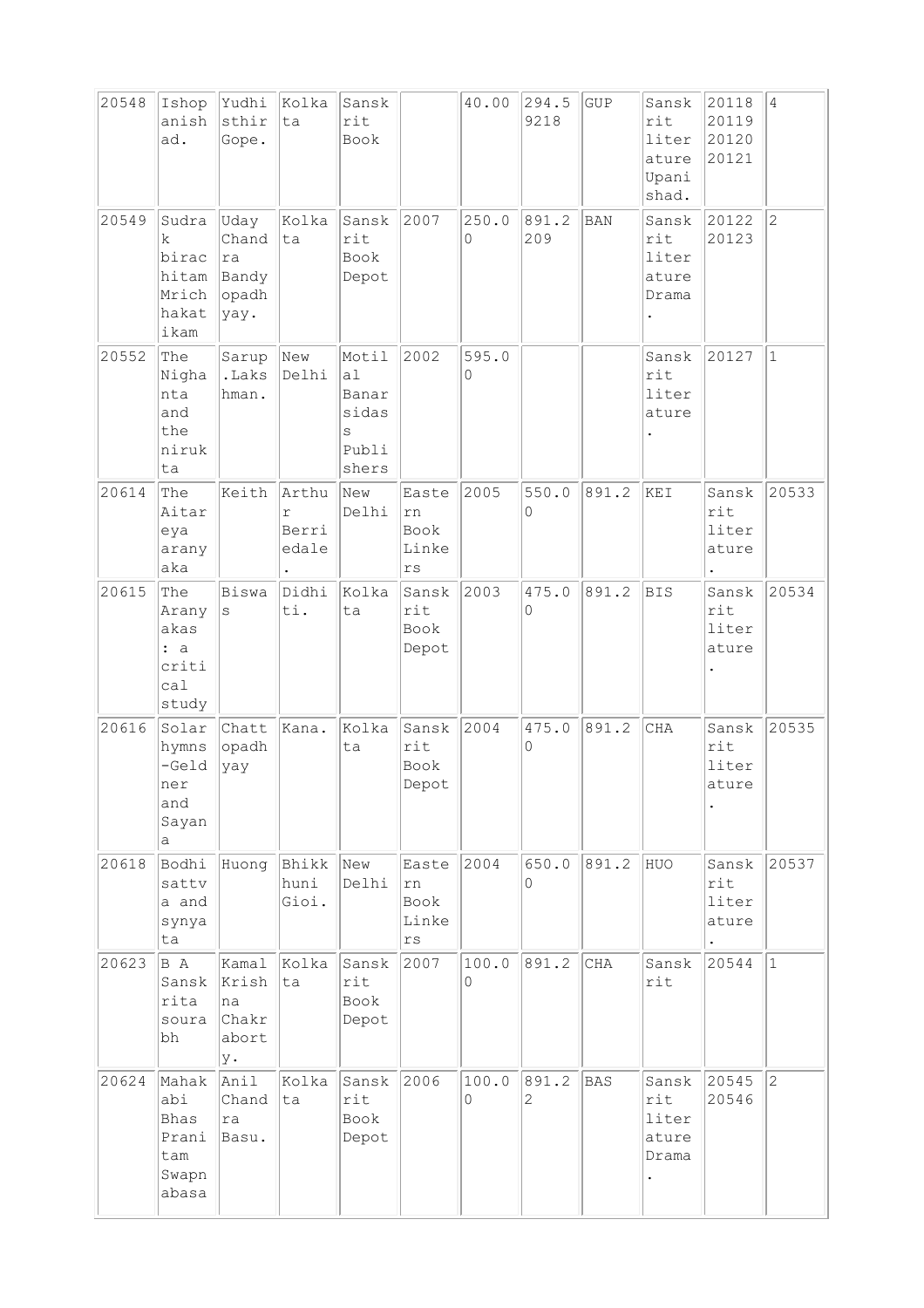| | | | | | | | | | | | | |
|---|---|---|---|---|---|---|---|---|---|---|---|---|
| 20548 | Ishopanishad. | Yudhisthir Gope. | Kolkata | Sanskrit Book | | 40.00 | 294.59218 | GUP | Sanskrit literature Upanishad. | 20118 20119 20120 20121 | 4 | |
| 20549 | Sudrak biracitam Mrichhakatikam | Uday Chandra Bandyopadhyay. | Kolkata | Sanskrit Book Depot | 2007 | 250.00 | 891.2209 | BAN | Sanskrit literature Drama. | 20122 20123 | 2 | |
| 20552 | The Nighanta and the nirukta | Sarup.Lakshman. | New Delhi | Motilal Banarsidass Publishers | 2002 | 595.00 | | | Sanskrit literature. | 20127 | 1 | |
| 20614 | The Aitareya aranyaka | Keith | Arthur Berriedale. | New Delhi | Eastern Book Linkers | 2005 | 550.00 | 891.2 | KEI | Sanskrit literature. | 20533 | |
| 20615 | The Aranyakas : a critical study | Biswas | Didhiti. | Kolkata | Sanskrit Book Depot | 2003 | 475.00 | 891.2 | BIS | Sanskrit literature. | 20534 | |
| 20616 | Solar hymns-Geldner and Sayana | Chattopadhyay | Kana. | Kolkata | Sanskrit Book Depot | 2004 | 475.00 | 891.2 | CHA | Sanskrit literature. | 20535 | |
| 20618 | Bodhisattva and synyata | Huong | Bhikkhuni Gioi. | New Delhi | Eastern Book Linkers | 2004 | 650.00 | 891.2 | HUO | Sanskrit literature. | 20537 | |
| 20623 | B A Sanskrita sourabh | Kamal Krishna Chakraborty. | Kolkata | Sanskrit Book Depot | 2007 | 100.00 | 891.2 | CHA | Sanskrit | 20544 | 1 | |
| 20624 | Mahakabi Bhas Pranitam Swapnabasa | Anil Chandra Basu. | Kolkata | Sanskrit Book Depot | 2006 | 100.00 | 891.22 | BAS | Sanskrit literature Drama. | 20545 20546 | 2 | |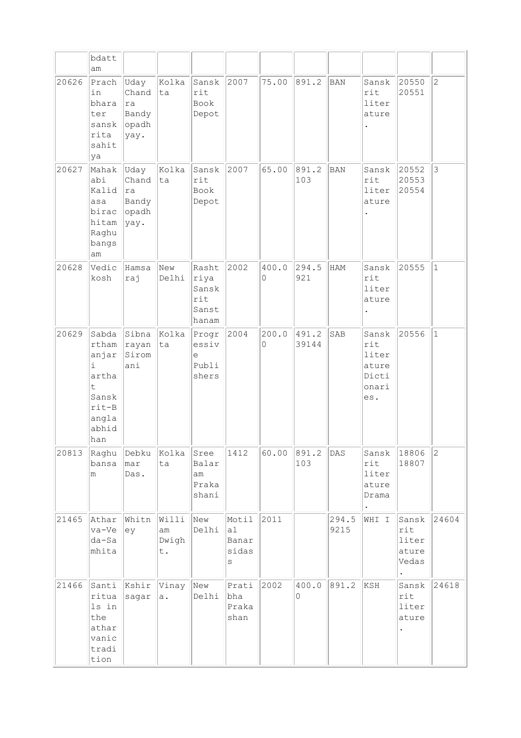| | | | | | | | | | | | |
|---|---|---|---|---|---|---|---|---|---|---|---|
| | bdattam | | | | | | | | | | |
| 20626 | Prachin bharater sanskrita sahitya | Uday Chandra Bandyopadhyay. | Kolkata | Sanskrit Book Depot | 2007 | 75.00 | 891.2 | BAN | Sanskrit literature. | 20550 20551 | 2 |
| 20627 | Mahakabi Kalidasa birachitam Raghubangsam | Uday Chandra Bandyopadhyay. | Kolkata | Sanskrit Book Depot | 2007 | 65.00 | 891.2 103 | BAN | Sanskrit literature. | 20552 20553 20554 | 3 |
| 20628 | Vedic kosh | Hamsaraj | New Delhi | Rashtriya Sanskrit Sansthanam | 2002 | 400.00 | 294.5 921 | HAM | Sanskrit literature. | 20555 | 1 |
| 20629 | Sabdarthamanjari arthat Sanskrit-Bangla abhidhan | Sibnarayan Siromani | Kolkata | Progressive Publishers | 2004 | 200.00 | 491.2 39144 | SAB | Sanskrit literature Dictionaries. | 20556 | 1 |
| 20813 | Raghubansam | Debkumar Das. | Kolkata | Sree Balaram Prakashani | 1412 | 60.00 | 891.2 103 | DAS | Sanskrit literature Drama. | 18806 18807 | 2 |
| 21465 | Atharva-Veda-Samhita | Whitney | William Dwight. | New Delhi | Motilal Banarsidass | 2011 | | 294.5 9215 | WHI I | Sanskrit literature Vedas. | 24604 |
| 21466 | Santi rituals in the atharvanic tradition | Kshirsagar | Vinaya. | New Delhi | Pratibha Prakashan | 2002 | 400.00 | 891.2 | KSH | Sanskrit literature. | 24618 |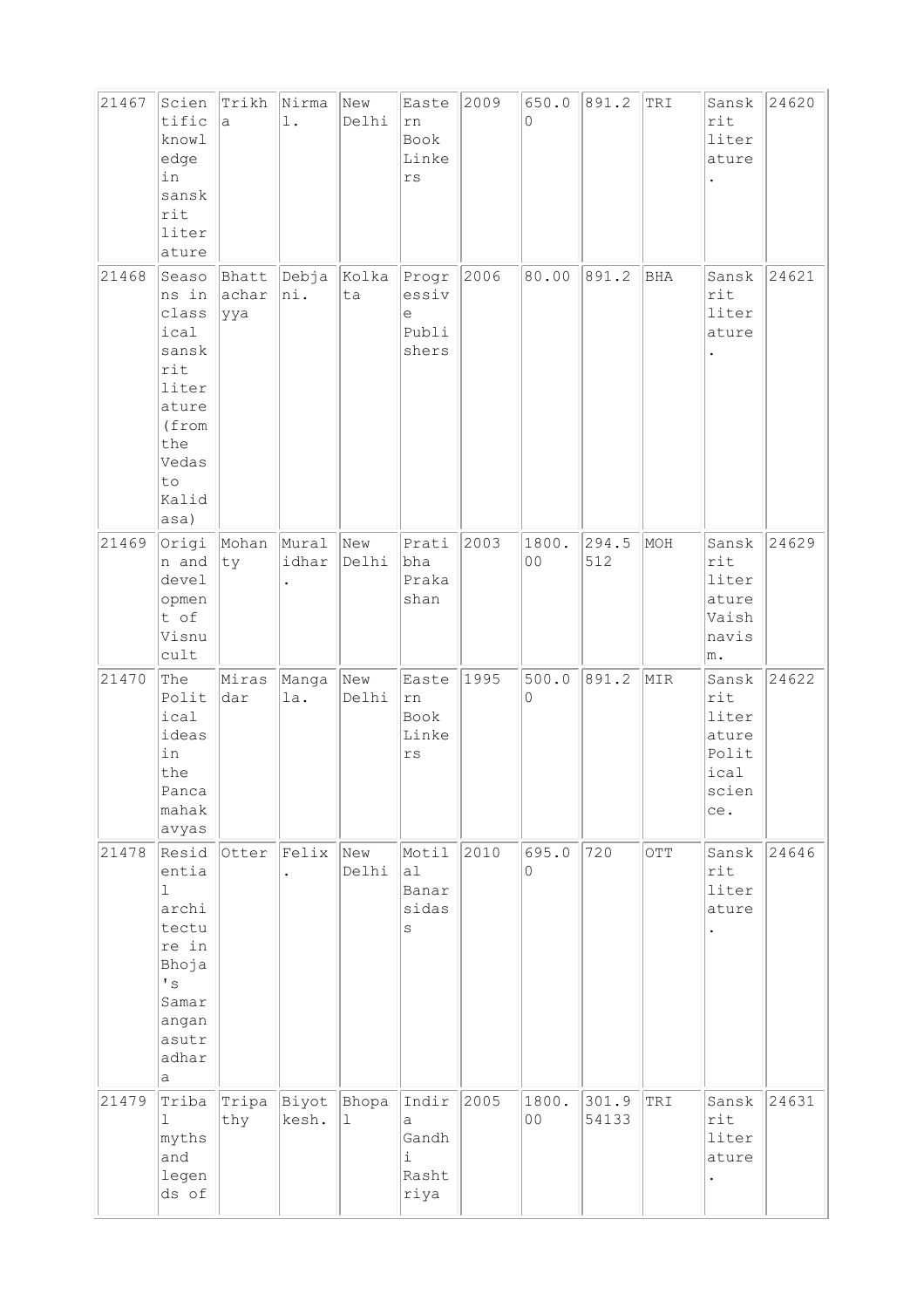| 21467 | Scientific knowledge in sanskrit literature | Trikha | Nirmal. | New Delhi | Eastern Book Linkers | 2009 | 650.00 | 891.2 | TRI | Sanskrit literature. | 24620 |
|---|---|---|---|---|---|---|---|---|---|---|---|
| 21468 | Seasons in classical sanskrit literature (from the Vedas to Kalidasa) | Bhattacharyya | Debjani. | Kolkata | Progressive Publishers | 2006 | 80.00 | 891.2 | BHA | Sanskrit literature. | 24621 |
| 21469 | Origin and development of Visnu cult | Mohanty | Muralidhar. | New Delhi | Pratibha Prakashan | 2003 | 1800.00 | 294.5512 | MOH | Sanskrit literature Vaishnavism. | 24629 |
| 21470 | The Political ideas in the Pancamahakavyas | Mirasdar | Mangala. | New Delhi | Eastern Book Linkers | 1995 | 500.00 | 891.2 | MIR | Sanskrit literature Political science. | 24622 |
| 21478 | Residential architecture in Bhoja's Samaranganasutradhara | Otter | Felix. | New Delhi | Motilal Banarsidass | 2010 | 695.00 | 720 | OTT | Sanskrit literature. | 24646 |
| 21479 | Tribal myths and legends of | Tripathy | Biyotkesh. | Bhopal | Indira Gandhi Rashtriya | 2005 | 1800.00 | 301.954133 | TRI | Sanskrit literature. | 24631 |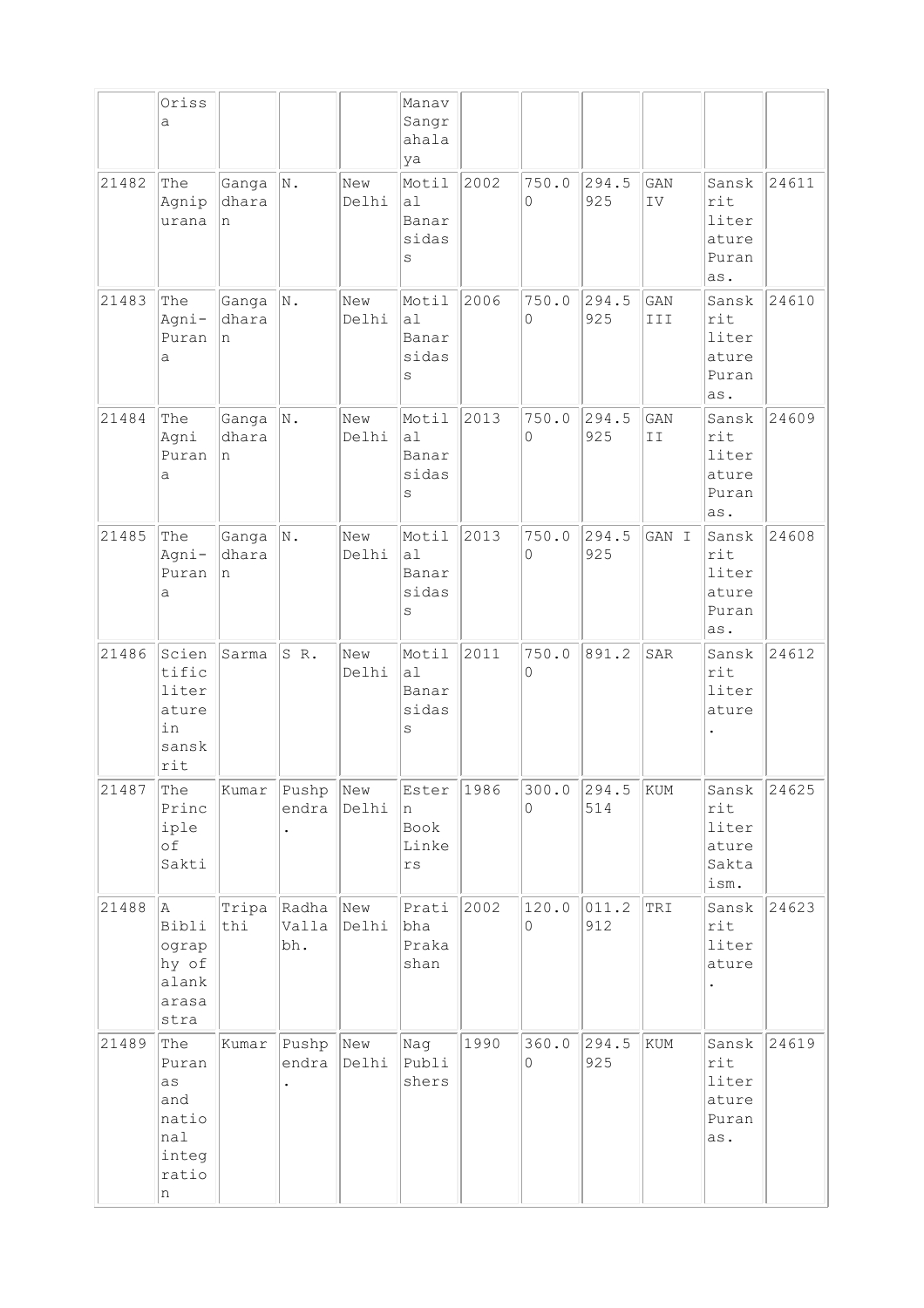|  | Orissa |  |  |  | Manav Sangrahalaya |  |  |  |  |  |  |
|---|---|---|---|---|---|---|---|---|---|---|---|
| 21482 | The Agnipurana | Gangadharan | N. | New Delhi | Motilal Banarsidass | 2002 | 750.00 | 294.5925 | GAN IV | Sanskrit literature Puranas. | 24611 |
| 21483 | The Agni-Purana | Gangadharan | N. | New Delhi | Motilal Banarsidass | 2006 | 750.00 | 294.5925 | GAN III | Sanskrit literature Puranas. | 24610 |
| 21484 | The Agni Purana | Gangadharan | N. | New Delhi | Motilal Banarsidass | 2013 | 750.00 | 294.5925 | GAN II | Sanskrit literature Puranas. | 24609 |
| 21485 | The Agni-Purana | Gangadharan | N. | New Delhi | Motilal Banarsidass | 2013 | 750.00 | 294.5925 | GAN I | Sanskrit literature Puranas. | 24608 |
| 21486 | Scientific literature in sanskrit | Sarma | S R. | New Delhi | Motilal Banarsidass | 2011 | 750.00 | 891.2 | SAR | Sanskrit literature. | 24612 |
| 21487 | The Principle of Sakti | Kumar | Pushpendra. | New Delhi | Estern Book Linkers | 1986 | 300.00 | 294.5514 | KUM | Sanskrit literature Saktaism. | 24625 |
| 21488 | A Bibliography of alankarasastra | Tripathi | Radha Vallabh. | New Delhi | Pratibha Prakashan | 2002 | 120.00 | 011.2912 | TRI | Sanskrit literature. | 24623 |
| 21489 | The Puranas and national integration | Kumar | Pushpendra. | New Delhi | Nag Publishers | 1990 | 360.00 | 294.5925 | KUM | Sanskrit literature Puranas. | 24619 |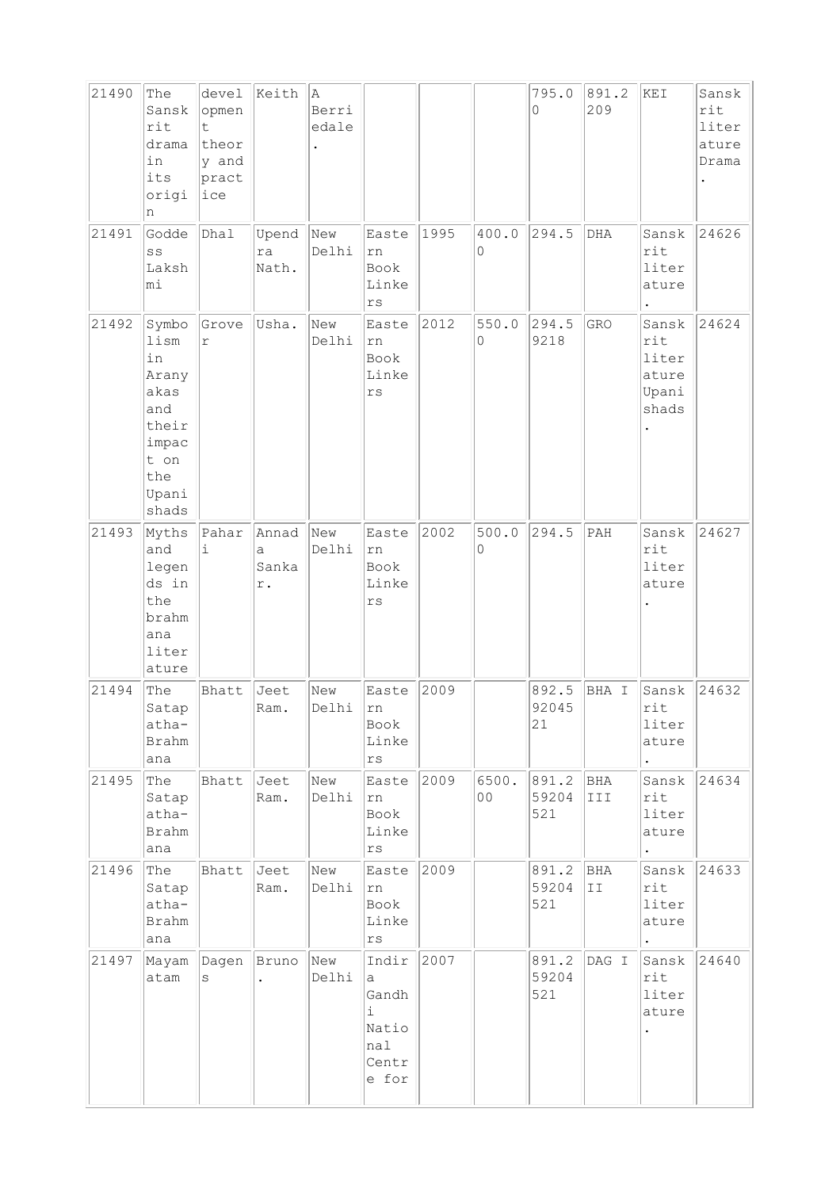| 21490 | The Sanskrit drama in its origin | development theory and practice | Keith | A Berriedale. | | | | 795.00 | 891.2209 | KEI | Sanskrit literature Drama. |
|---|---|---|---|---|---|---|---|---|---|---|---|
| 21491 | Goddess Lakshmi | Dhal | Upendra Nath. | New Delhi | Eastern Book Linkers | 1995 | 400.00 | 294.5 | DHA | Sanskrit literature. | 24626 |
| 21492 | Symbolism in Aranyakas and their impact on the Upanishads | Grover | Usha. | New Delhi | Eastern Book Linkers | 2012 | 550.00 | 294.59218 | GRO | Sanskrit literature Upanishads. | 24624 |
| 21493 | Myths and legends in the brahmana literature | Pahari | Annada Sankar. | New Delhi | Eastern Book Linkers | 2002 | 500.00 | 294.5 | PAH | Sanskrit literature. | 24627 |
| 21494 | The Satapatha-Brahmana | Bhatt | Jeet Ram. | New Delhi | Eastern Book Linkers | 2009 | | 892.59204521 | BHA I | Sanskrit literature. | 24632 |
| 21495 | The Satapatha-Brahmana | Bhatt | Jeet Ram. | New Delhi | Eastern Book Linkers | 2009 | 6500.00 | 891.259204521 | BHA III | Sanskrit literature. | 24634 |
| 21496 | The Satapatha-Brahmana | Bhatt | Jeet Ram. | New Delhi | Eastern Book Linkers | 2009 | | 891.259204521 | BHA II | Sanskrit literature. | 24633 |
| 21497 | Mayamatam | Dagens | Bruno. | New Delhi | Indira Gandhi National Centre for | 2007 | | 891.259204521 | DAG I | Sanskrit literature. | 24640 |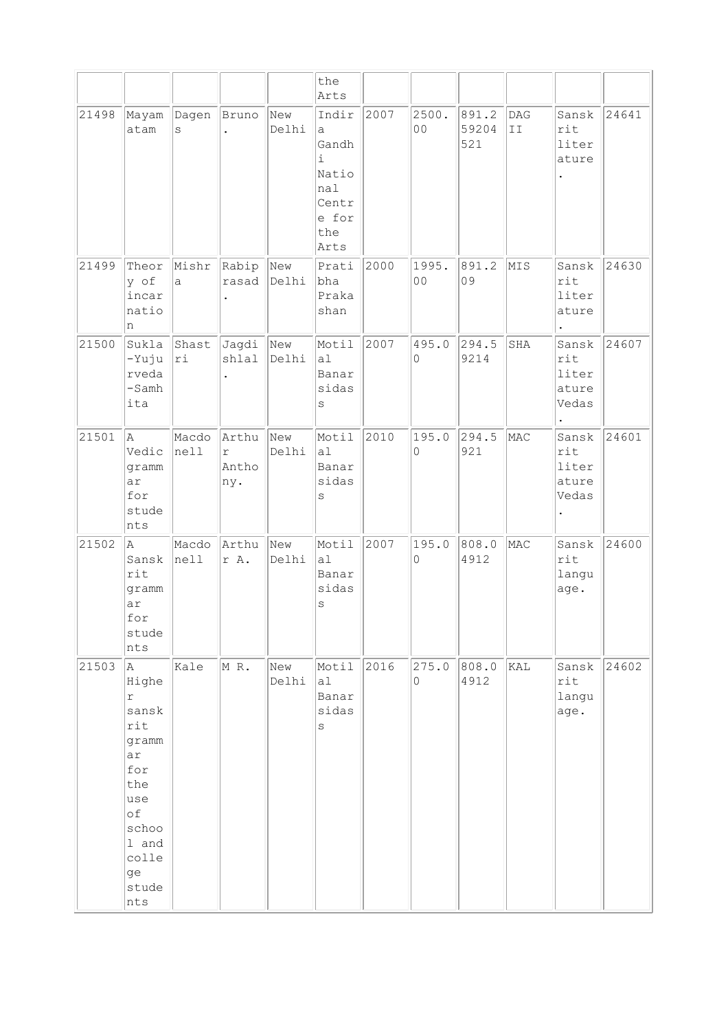|  |  |  |  |  | the Arts |  |  |  |  |  |  |
|---|---|---|---|---|---|---|---|---|---|---|---|
| 21498 | Mayamatam | Dagens | Bruno. | New Delhi | Indira Gandhi National Centre for the Arts | 2007 | 2500.00 | 891.259204521 | DAG II | Sanskrit literature. | 24641 |
| 21499 | Theory of incarnation | Mishra | Rabiprasad. | New Delhi | Pratibha Prakashan | 2000 | 1995.00 | 891.209 | MIS | Sanskrit literature. | 24630 |
| 21500 | Sukla-Yujurveda-Samhita | Shastri | Jagdishlal. | New Delhi | Motilal Banarsidass | 2007 | 495.00 | 294.59214 | SHA | Sanskrit literature Vedas. | 24607 |
| 21501 | A Vedic grammar for students | Macdonell | Arthur Anthony. | New Delhi | Motilal Banarsidass | 2010 | 195.00 | 294.5921 | MAC | Sanskrit literature Vedas. | 24601 |
| 21502 | A Sanskrit grammar for students | Macdonell | Arthur A. | New Delhi | Motilal Banarsidass | 2007 | 195.00 | 808.04912 | MAC | Sanskrit language. | 24600 |
| 21503 | A Higher sanskrit grammar for the use of school and college students | Kale | M R. | New Delhi | Motilal Banarsidass | 2016 | 275.00 | 808.04912 | KAL | Sanskrit language. | 24602 |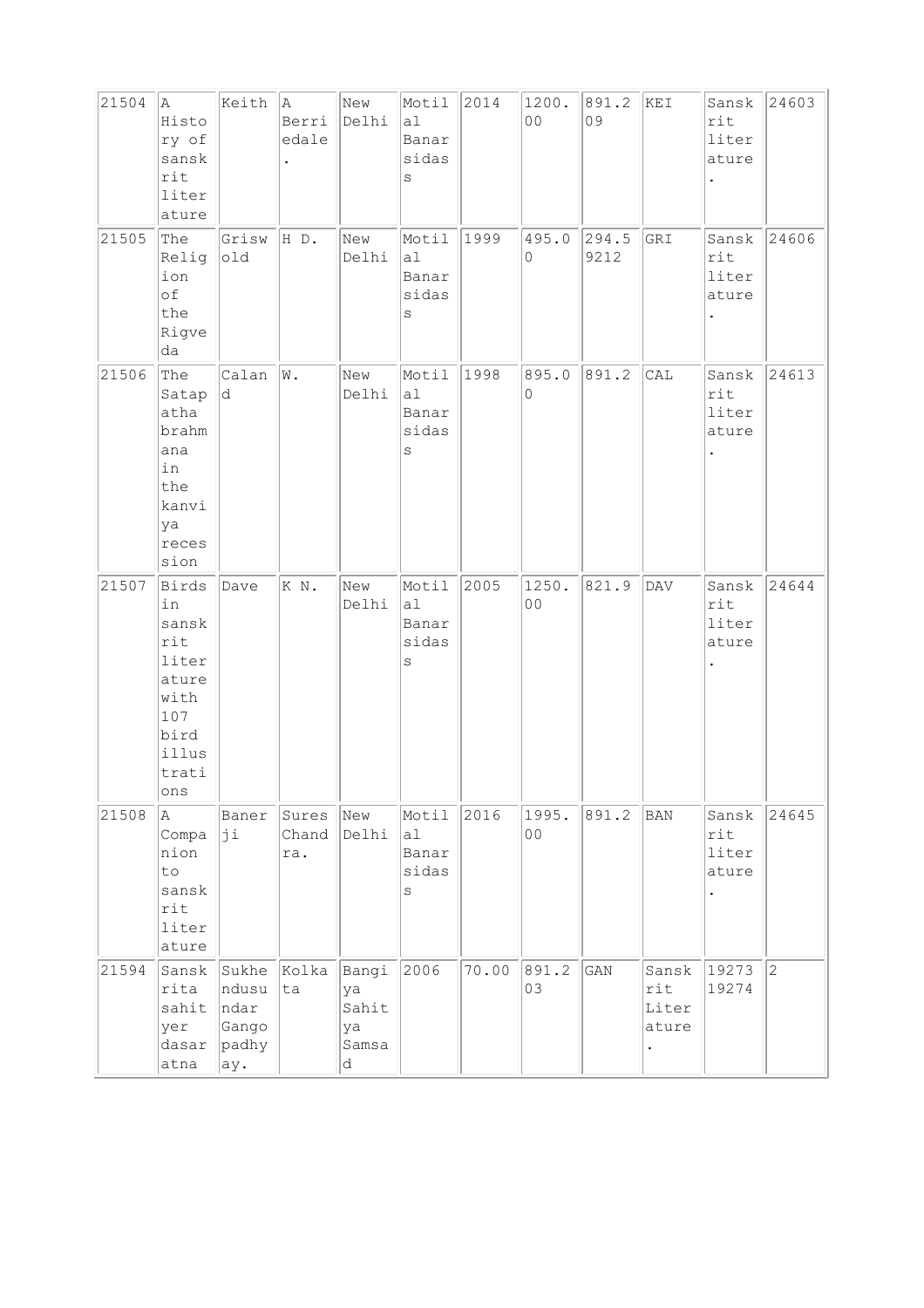| | | | | | | | | | | | |
|---|---|---|---|---|---|---|---|---|---|---|---|
| 21504 | A History of sanskrit literature | Keith | A Berriedale. | New Delhi | Motilal Banarsidass | 2014 | 1200.00 | 891.209 | KEI | Sanskrit literature. | 24603 |
| 21505 | The Religion of the Rigveda | Griswold | H D. | New Delhi | Motilal Banarsidass | 1999 | 495.00 | 294.59212 | GRI | Sanskrit literature. | 24606 |
| 21506 | The Satapatha brahmana in the kanviya recession | Caland | W. | New Delhi | Motilal Banarsidass | 1998 | 895.00 | 891.2 | CAL | Sanskrit literature. | 24613 |
| 21507 | Birds in sanskrit literature with 107 bird illustrations | Dave | K N. | New Delhi | Motilal Banarsidass | 2005 | 1250.00 | 821.9 | DAV | Sanskrit literature. | 24644 |
| 21508 | A Companion to sanskrit literature | Banerji | Sures Chandra. | New Delhi | Motilal Banarsidass | 2016 | 1995.00 | 891.2 | BAN | Sanskrit literature. | 24645 |
| 21594 | Sanskrita sahityer dasaratna | Sukhendusundar Gangopadhyay. | Kolkata | Bangiya Sahitya Samsad | 2006 | 70.00 | 891.203 | GAN | Sanskrit Literature. | 19273 19274 | 2 |